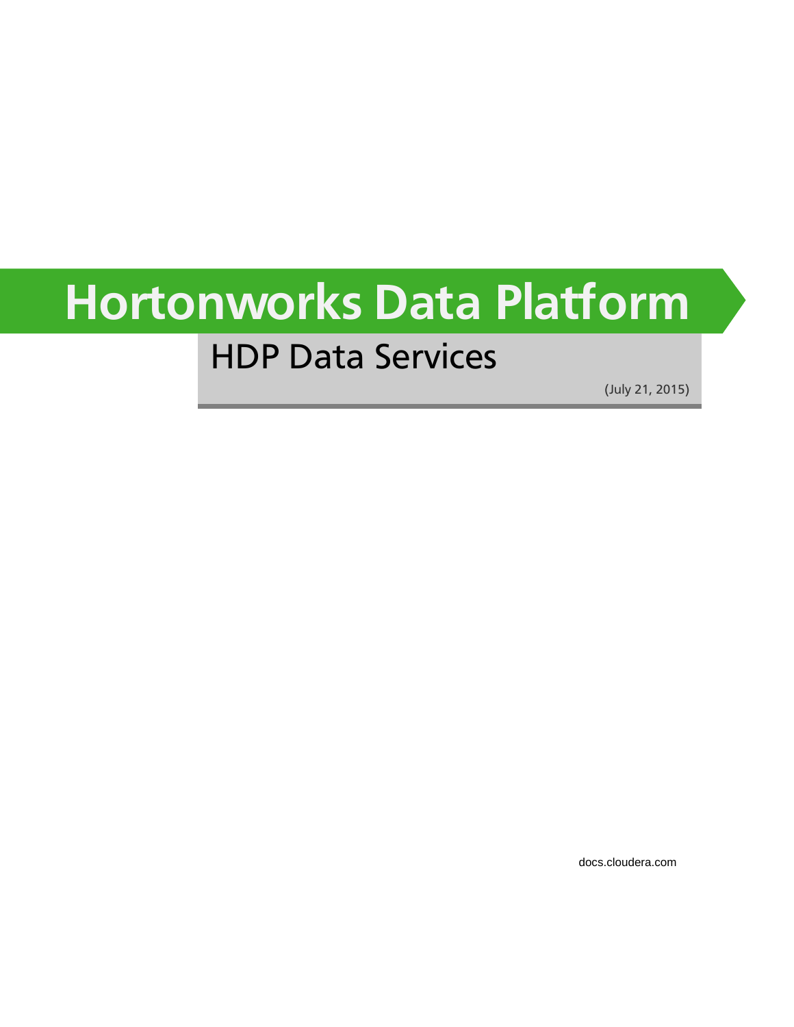# Hortonworks Data Platform

## HDP Data Services

(July 21, 2015)

docs.cloudera.com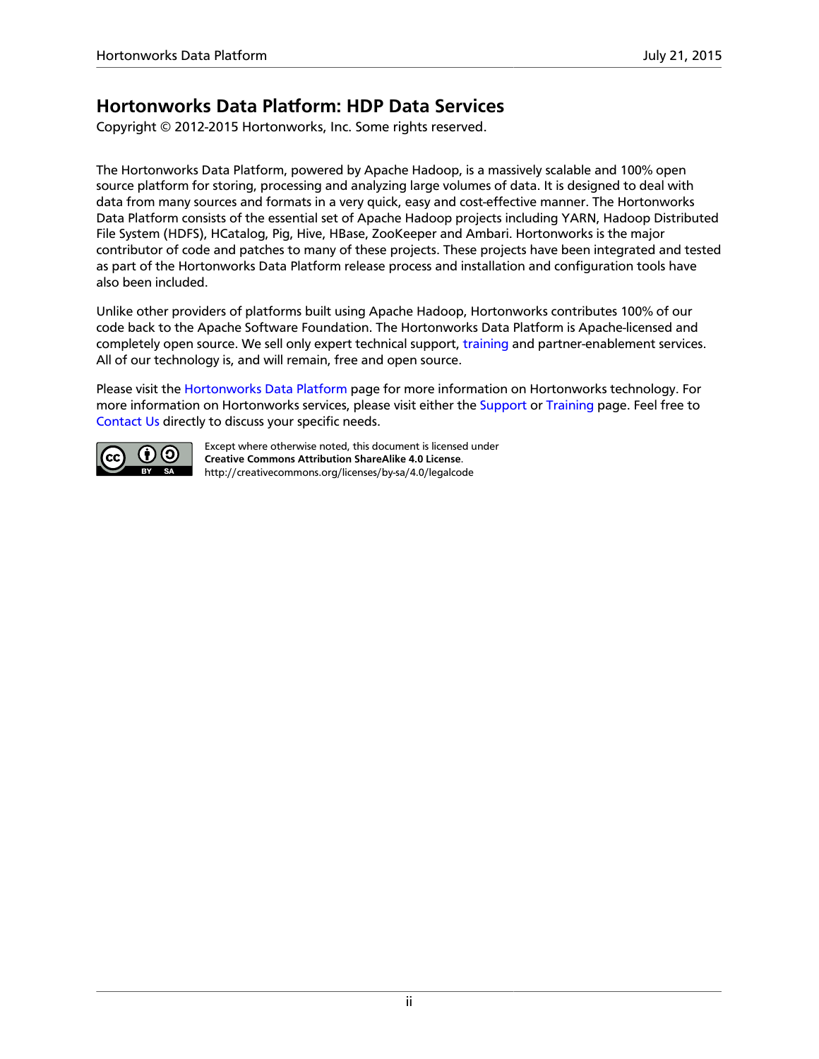# Hortonworks Data Platform: HDP Data Services

Copyright © 2012-2015 Hortonworks, Inc. Some rights reserved.

The Hortonworks Data Platform, powered by Apache Hadoop, is a massively scalable and 100% open source platform for storing, processing and analyzing large volumes of data. It is designed to deal with data from many sources and formats in a very quick, easy and cost-effective manner. The Hortonworks Data Platform consists of the essential set of Apache Hadoop projects including YARN, Hadoop Distributed File System (HDFS), HCatalog, Pig, Hive, HBase, ZooKeeper and Ambari. Hortonworks is the major contributor of code and patches to many of these projects. These projects have been integrated and tested as part of the Hortonworks Data Platform release process and installation and configuration tools have also been included.

Unlike other providers of platforms built using Apache Hadoop, Hortonworks contributes 100% of our code back to the Apache Software Foundation. The Hortonworks Data Platform is Apache-licensed and completely open source. We sell only expert technical support, training and partner-enablement services. All of our technology is, and will remain, free and open source.

Please visit the Hortonworks Data Platform page for more information on Hortonworks technology. For more information on Hortonworks services, please visit either the Support or Training page. Feel free to Contact Us directly to discuss your specific needs.

Except where otherwise noted, this document is licensed under **Creative Commons Attribution ShareAlike 4.0 License**.
http://creativecommons.org/licenses/by-sa/4.0/legalcode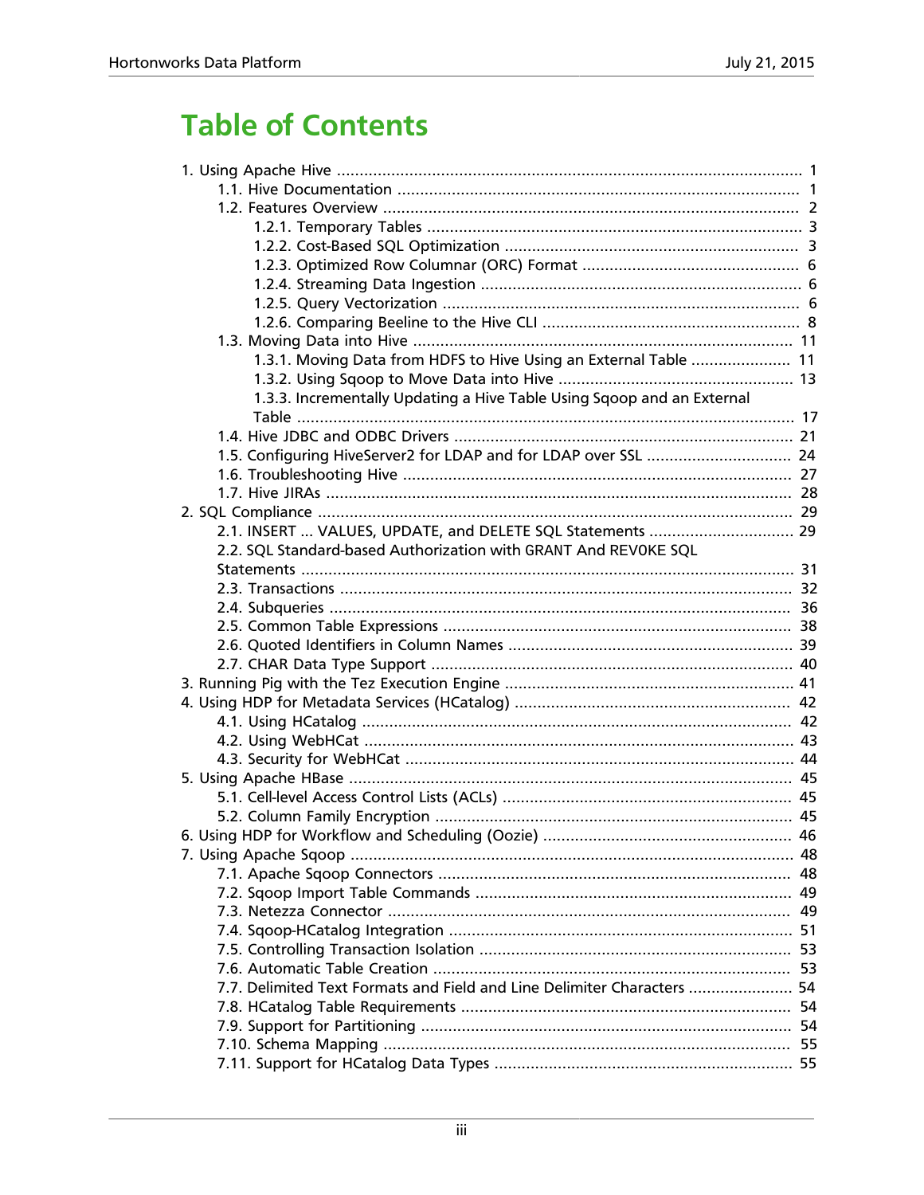# Table of Contents

- 1. Using Apache Hive ........................................................................................................ 1
  - 1.1. Hive Documentation ........................................................................................... 1
  - 1.2. Features Overview ............................................................................................... 2
    - 1.2.1. Temporary Tables .................................................................................... 3
    - 1.2.2. Cost-Based SQL Optimization .................................................................. 3
    - 1.2.3. Optimized Row Columnar (ORC) Format ................................................. 6
    - 1.2.4. Streaming Data Ingestion ........................................................................ 6
    - 1.2.5. Query Vectorization ................................................................................ 6
    - 1.2.6. Comparing Beeline to the Hive CLI .......................................................... 8
  - 1.3. Moving Data into Hive ...................................................................................... 11
    - 1.3.1. Moving Data from HDFS to Hive Using an External Table ...................... 11
    - 1.3.2. Using Sqoop to Move Data into Hive .................................................... 13
    - 1.3.3. Incrementally Updating a Hive Table Using Sqoop and an External Table ................................................................................................................ 17
  - 1.4. Hive JDBC and ODBC Drivers ............................................................................ 21
  - 1.5. Configuring HiveServer2 for LDAP and for LDAP over SSL ................................ 24
  - 1.6. Troubleshooting Hive ....................................................................................... 27
  - 1.7. Hive JIRAs ........................................................................................................ 28
- 2. SQL Compliance ......................................................................................................... 29
  - 2.1. INSERT ... VALUES, UPDATE, and DELETE SQL Statements ................................ 29
  - 2.2. SQL Standard-based Authorization with GRANT And REVOKE SQL Statements ............................................................................................................... 31
  - 2.3. Transactions ..................................................................................................... 32
  - 2.4. Subqueries ....................................................................................................... 36
  - 2.5. Common Table Expressions ............................................................................. 38
  - 2.6. Quoted Identifiers in Column Names ............................................................... 39
  - 2.7. CHAR Data Type Support ................................................................................. 40
- 3. Running Pig with the Tez Execution Engine ................................................................. 41
- 4. Using HDP for Metadata Services (HCatalog) .............................................................. 42
  - 4.1. Using HCatalog ................................................................................................ 42
  - 4.2. Using WebHCat ............................................................................................... 43
  - 4.3. Security for WebHCat ...................................................................................... 44
- 5. Using Apache HBase ................................................................................................... 45
  - 5.1. Cell-level Access Control Lists (ACLs) ................................................................ 45
  - 5.2. Column Family Encryption ............................................................................... 45
- 6. Using HDP for Workflow and Scheduling (Oozie) ........................................................ 46
- 7. Using Apache Sqoop ................................................................................................... 48
  - 7.1. Apache Sqoop Connectors ............................................................................... 48
  - 7.2. Sqoop Import Table Commands ...................................................................... 49
  - 7.3. Netezza Connector .......................................................................................... 49
  - 7.4. Sqoop-HCatalog Integration ............................................................................ 51
  - 7.5. Controlling Transaction Isolation ..................................................................... 53
  - 7.6. Automatic Table Creation ................................................................................ 53
  - 7.7. Delimited Text Formats and Field and Line Delimiter Characters ....................... 54
  - 7.8. HCatalog Table Requirements ......................................................................... 54
  - 7.9. Support for Partitioning ................................................................................... 54
  - 7.10. Schema Mapping ........................................................................................... 55
  - 7.11. Support for HCatalog Data Types ................................................................... 55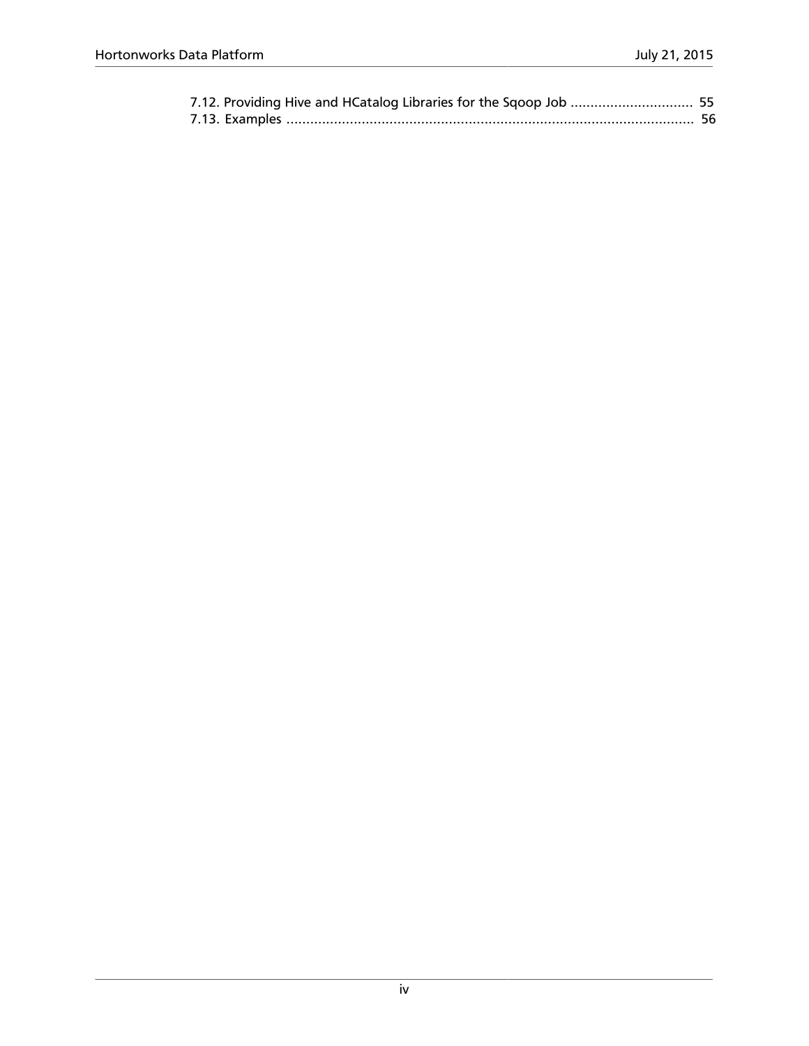7.12. Providing Hive and HCatalog Libraries for the Sqoop Job .............................. 55
7.13. Examples ........................................................................................................ 56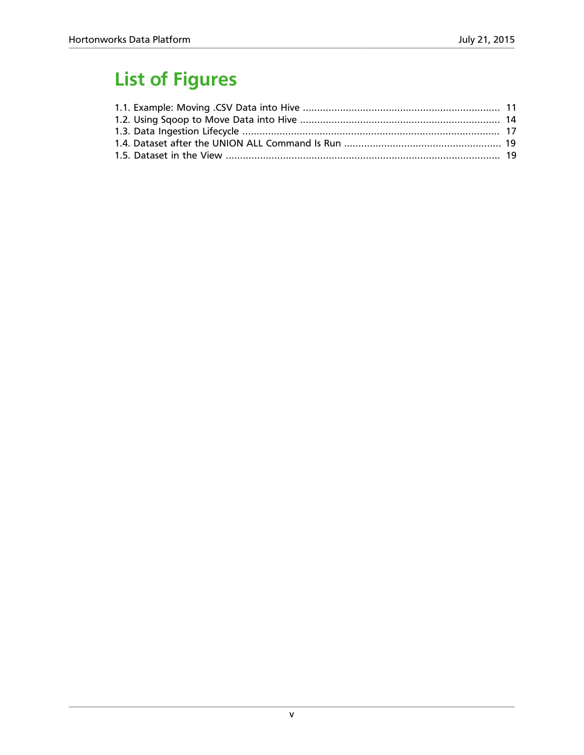# List of Figures

1.1. Example: Moving .CSV Data into Hive ..................................................................... 11
1.2. Using Sqoop to Move Data into Hive ...................................................................... 14
1.3. Data Ingestion Lifecycle .......................................................................................... 17
1.4. Dataset after the UNION ALL Command Is Run ....................................................... 19
1.5. Dataset in the View ................................................................................................ 19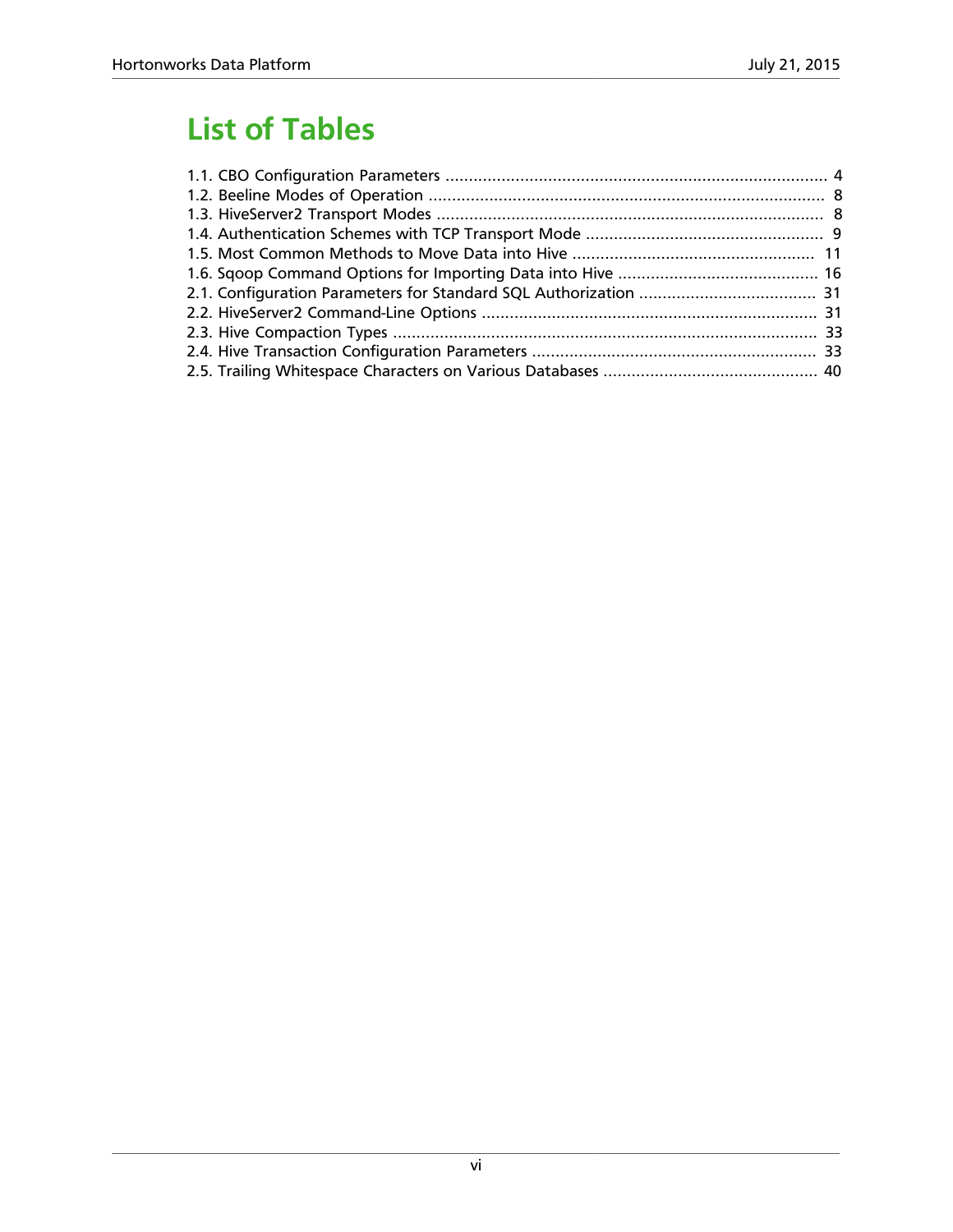# List of Tables

1.1. CBO Configuration Parameters .................................................................................. 4
1.2. Beeline Modes of Operation ..................................................................................... 8
1.3. HiveServer2 Transport Modes .................................................................................... 8
1.4. Authentication Schemes with TCP Transport Mode ................................................... 9
1.5. Most Common Methods to Move Data into Hive .................................................... 11
1.6. Sqoop Command Options for Importing Data into Hive ........................................... 16
2.1. Configuration Parameters for Standard SQL Authorization ...................................... 31
2.2. HiveServer2 Command-Line Options ........................................................................ 31
2.3. Hive Compaction Types ........................................................................................... 33
2.4. Hive Transaction Configuration Parameters ............................................................. 33
2.5. Trailing Whitespace Characters on Various Databases .............................................. 40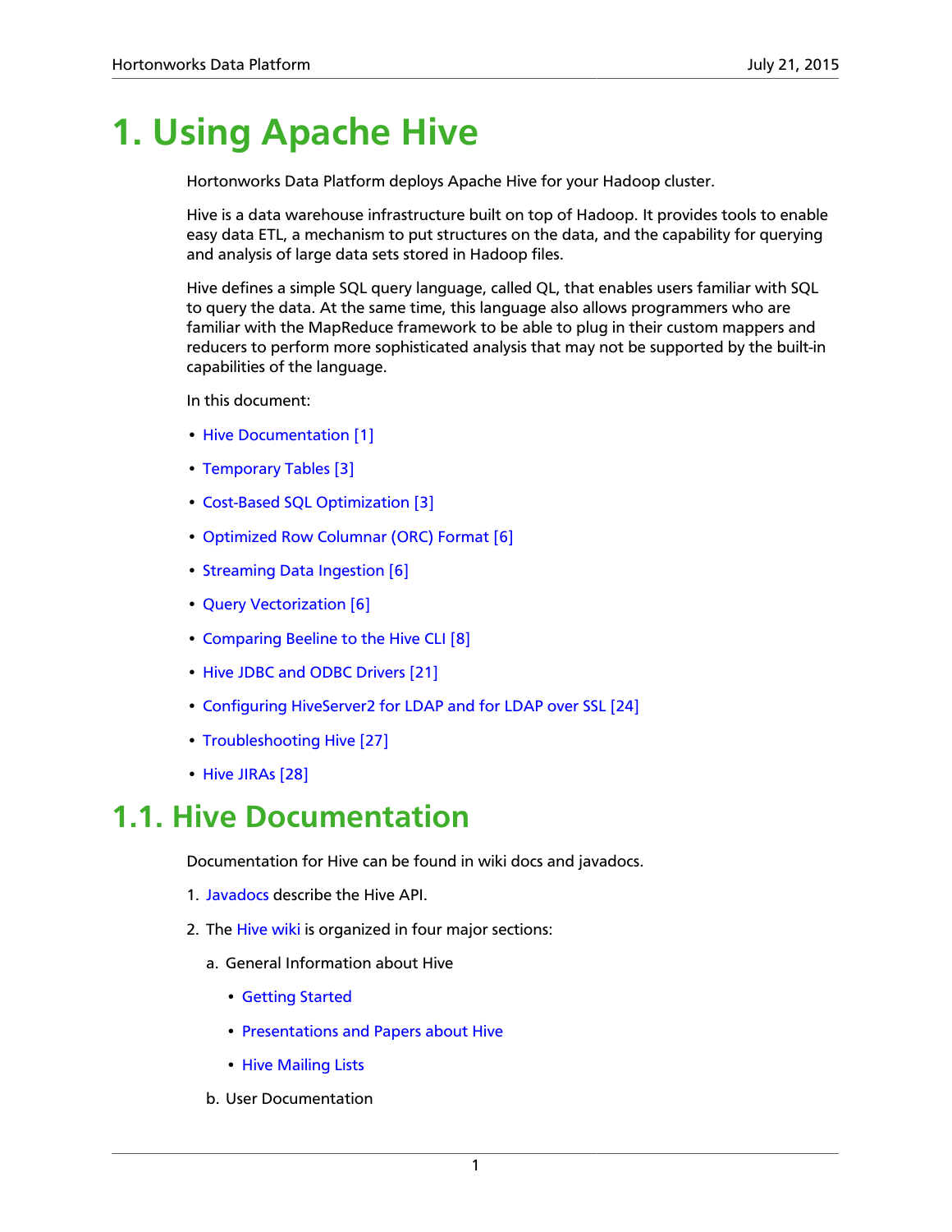# 1. Using Apache Hive

Hortonworks Data Platform deploys Apache Hive for your Hadoop cluster.

Hive is a data warehouse infrastructure built on top of Hadoop. It provides tools to enable easy data ETL, a mechanism to put structures on the data, and the capability for querying and analysis of large data sets stored in Hadoop files.

Hive defines a simple SQL query language, called QL, that enables users familiar with SQL to query the data. At the same time, this language also allows programmers who are familiar with the MapReduce framework to be able to plug in their custom mappers and reducers to perform more sophisticated analysis that may not be supported by the built-in capabilities of the language.

In this document:

- Hive Documentation [1]
- Temporary Tables [3]
- Cost-Based SQL Optimization [3]
- Optimized Row Columnar (ORC) Format [6]
- Streaming Data Ingestion [6]
- Query Vectorization [6]
- Comparing Beeline to the Hive CLI [8]
- Hive JDBC and ODBC Drivers [21]
- Configuring HiveServer2 for LDAP and for LDAP over SSL [24]
- Troubleshooting Hive [27]
- Hive JIRAs [28]

## 1.1. Hive Documentation

Documentation for Hive can be found in wiki docs and javadocs.

1. Javadocs describe the Hive API.
2. The Hive wiki is organized in four major sections:
   a. General Information about Hive
      - Getting Started
      - Presentations and Papers about Hive
      - Hive Mailing Lists
   b. User Documentation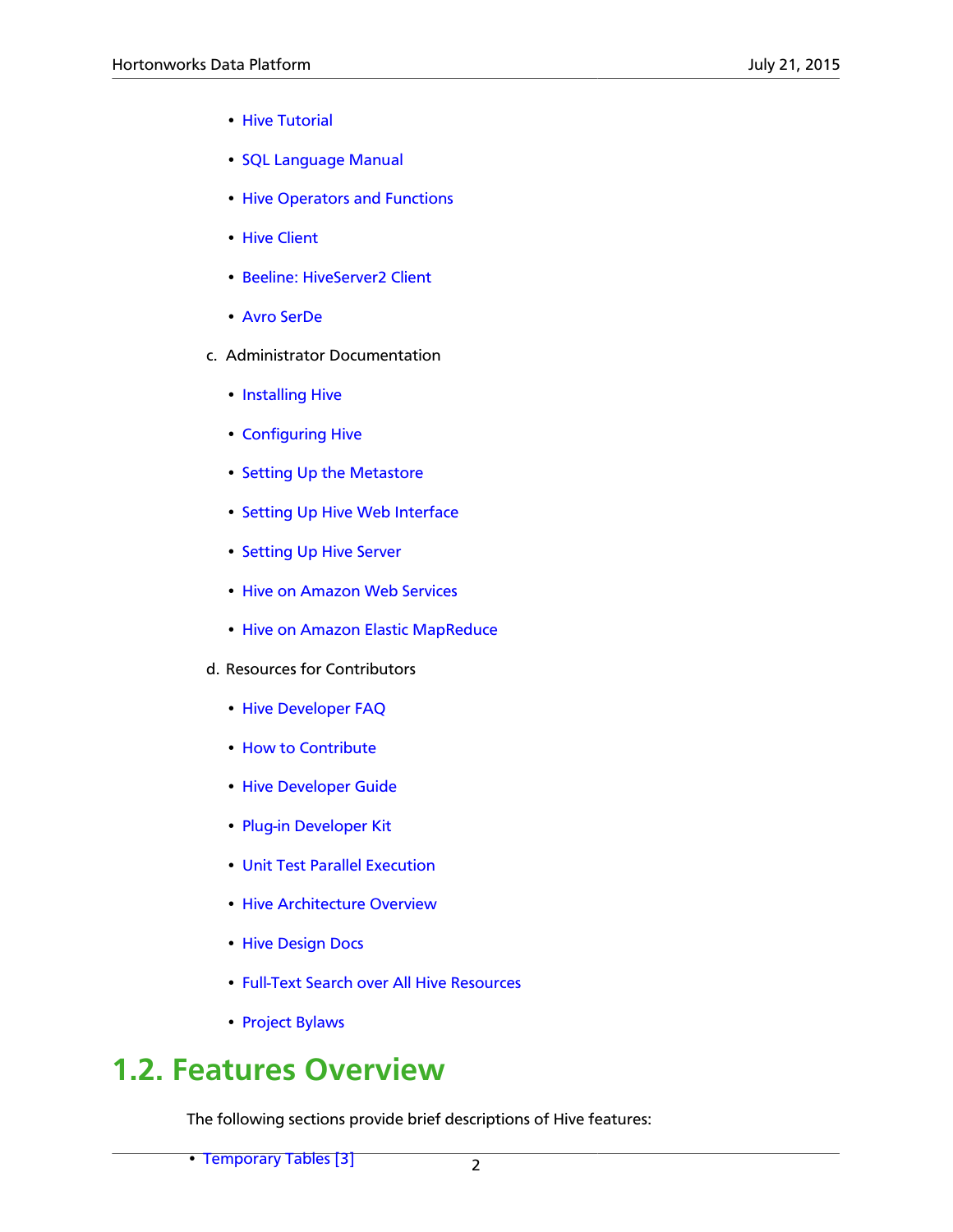- Hive Tutorial
- SQL Language Manual
- Hive Operators and Functions
- Hive Client
- Beeline: HiveServer2 Client
- Avro SerDe

c. Administrator Documentation

- Installing Hive
- Configuring Hive
- Setting Up the Metastore
- Setting Up Hive Web Interface
- Setting Up Hive Server
- Hive on Amazon Web Services
- Hive on Amazon Elastic MapReduce

d. Resources for Contributors

- Hive Developer FAQ
- How to Contribute
- Hive Developer Guide
- Plug-in Developer Kit
- Unit Test Parallel Execution
- Hive Architecture Overview
- Hive Design Docs
- Full-Text Search over All Hive Resources
- Project Bylaws

## 1.2. Features Overview

The following sections provide brief descriptions of Hive features:

- Temporary Tables [3]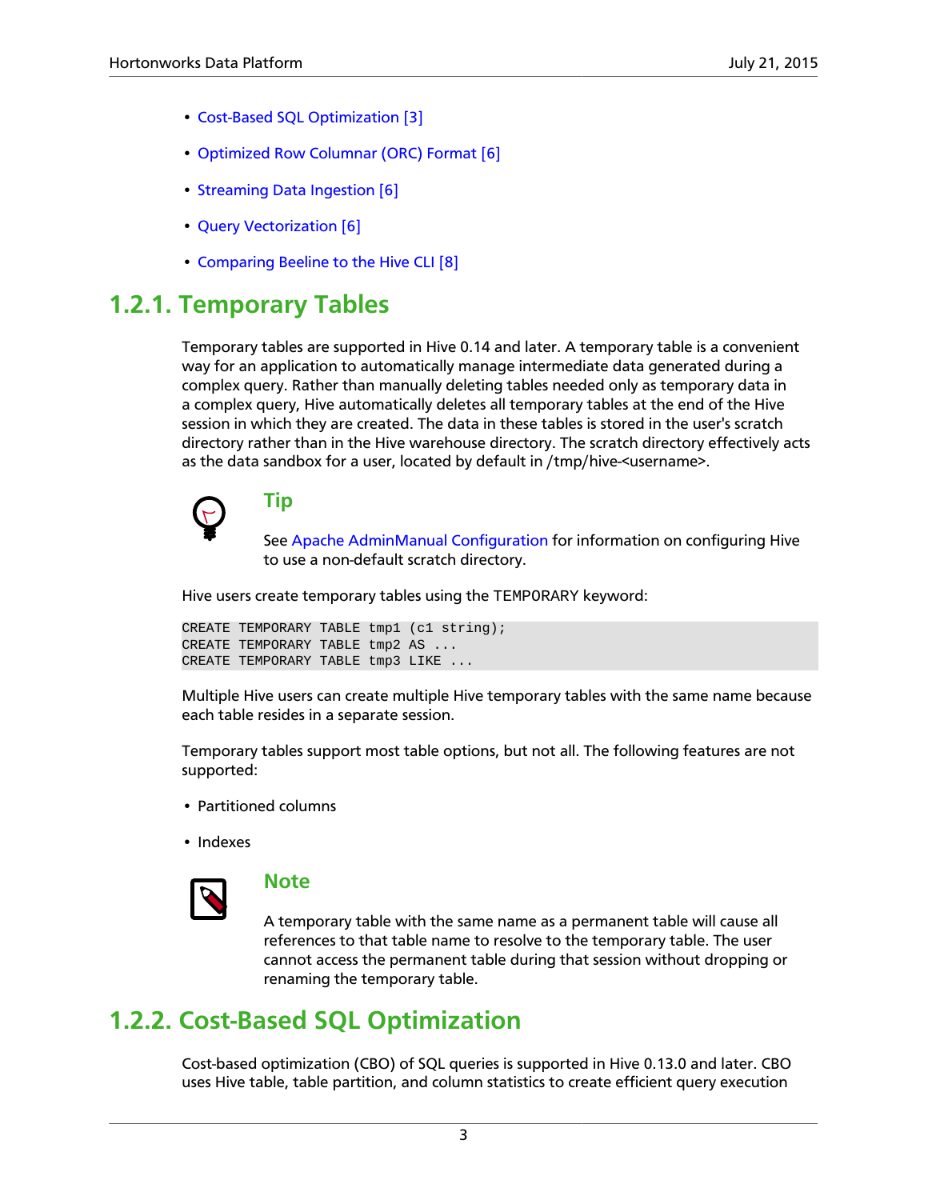- Cost-Based SQL Optimization [3]
- Optimized Row Columnar (ORC) Format [6]
- Streaming Data Ingestion [6]
- Query Vectorization [6]
- Comparing Beeline to the Hive CLI [8]

## 1.2.1. Temporary Tables

Temporary tables are supported in Hive 0.14 and later. A temporary table is a convenient way for an application to automatically manage intermediate data generated during a complex query. Rather than manually deleting tables needed only as temporary data in a complex query, Hive automatically deletes all temporary tables at the end of the Hive session in which they are created. The data in these tables is stored in the user's scratch directory rather than in the Hive warehouse directory. The scratch directory effectively acts as the data sandbox for a user, located by default in /tmp/hive-<username>.

> **Tip**
>
> See Apache AdminManual Configuration for information on configuring Hive to use a non-default scratch directory.

Hive users create temporary tables using the `TEMPORARY` keyword:

```
CREATE TEMPORARY TABLE tmp1 (c1 string);
CREATE TEMPORARY TABLE tmp2 AS ...
CREATE TEMPORARY TABLE tmp3 LIKE ...
```

Multiple Hive users can create multiple Hive temporary tables with the same name because each table resides in a separate session.

Temporary tables support most table options, but not all. The following features are not supported:

- Partitioned columns
- Indexes

> **Note**
>
> A temporary table with the same name as a permanent table will cause all references to that table name to resolve to the temporary table. The user cannot access the permanent table during that session without dropping or renaming the temporary table.

## 1.2.2. Cost-Based SQL Optimization

Cost-based optimization (CBO) of SQL queries is supported in Hive 0.13.0 and later. CBO uses Hive table, table partition, and column statistics to create efficient query execution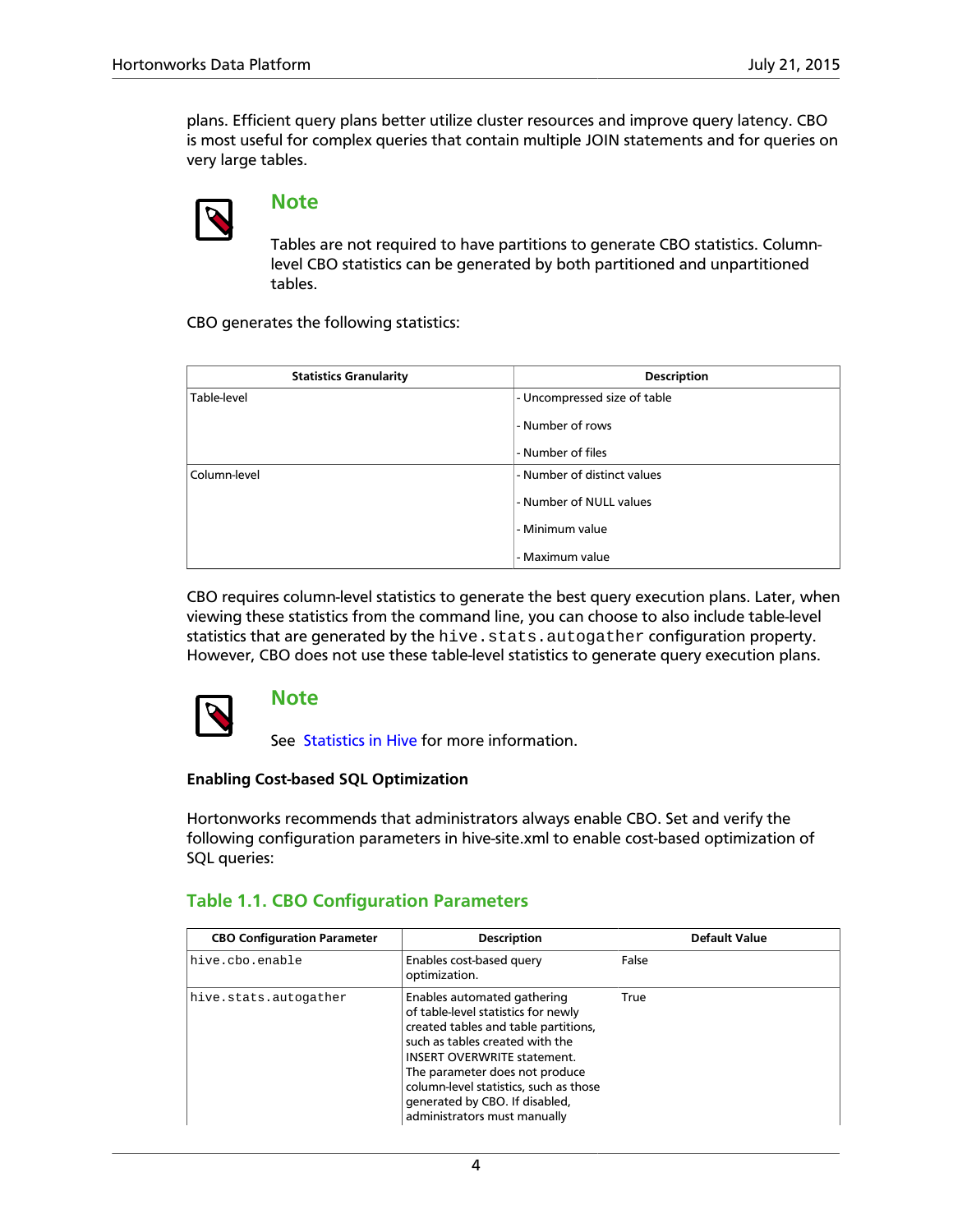plans. Efficient query plans better utilize cluster resources and improve query latency. CBO is most useful for complex queries that contain multiple JOIN statements and for queries on very large tables.

> **Note**
>
> Tables are not required to have partitions to generate CBO statistics. Column-level CBO statistics can be generated by both partitioned and unpartitioned tables.

CBO generates the following statistics:

| Statistics Granularity | Description |
|---|---|
| Table-level | - Uncompressed size of table<br>- Number of rows<br>- Number of files |
| Column-level | - Number of distinct values<br>- Number of NULL values<br>- Minimum value<br>- Maximum value |

CBO requires column-level statistics to generate the best query execution plans. Later, when viewing these statistics from the command line, you can choose to also include table-level statistics that are generated by the `hive.stats.autogather` configuration property. However, CBO does not use these table-level statistics to generate query execution plans.

> **Note**
>
> See Statistics in Hive for more information.

**Enabling Cost-based SQL Optimization**

Hortonworks recommends that administrators always enable CBO. Set and verify the following configuration parameters in hive-site.xml to enable cost-based optimization of SQL queries:

### Table 1.1. CBO Configuration Parameters

| CBO Configuration Parameter | Description | Default Value |
|---|---|---|
| `hive.cbo.enable` | Enables cost-based query optimization. | False |
| `hive.stats.autogather` | Enables automated gathering of table-level statistics for newly created tables and table partitions, such as tables created with the INSERT OVERWRITE statement. The parameter does not produce column-level statistics, such as those generated by CBO. If disabled, administrators must manually | True |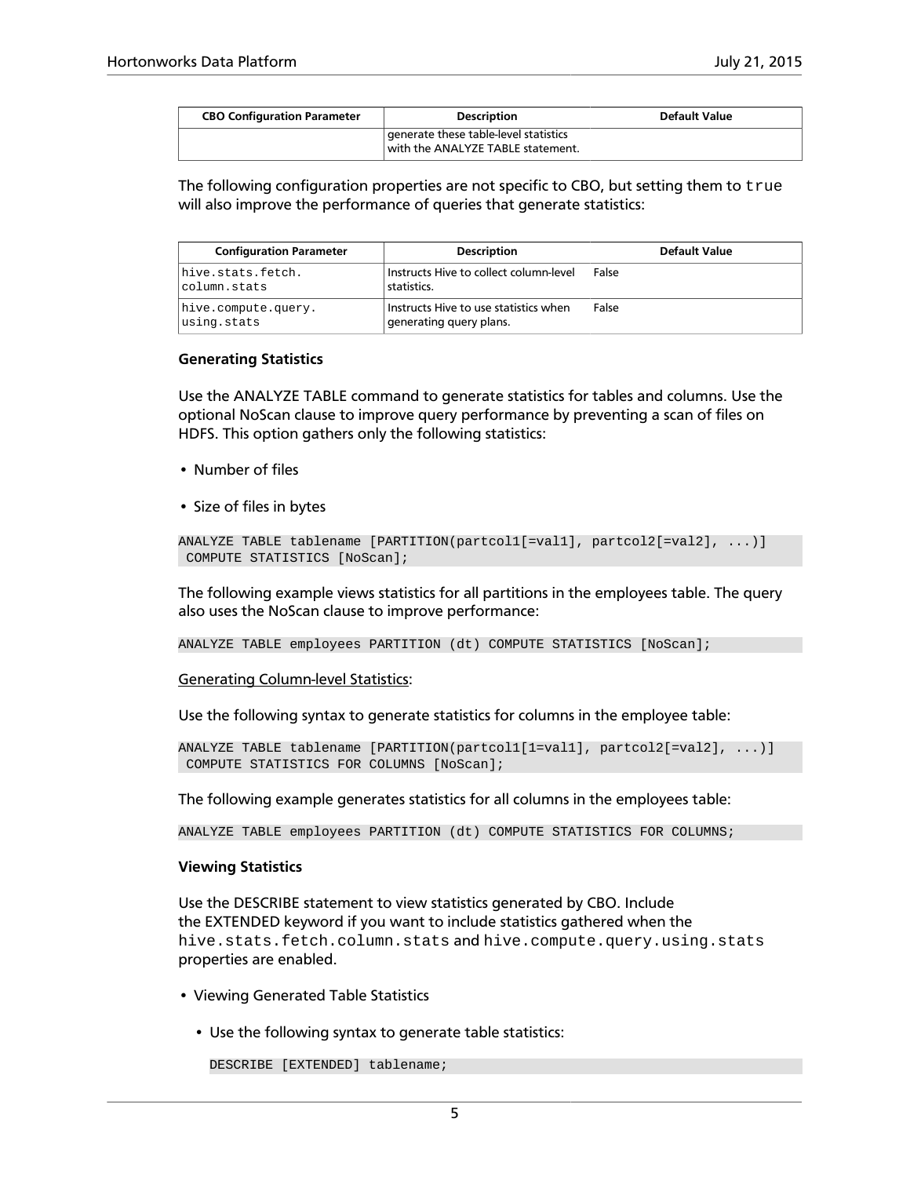| CBO Configuration Parameter | Description | Default Value |
| --- | --- | --- |
| | generate these table-level statistics with the ANALYZE TABLE statement. | |

The following configuration properties are not specific to CBO, but setting them to `true` will also improve the performance of queries that generate statistics:

| Configuration Parameter | Description | Default Value |
| --- | --- | --- |
| `hive.stats.fetch.column.stats` | Instructs Hive to collect column-level statistics. | False |
| `hive.compute.query.using.stats` | Instructs Hive to use statistics when generating query plans. | False |

**Generating Statistics**

Use the ANALYZE TABLE command to generate statistics for tables and columns. Use the optional NoScan clause to improve query performance by preventing a scan of files on HDFS. This option gathers only the following statistics:

- Number of files
- Size of files in bytes

```
ANALYZE TABLE tablename [PARTITION(partcol1[=val1], partcol2[=val2], ...)]
 COMPUTE STATISTICS [NoScan];
```

The following example views statistics for all partitions in the employees table. The query also uses the NoScan clause to improve performance:

```
ANALYZE TABLE employees PARTITION (dt) COMPUTE STATISTICS [NoScan];
```

Generating Column-level Statistics:

Use the following syntax to generate statistics for columns in the employee table:

```
ANALYZE TABLE tablename [PARTITION(partcol1[1=val1], partcol2[=val2], ...)]
 COMPUTE STATISTICS FOR COLUMNS [NoScan];
```

The following example generates statistics for all columns in the employees table:

```
ANALYZE TABLE employees PARTITION (dt) COMPUTE STATISTICS FOR COLUMNS;
```

**Viewing Statistics**

Use the DESCRIBE statement to view statistics generated by CBO. Include the EXTENDED keyword if you want to include statistics gathered when the `hive.stats.fetch.column.stats` and `hive.compute.query.using.stats` properties are enabled.

- Viewing Generated Table Statistics
  - Use the following syntax to generate table statistics:

    ```
    DESCRIBE [EXTENDED] tablename;
    ```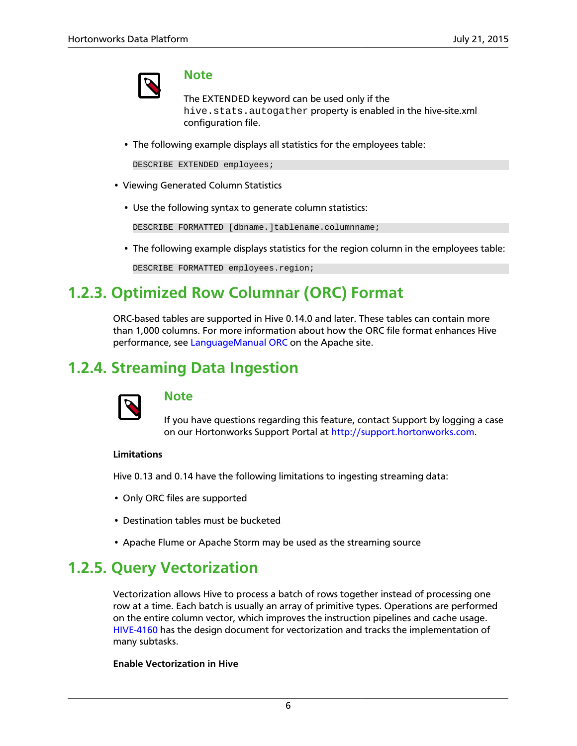> **Note**
>
> The EXTENDED keyword can be used only if the `hive.stats.autogather` property is enabled in the hive-site.xml configuration file.

- The following example displays all statistics for the employees table:

  ```
  DESCRIBE EXTENDED employees;
  ```

- Viewing Generated Column Statistics
  - Use the following syntax to generate column statistics:

    ```
    DESCRIBE FORMATTED [dbname.]tablename.columnname;
    ```

  - The following example displays statistics for the region column in the employees table:

    ```
    DESCRIBE FORMATTED employees.region;
    ```

## 1.2.3. Optimized Row Columnar (ORC) Format

ORC-based tables are supported in Hive 0.14.0 and later. These tables can contain more than 1,000 columns. For more information about how the ORC file format enhances Hive performance, see LanguageManual ORC on the Apache site.

## 1.2.4. Streaming Data Ingestion

> **Note**
>
> If you have questions regarding this feature, contact Support by logging a case on our Hortonworks Support Portal at http://support.hortonworks.com.

**Limitations**

Hive 0.13 and 0.14 have the following limitations to ingesting streaming data:

- Only ORC files are supported
- Destination tables must be bucketed
- Apache Flume or Apache Storm may be used as the streaming source

## 1.2.5. Query Vectorization

Vectorization allows Hive to process a batch of rows together instead of processing one row at a time. Each batch is usually an array of primitive types. Operations are performed on the entire column vector, which improves the instruction pipelines and cache usage. HIVE-4160 has the design document for vectorization and tracks the implementation of many subtasks.

**Enable Vectorization in Hive**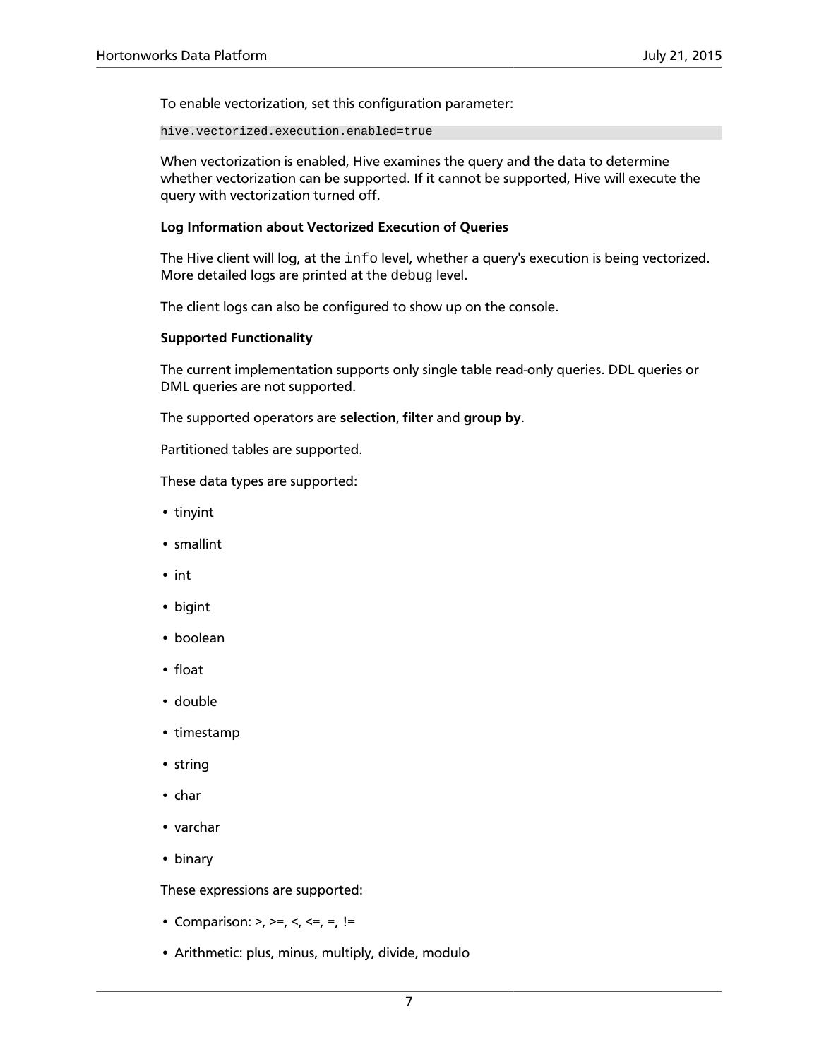To enable vectorization, set this configuration parameter:

```
hive.vectorized.execution.enabled=true
```

When vectorization is enabled, Hive examines the query and the data to determine whether vectorization can be supported. If it cannot be supported, Hive will execute the query with vectorization turned off.

**Log Information about Vectorized Execution of Queries**

The Hive client will log, at the `info` level, whether a query's execution is being vectorized. More detailed logs are printed at the `debug` level.

The client logs can also be configured to show up on the console.

**Supported Functionality**

The current implementation supports only single table read-only queries. DDL queries or DML queries are not supported.

The supported operators are **selection**, **filter** and **group by**.

Partitioned tables are supported.

These data types are supported:

- tinyint
- smallint
- int
- bigint
- boolean
- float
- double
- timestamp
- string
- char
- varchar
- binary

These expressions are supported:

- Comparison: >, >=, <, <=, =, !=
- Arithmetic: plus, minus, multiply, divide, modulo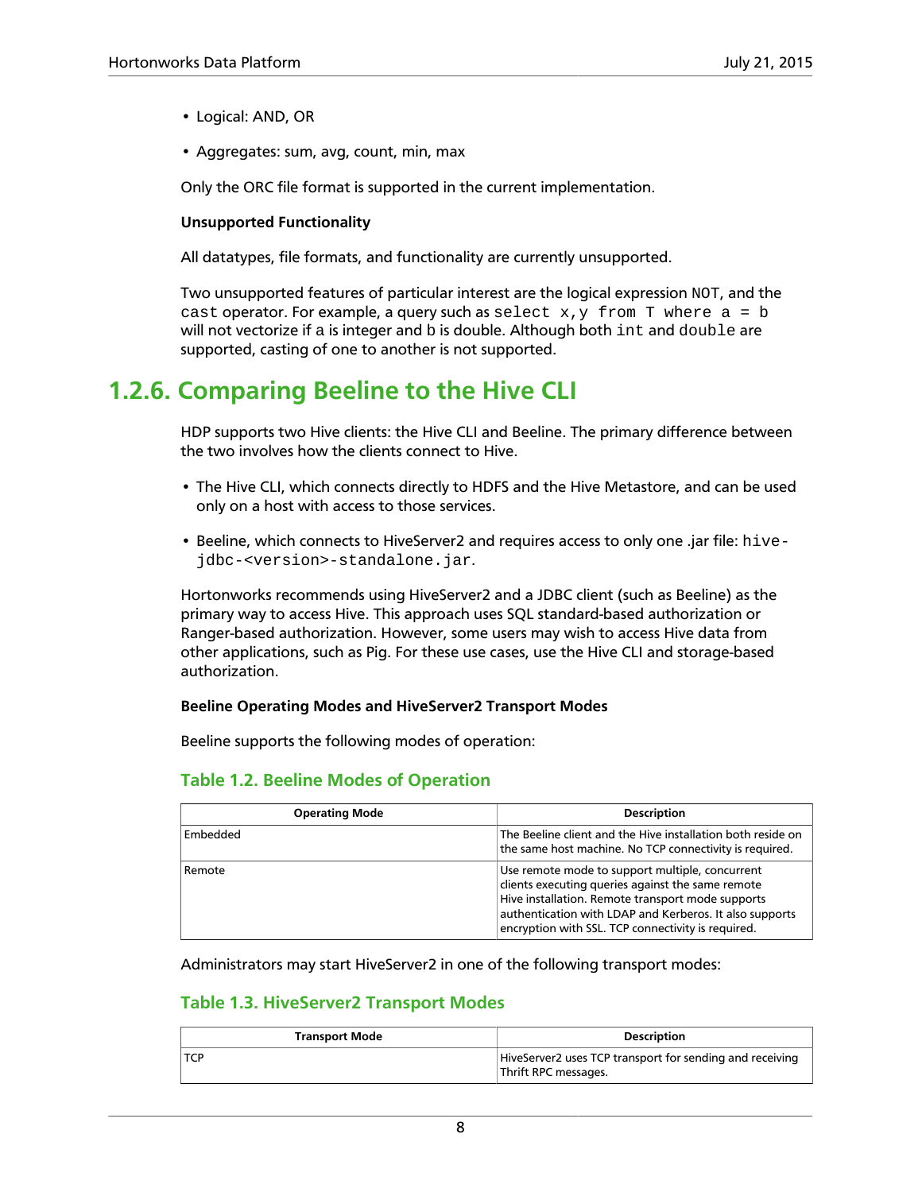- Logical: AND, OR
- Aggregates: sum, avg, count, min, max

Only the ORC file format is supported in the current implementation.

**Unsupported Functionality**

All datatypes, file formats, and functionality are currently unsupported.

Two unsupported features of particular interest are the logical expression `NOT`, and the `cast` operator. For example, a query such as `select x,y from T where a = b` will not vectorize if `a` is integer and `b` is double. Although both `int` and `double` are supported, casting of one to another is not supported.

## 1.2.6. Comparing Beeline to the Hive CLI

HDP supports two Hive clients: the Hive CLI and Beeline. The primary difference between the two involves how the clients connect to Hive.

- The Hive CLI, which connects directly to HDFS and the Hive Metastore, and can be used only on a host with access to those services.
- Beeline, which connects to HiveServer2 and requires access to only one .jar file: `hive-jdbc-<version>-standalone.jar`.

Hortonworks recommends using HiveServer2 and a JDBC client (such as Beeline) as the primary way to access Hive. This approach uses SQL standard-based authorization or Ranger-based authorization. However, some users may wish to access Hive data from other applications, such as Pig. For these use cases, use the Hive CLI and storage-based authorization.

**Beeline Operating Modes and HiveServer2 Transport Modes**

Beeline supports the following modes of operation:

### Table 1.2. Beeline Modes of Operation

| Operating Mode | Description |
|---|---|
| Embedded | The Beeline client and the Hive installation both reside on the same host machine. No TCP connectivity is required. |
| Remote | Use remote mode to support multiple, concurrent clients executing queries against the same remote Hive installation. Remote transport mode supports authentication with LDAP and Kerberos. It also supports encryption with SSL. TCP connectivity is required. |

Administrators may start HiveServer2 in one of the following transport modes:

### Table 1.3. HiveServer2 Transport Modes

| Transport Mode | Description |
|---|---|
| TCP | HiveServer2 uses TCP transport for sending and receiving Thrift RPC messages. |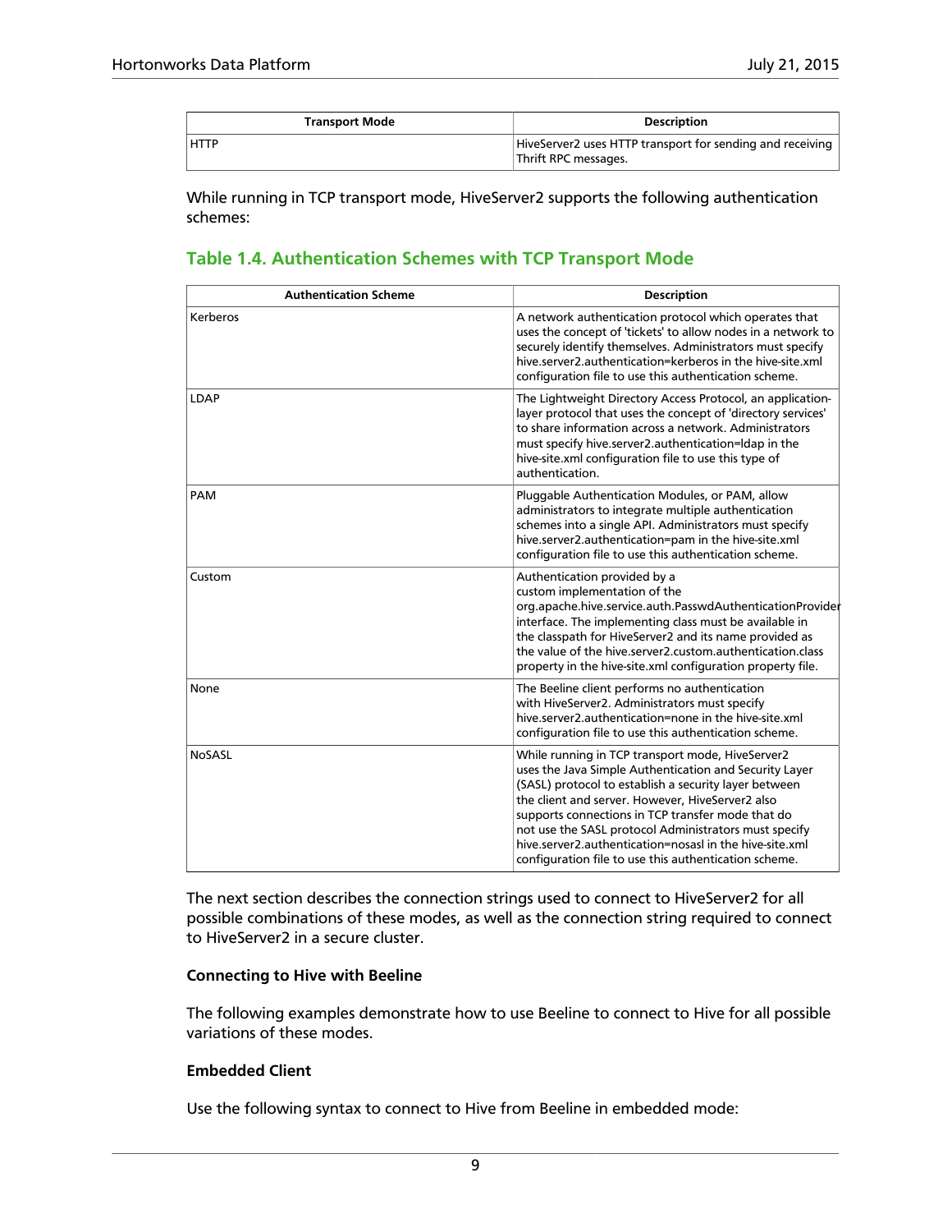| Transport Mode | Description |
| --- | --- |
| HTTP | HiveServer2 uses HTTP transport for sending and receiving Thrift RPC messages. |

While running in TCP transport mode, HiveServer2 supports the following authentication schemes:

### Table 1.4. Authentication Schemes with TCP Transport Mode

| Authentication Scheme | Description |
| --- | --- |
| Kerberos | A network authentication protocol which operates that uses the concept of 'tickets' to allow nodes in a network to securely identify themselves. Administrators must specify hive.server2.authentication=kerberos in the hive-site.xml configuration file to use this authentication scheme. |
| LDAP | The Lightweight Directory Access Protocol, an application-layer protocol that uses the concept of 'directory services' to share information across a network. Administrators must specify hive.server2.authentication=ldap in the hive-site.xml configuration file to use this type of authentication. |
| PAM | Pluggable Authentication Modules, or PAM, allow administrators to integrate multiple authentication schemes into a single API. Administrators must specify hive.server2.authentication=pam in the hive-site.xml configuration file to use this authentication scheme. |
| Custom | Authentication provided by a custom implementation of the org.apache.hive.service.auth.PasswdAuthenticationProvider interface. The implementing class must be available in the classpath for HiveServer2 and its name provided as the value of the hive.server2.custom.authentication.class property in the hive-site.xml configuration property file. |
| None | The Beeline client performs no authentication with HiveServer2. Administrators must specify hive.server2.authentication=none in the hive-site.xml configuration file to use this authentication scheme. |
| NoSASL | While running in TCP transport mode, HiveServer2 uses the Java Simple Authentication and Security Layer (SASL) protocol to establish a security layer between the client and server. However, HiveServer2 also supports connections in TCP transfer mode that do not use the SASL protocol Administrators must specify hive.server2.authentication=nosasl in the hive-site.xml configuration file to use this authentication scheme. |

The next section describes the connection strings used to connect to HiveServer2 for all possible combinations of these modes, as well as the connection string required to connect to HiveServer2 in a secure cluster.

**Connecting to Hive with Beeline**

The following examples demonstrate how to use Beeline to connect to Hive for all possible variations of these modes.

**Embedded Client**

Use the following syntax to connect to Hive from Beeline in embedded mode: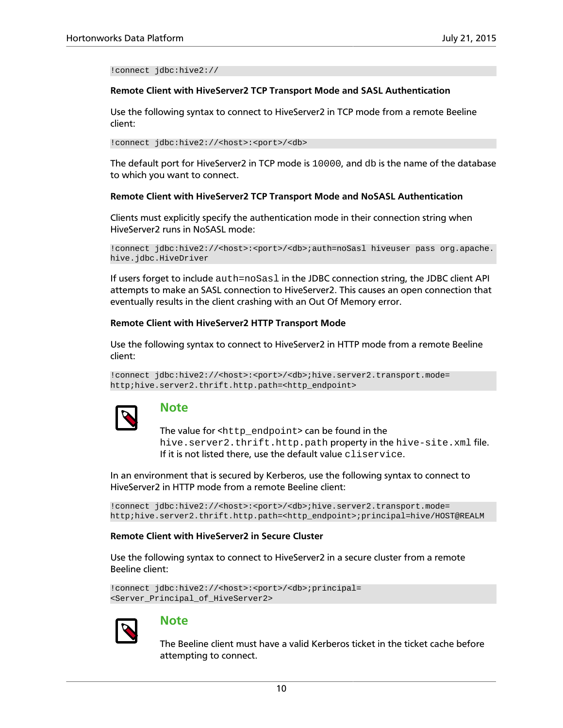```
!connect jdbc:hive2://
```

#### Remote Client with HiveServer2 TCP Transport Mode and SASL Authentication

Use the following syntax to connect to HiveServer2 in TCP mode from a remote Beeline client:

```
!connect jdbc:hive2://<host>:<port>/<db>
```

The default port for HiveServer2 in TCP mode is `10000`, and `db` is the name of the database to which you want to connect.

#### Remote Client with HiveServer2 TCP Transport Mode and NoSASL Authentication

Clients must explicitly specify the authentication mode in their connection string when HiveServer2 runs in NoSASL mode:

```
!connect jdbc:hive2://<host>:<port>/<db>;auth=noSasl hiveuser pass org.apache.
hive.jdbc.HiveDriver
```

If users forget to include `auth=noSasl` in the JDBC connection string, the JDBC client API attempts to make an SASL connection to HiveServer2. This causes an open connection that eventually results in the client crashing with an Out Of Memory error.

#### Remote Client with HiveServer2 HTTP Transport Mode

Use the following syntax to connect to HiveServer2 in HTTP mode from a remote Beeline client:

```
!connect jdbc:hive2://<host>:<port>/<db>;hive.server2.transport.mode=
http;hive.server2.thrift.http.path=<http_endpoint>
```

**Note**

The value for <`http_endpoint`> can be found in the `hive.server2.thrift.http.path` property in the `hive-site.xml` file. If it is not listed there, use the default value `cliservice`.

In an environment that is secured by Kerberos, use the following syntax to connect to HiveServer2 in HTTP mode from a remote Beeline client:

```
!connect jdbc:hive2://<host>:<port>/<db>;hive.server2.transport.mode=
http;hive.server2.thrift.http.path=<http_endpoint>;principal=hive/HOST@REALM
```

#### Remote Client with HiveServer2 in Secure Cluster

Use the following syntax to connect to HiveServer2 in a secure cluster from a remote Beeline client:

```
!connect jdbc:hive2://<host>:<port>/<db>;principal=
<Server_Principal_of_HiveServer2>
```

**Note**

The Beeline client must have a valid Kerberos ticket in the ticket cache before attempting to connect.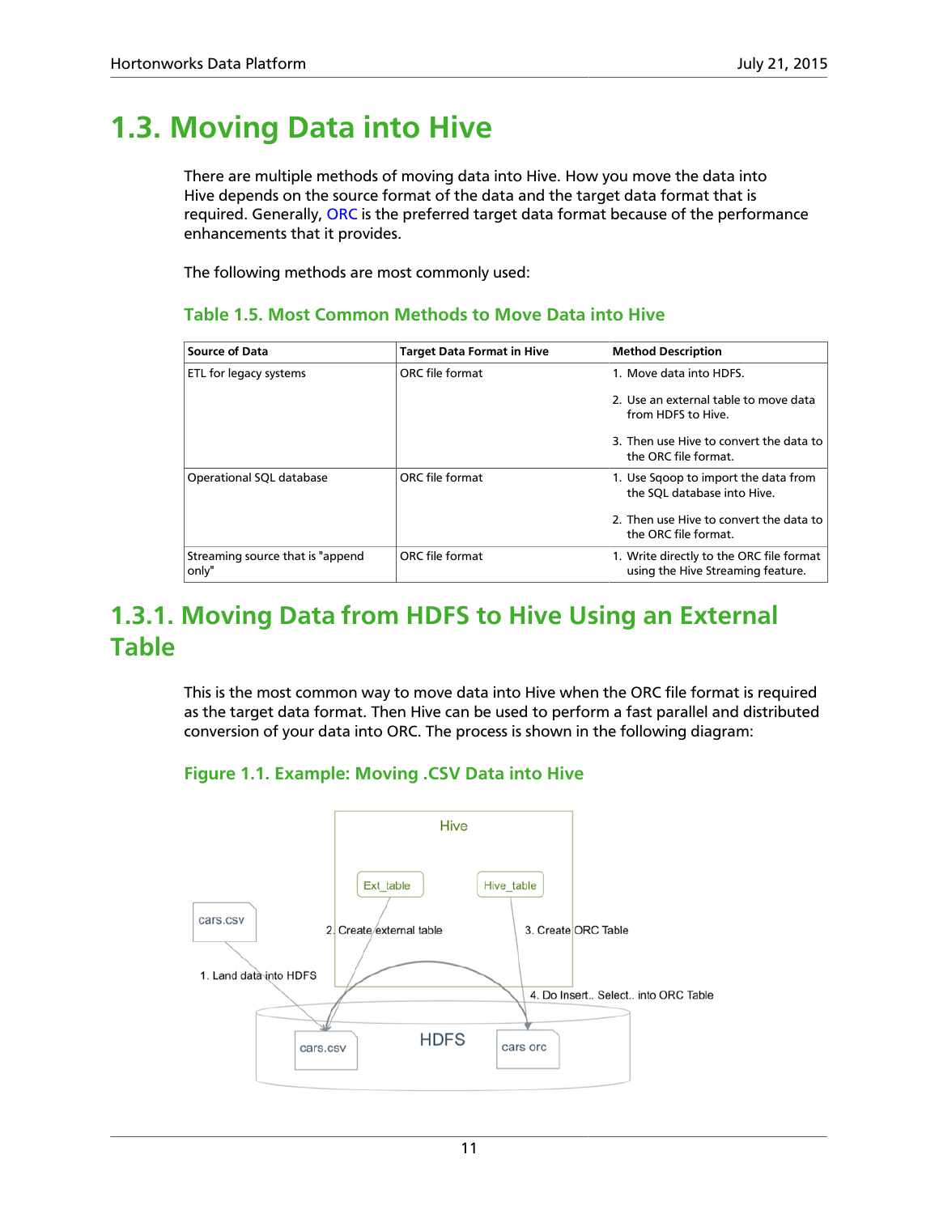# 1.3. Moving Data into Hive

There are multiple methods of moving data into Hive. How you move the data into Hive depends on the source format of the data and the target data format that is required. Generally, ORC is the preferred target data format because of the performance enhancements that it provides.

The following methods are most commonly used:

**Table 1.5. Most Common Methods to Move Data into Hive**

| Source of Data | Target Data Format in Hive | Method Description |
|---|---|---|
| ETL for legacy systems | ORC file format | 1. Move data into HDFS.<br>2. Use an external table to move data from HDFS to Hive.<br>3. Then use Hive to convert the data to the ORC file format. |
| Operational SQL database | ORC file format | 1. Use Sqoop to import the data from the SQL database into Hive.<br>2. Then use Hive to convert the data to the ORC file format. |
| Streaming source that is "append only" | ORC file format | 1. Write directly to the ORC file format using the Hive Streaming feature. |

## 1.3.1. Moving Data from HDFS to Hive Using an External Table

This is the most common way to move data into Hive when the ORC file format is required as the target data format. Then Hive can be used to perform a fast parallel and distributed conversion of your data into ORC. The process is shown in the following diagram:

**Figure 1.1. Example: Moving .CSV Data into Hive**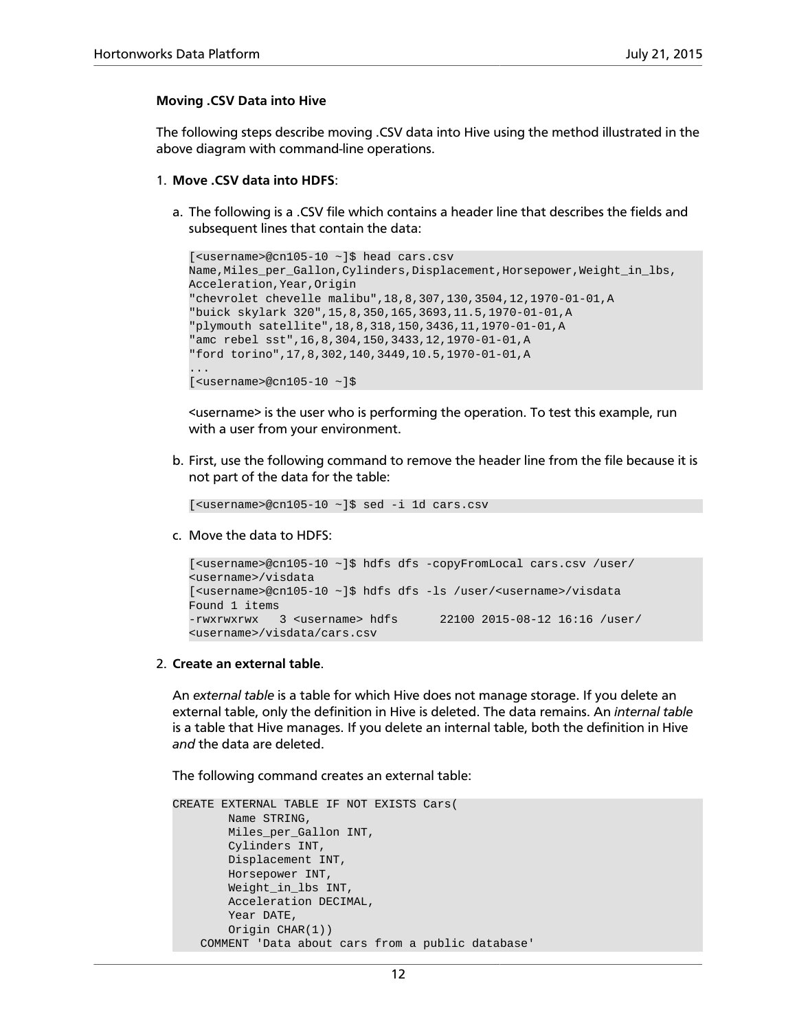**Moving .CSV Data into Hive**

The following steps describe moving .CSV data into Hive using the method illustrated in the above diagram with command-line operations.

1. **Move .CSV data into HDFS**:

   a. The following is a .CSV file which contains a header line that describes the fields and subsequent lines that contain the data:

   ```
   [<username>@cn105-10 ~]$ head cars.csv
   Name,Miles_per_Gallon,Cylinders,Displacement,Horsepower,Weight_in_lbs,
   Acceleration,Year,Origin
   "chevrolet chevelle malibu",18,8,307,130,3504,12,1970-01-01,A
   "buick skylark 320",15,8,350,165,3693,11.5,1970-01-01,A
   "plymouth satellite",18,8,318,150,3436,11,1970-01-01,A
   "amc rebel sst",16,8,304,150,3433,12,1970-01-01,A
   "ford torino",17,8,302,140,3449,10.5,1970-01-01,A
   ...
   [<username>@cn105-10 ~]$
   ```

   <username> is the user who is performing the operation. To test this example, run with a user from your environment.

   b. First, use the following command to remove the header line from the file because it is not part of the data for the table:

   ```
   [<username>@cn105-10 ~]$ sed -i 1d cars.csv
   ```

   c. Move the data to HDFS:

   ```
   [<username>@cn105-10 ~]$ hdfs dfs -copyFromLocal cars.csv /user/
   <username>/visdata
   [<username>@cn105-10 ~]$ hdfs dfs -ls /user/<username>/visdata
   Found 1 items
   -rwxrwxrwx   3 <username> hdfs      22100 2015-08-12 16:16 /user/
   <username>/visdata/cars.csv
   ```

2. **Create an external table**.

   An *external table* is a table for which Hive does not manage storage. If you delete an external table, only the definition in Hive is deleted. The data remains. An *internal table* is a table that Hive manages. If you delete an internal table, both the definition in Hive *and* the data are deleted.

   The following command creates an external table:

   ```
   CREATE EXTERNAL TABLE IF NOT EXISTS Cars(
           Name STRING,
           Miles_per_Gallon INT,
           Cylinders INT,
           Displacement INT,
           Horsepower INT,
           Weight_in_lbs INT,
           Acceleration DECIMAL,
           Year DATE,
           Origin CHAR(1))
       COMMENT 'Data about cars from a public database'
   ```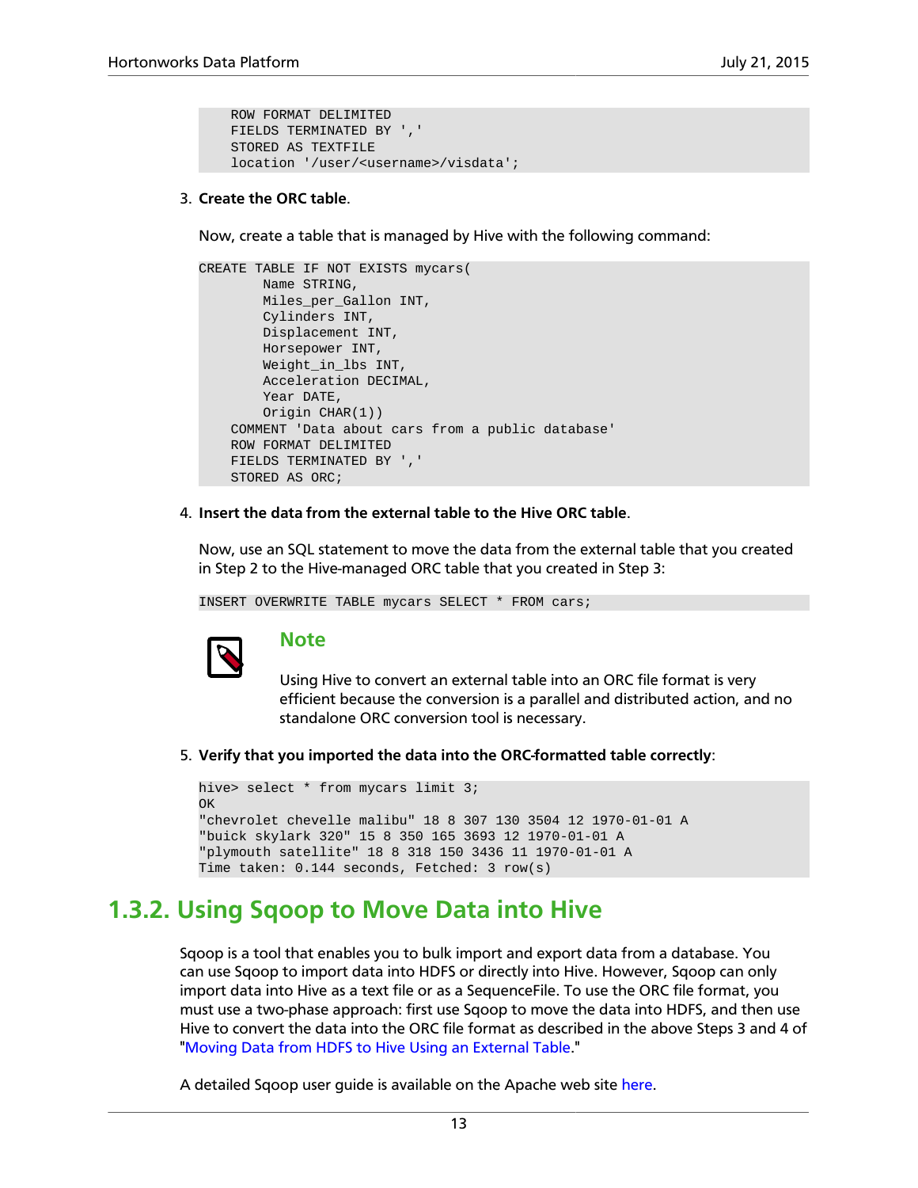```
    ROW FORMAT DELIMITED
    FIELDS TERMINATED BY ','
    STORED AS TEXTFILE
    location '/user/<username>/visdata';
```

3. **Create the ORC table**.

   Now, create a table that is managed by Hive with the following command:

```
CREATE TABLE IF NOT EXISTS mycars(
        Name STRING,
        Miles_per_Gallon INT,
        Cylinders INT,
        Displacement INT,
        Horsepower INT,
        Weight_in_lbs INT,
        Acceleration DECIMAL,
        Year DATE,
        Origin CHAR(1))
    COMMENT 'Data about cars from a public database'
    ROW FORMAT DELIMITED
    FIELDS TERMINATED BY ','
    STORED AS ORC;
```

4. **Insert the data from the external table to the Hive ORC table**.

   Now, use an SQL statement to move the data from the external table that you created in Step 2 to the Hive-managed ORC table that you created in Step 3:

```
INSERT OVERWRITE TABLE mycars SELECT * FROM cars;
```

> **Note**
>
> Using Hive to convert an external table into an ORC file format is very efficient because the conversion is a parallel and distributed action, and no standalone ORC conversion tool is necessary.

5. **Verify that you imported the data into the ORC-formatted table correctly**:

```
hive> select * from mycars limit 3;
OK
"chevrolet chevelle malibu" 18 8 307 130 3504 12 1970-01-01 A
"buick skylark 320" 15 8 350 165 3693 12 1970-01-01 A
"plymouth satellite" 18 8 318 150 3436 11 1970-01-01 A
Time taken: 0.144 seconds, Fetched: 3 row(s)
```

## 1.3.2. Using Sqoop to Move Data into Hive

Sqoop is a tool that enables you to bulk import and export data from a database. You can use Sqoop to import data into HDFS or directly into Hive. However, Sqoop can only import data into Hive as a text file or as a SequenceFile. To use the ORC file format, you must use a two-phase approach: first use Sqoop to move the data into HDFS, and then use Hive to convert the data into the ORC file format as described in the above Steps 3 and 4 of "Moving Data from HDFS to Hive Using an External Table."

A detailed Sqoop user guide is available on the Apache web site here.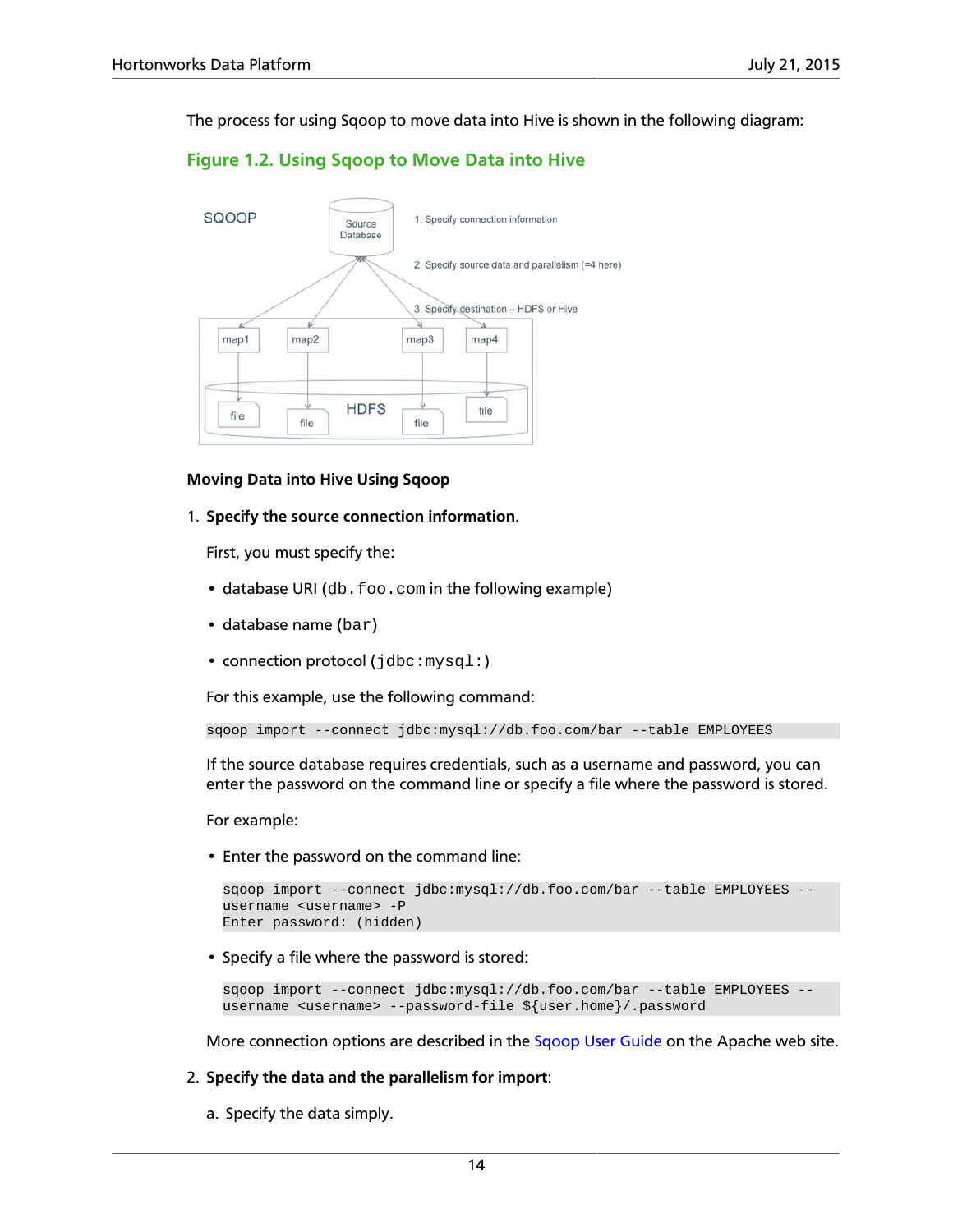The process for using Sqoop to move data into Hive is shown in the following diagram:

**Figure 1.2. Using Sqoop to Move Data into Hive**

**Moving Data into Hive Using Sqoop**

1. **Specify the source connection information**.

   First, you must specify the:

   - database URI (`db.foo.com` in the following example)
   - database name (`bar`)
   - connection protocol (`jdbc:mysql:`)

   For this example, use the following command:

   ```
   sqoop import --connect jdbc:mysql://db.foo.com/bar --table EMPLOYEES
   ```

   If the source database requires credentials, such as a username and password, you can enter the password on the command line or specify a file where the password is stored.

   For example:

   - Enter the password on the command line:

     ```
     sqoop import --connect jdbc:mysql://db.foo.com/bar --table EMPLOYEES --
     username <username> -P
     Enter password: (hidden)
     ```

   - Specify a file where the password is stored:

     ```
     sqoop import --connect jdbc:mysql://db.foo.com/bar --table EMPLOYEES --
     username <username> --password-file ${user.home}/.password
     ```

   More connection options are described in the Sqoop User Guide on the Apache web site.

2. **Specify the data and the parallelism for import**:

   a. Specify the data simply.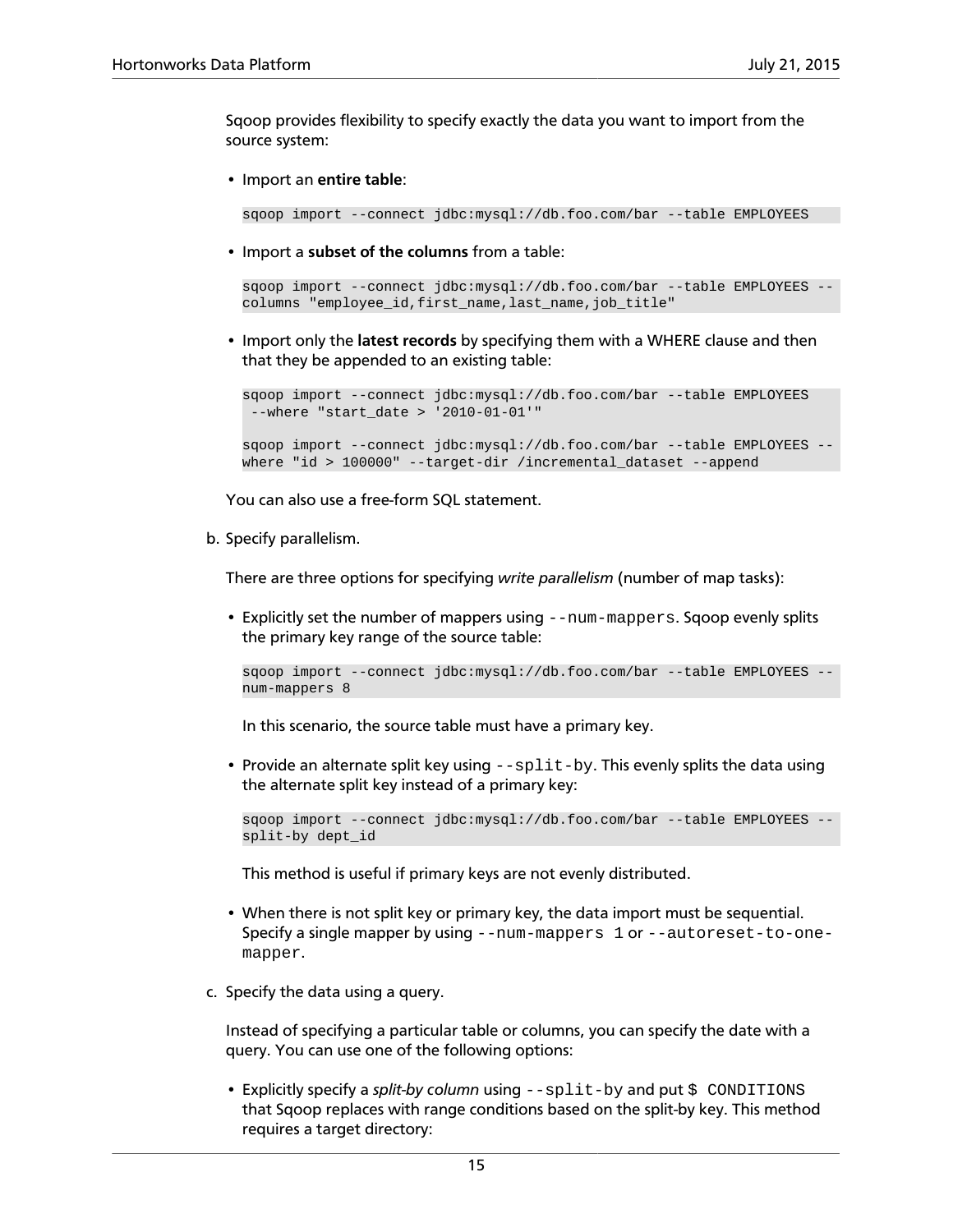Sqoop provides flexibility to specify exactly the data you want to import from the source system:

- Import an **entire table**:

```
sqoop import --connect jdbc:mysql://db.foo.com/bar --table EMPLOYEES
```

- Import a **subset of the columns** from a table:

```
sqoop import --connect jdbc:mysql://db.foo.com/bar --table EMPLOYEES --
columns "employee_id,first_name,last_name,job_title"
```

- Import only the **latest records** by specifying them with a WHERE clause and then that they be appended to an existing table:

```
sqoop import --connect jdbc:mysql://db.foo.com/bar --table EMPLOYEES
 --where "start_date > '2010-01-01'"

sqoop import --connect jdbc:mysql://db.foo.com/bar --table EMPLOYEES --
where "id > 100000" --target-dir /incremental_dataset --append
```

You can also use a free-form SQL statement.

b. Specify parallelism.

There are three options for specifying *write parallelism* (number of map tasks):

- Explicitly set the number of mappers using `--num-mappers`. Sqoop evenly splits the primary key range of the source table:

```
sqoop import --connect jdbc:mysql://db.foo.com/bar --table EMPLOYEES --
num-mappers 8
```

  In this scenario, the source table must have a primary key.

- Provide an alternate split key using `--split-by`. This evenly splits the data using the alternate split key instead of a primary key:

```
sqoop import --connect jdbc:mysql://db.foo.com/bar --table EMPLOYEES --
split-by dept_id
```

  This method is useful if primary keys are not evenly distributed.

- When there is not split key or primary key, the data import must be sequential. Specify a single mapper by using `--num-mappers 1` or `--autoreset-to-one-mapper`.

c. Specify the data using a query.

Instead of specifying a particular table or columns, you can specify the date with a query. You can use one of the following options:

- Explicitly specify a *split-by column* using `--split-by` and put `$ CONDITIONS` that Sqoop replaces with range conditions based on the split-by key. This method requires a target directory: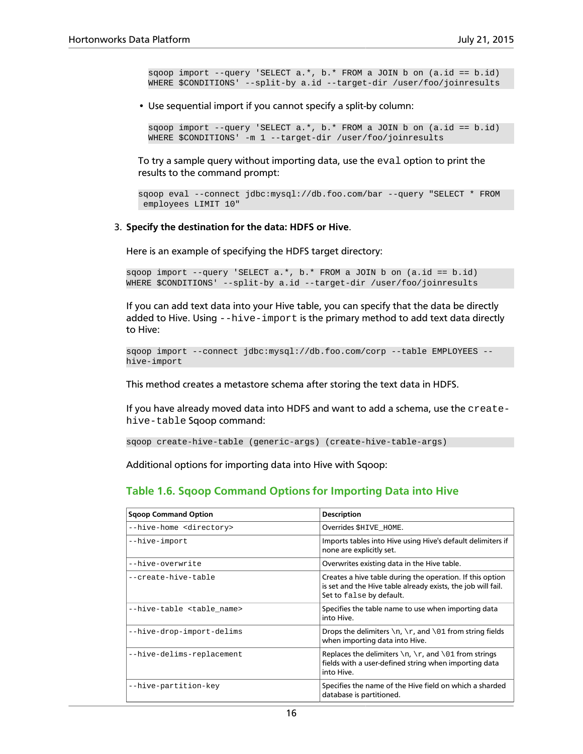```
sqoop import --query 'SELECT a.*, b.* FROM a JOIN b on (a.id == b.id)
WHERE $CONDITIONS' --split-by a.id --target-dir /user/foo/joinresults
```

- Use sequential import if you cannot specify a split-by column:

```
sqoop import --query 'SELECT a.*, b.* FROM a JOIN b on (a.id == b.id)
WHERE $CONDITIONS' -m 1 --target-dir /user/foo/joinresults
```

To try a sample query without importing data, use the `eval` option to print the results to the command prompt:

```
sqoop eval --connect jdbc:mysql://db.foo.com/bar --query "SELECT * FROM
 employees LIMIT 10"
```

3. **Specify the destination for the data: HDFS or Hive**.

   Here is an example of specifying the HDFS target directory:

```
sqoop import --query 'SELECT a.*, b.* FROM a JOIN b on (a.id == b.id)
WHERE $CONDITIONS' --split-by a.id --target-dir /user/foo/joinresults
```

   If you can add text data into your Hive table, you can specify that the data be directly added to Hive. Using `--hive-import` is the primary method to add text data directly to Hive:

```
sqoop import --connect jdbc:mysql://db.foo.com/corp --table EMPLOYEES --
hive-import
```

   This method creates a metastore schema after storing the text data in HDFS.

   If you have already moved data into HDFS and want to add a schema, use the `create-hive-table` Sqoop command:

```
sqoop create-hive-table (generic-args) (create-hive-table-args)
```

   Additional options for importing data into Hive with Sqoop:

### Table 1.6. Sqoop Command Options for Importing Data into Hive

| Sqoop Command Option | Description |
| --- | --- |
| `--hive-home <directory>` | Overrides $HIVE_HOME. |
| `--hive-import` | Imports tables into Hive using Hive's default delimiters if none are explicitly set. |
| `--hive-overwrite` | Overwrites existing data in the Hive table. |
| `--create-hive-table` | Creates a hive table during the operation. If this option is set and the Hive table already exists, the job will fail. Set to `false` by default. |
| `--hive-table <table_name>` | Specifies the table name to use when importing data into Hive. |
| `--hive-drop-import-delims` | Drops the delimiters \n, \r, and \01 from string fields when importing data into Hive. |
| `--hive-delims-replacement` | Replaces the delimiters \n, \r, and \01 from strings fields with a user-defined string when importing data into Hive. |
| `--hive-partition-key` | Specifies the name of the Hive field on which a sharded database is partitioned. |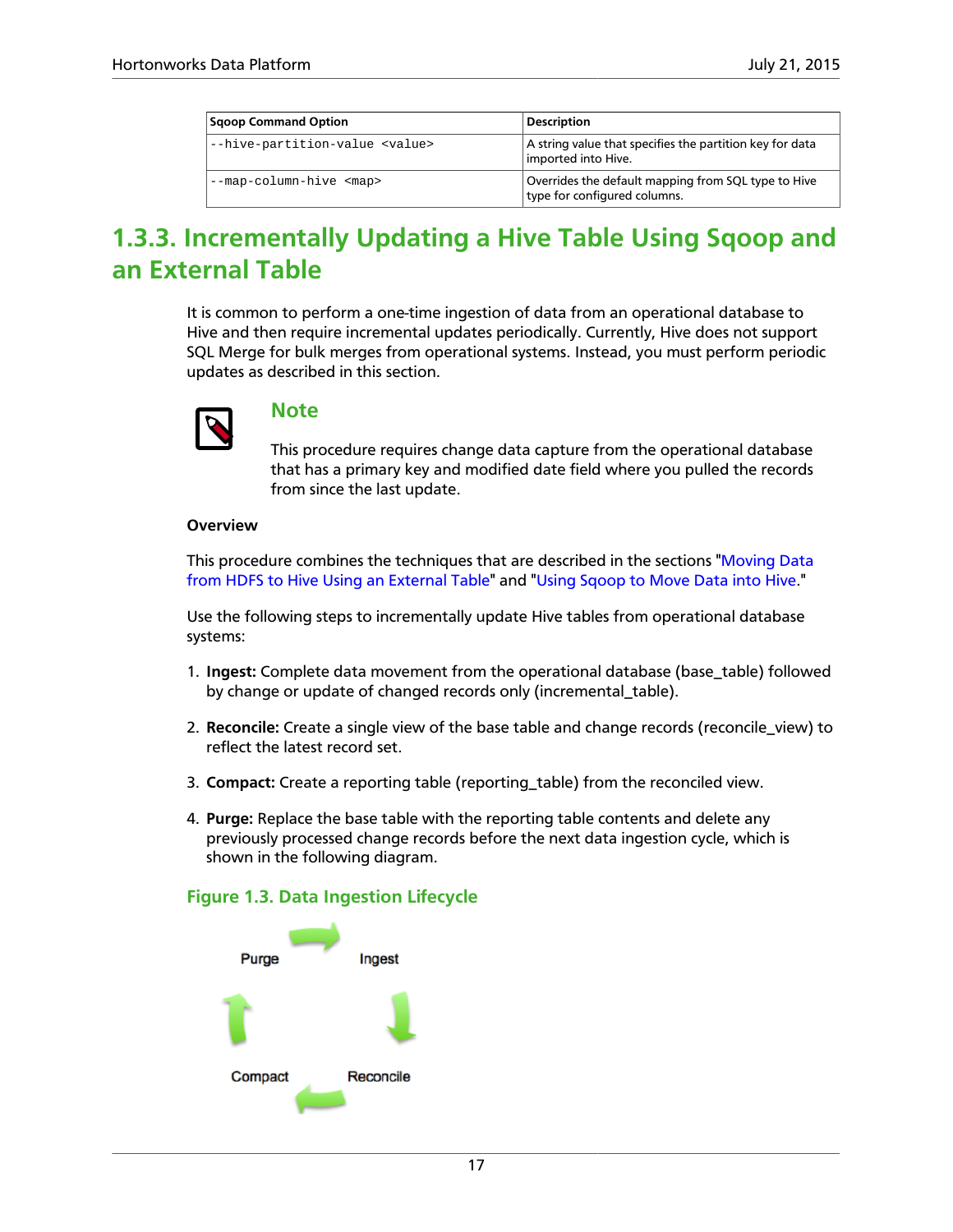| Sqoop Command Option | Description |
| --- | --- |
| `--hive-partition-value <value>` | A string value that specifies the partition key for data imported into Hive. |
| `--map-column-hive <map>` | Overrides the default mapping from SQL type to Hive type for configured columns. |

## 1.3.3. Incrementally Updating a Hive Table Using Sqoop and an External Table

It is common to perform a one-time ingestion of data from an operational database to Hive and then require incremental updates periodically. Currently, Hive does not support SQL Merge for bulk merges from operational systems. Instead, you must perform periodic updates as described in this section.

> **Note**
>
> This procedure requires change data capture from the operational database that has a primary key and modified date field where you pulled the records from since the last update.

**Overview**

This procedure combines the techniques that are described in the sections "Moving Data from HDFS to Hive Using an External Table" and "Using Sqoop to Move Data into Hive."

Use the following steps to incrementally update Hive tables from operational database systems:

1. **Ingest:** Complete data movement from the operational database (base_table) followed by change or update of changed records only (incremental_table).
2. **Reconcile:** Create a single view of the base table and change records (reconcile_view) to reflect the latest record set.
3. **Compact:** Create a reporting table (reporting_table) from the reconciled view.
4. **Purge:** Replace the base table with the reporting table contents and delete any previously processed change records before the next data ingestion cycle, which is shown in the following diagram.

**Figure 1.3. Data Ingestion Lifecycle**

Purge → Ingest → Reconcile → Compact → Purge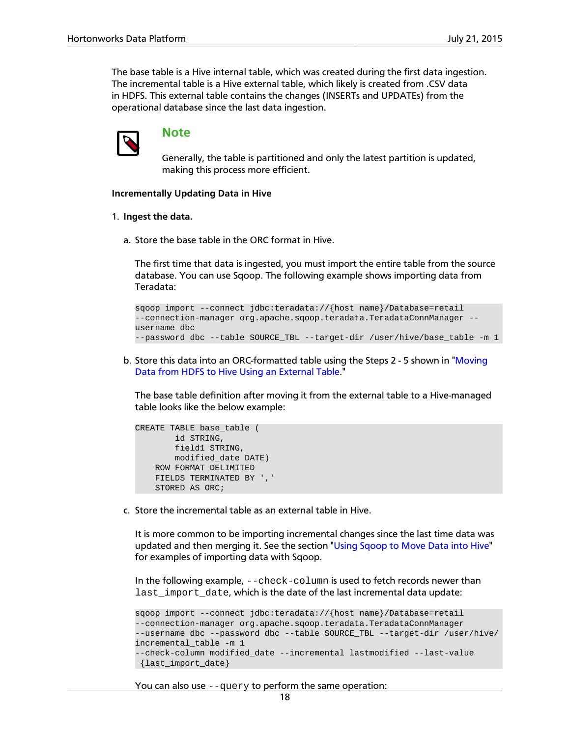The base table is a Hive internal table, which was created during the first data ingestion. The incremental table is a Hive external table, which likely is created from .CSV data in HDFS. This external table contains the changes (INSERTs and UPDATEs) from the operational database since the last data ingestion.

> **Note**
>
> Generally, the table is partitioned and only the latest partition is updated, making this process more efficient.

**Incrementally Updating Data in Hive**

1. **Ingest the data.**

   a. Store the base table in the ORC format in Hive.

      The first time that data is ingested, you must import the entire table from the source database. You can use Sqoop. The following example shows importing data from Teradata:

      ```
      sqoop import --connect jdbc:teradata://{host name}/Database=retail
      --connection-manager org.apache.sqoop.teradata.TeradataConnManager --
      username dbc
      --password dbc --table SOURCE_TBL --target-dir /user/hive/base_table -m 1
      ```

   b. Store this data into an ORC-formatted table using the Steps 2 - 5 shown in "Moving Data from HDFS to Hive Using an External Table."

      The base table definition after moving it from the external table to a Hive-managed table looks like the below example:

      ```
      CREATE TABLE base_table (
              id STRING,
              field1 STRING,
              modified_date DATE)
          ROW FORMAT DELIMITED
          FIELDS TERMINATED BY ','
          STORED AS ORC;
      ```

   c. Store the incremental table as an external table in Hive.

      It is more common to be importing incremental changes since the last time data was updated and then merging it. See the section "Using Sqoop to Move Data into Hive" for examples of importing data with Sqoop.

      In the following example, `--check-column` is used to fetch records newer than `last_import_date`, which is the date of the last incremental data update:

      ```
      sqoop import --connect jdbc:teradata://{host name}/Database=retail
      --connection-manager org.apache.sqoop.teradata.TeradataConnManager
      --username dbc --password dbc --table SOURCE_TBL --target-dir /user/hive/
      incremental_table -m 1
      --check-column modified_date --incremental lastmodified --last-value
       {last_import_date}
      ```

      You can also use `--query` to perform the same operation: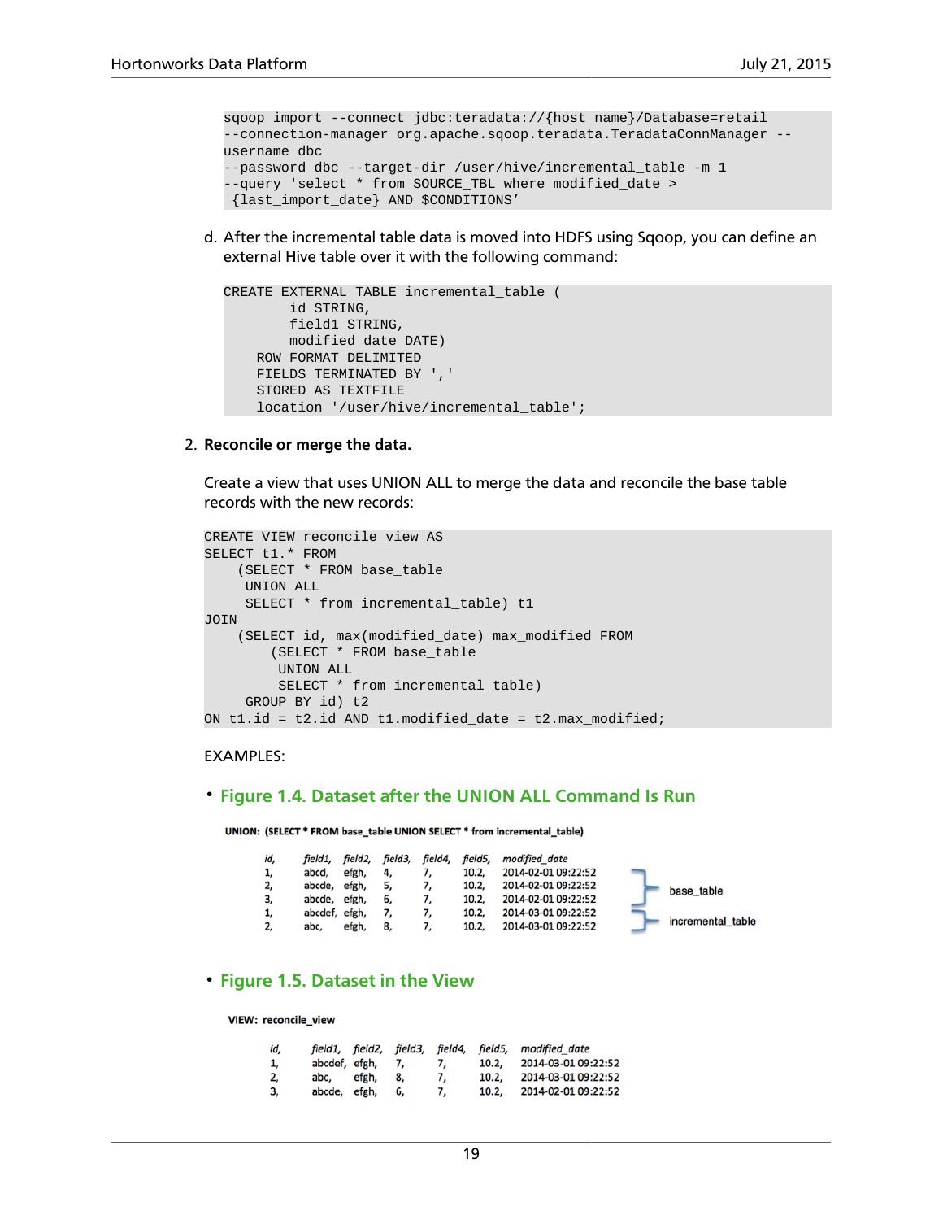```
sqoop import --connect jdbc:teradata://{host name}/Database=retail
--connection-manager org.apache.sqoop.teradata.TeradataConnManager --
username dbc
--password dbc --target-dir /user/hive/incremental_table -m 1
--query 'select * from SOURCE_TBL where modified_date >
 {last_import_date} AND $CONDITIONS’
```

d. After the incremental table data is moved into HDFS using Sqoop, you can define an external Hive table over it with the following command:

```
CREATE EXTERNAL TABLE incremental_table (
        id STRING,
        field1 STRING,
        modified_date DATE)
    ROW FORMAT DELIMITED
    FIELDS TERMINATED BY ','
    STORED AS TEXTFILE
    location '/user/hive/incremental_table';
```

2. **Reconcile or merge the data.**

   Create a view that uses UNION ALL to merge the data and reconcile the base table records with the new records:

```
CREATE VIEW reconcile_view AS
SELECT t1.* FROM
    (SELECT * FROM base_table
     UNION ALL
     SELECT * from incremental_table) t1
JOIN
    (SELECT id, max(modified_date) max_modified FROM
        (SELECT * FROM base_table
         UNION ALL
         SELECT * from incremental_table)
     GROUP BY id) t2
ON t1.id = t2.id AND t1.modified_date = t2.max_modified;
```

EXAMPLES:

- **Figure 1.4. Dataset after the UNION ALL Command Is Run**

**UNION: (SELECT * FROM base_table UNION SELECT * from incremental_table)**

| id, | field1, | field2, | field3, | field4, | field5, | modified_date | |
|---|---|---|---|---|---|---|---|
| 1, | abcd, | efgh, | 4, | 7, | 10.2, | 2014-02-01 09:22:52 | base_table |
| 2, | abcde, | efgh, | 5, | 7, | 10.2, | 2014-02-01 09:22:52 | base_table |
| 3, | abcde, | efgh, | 6, | 7, | 10.2, | 2014-02-01 09:22:52 | base_table |
| 1, | abcdef, | efgh, | 7, | 7, | 10.2, | 2014-03-01 09:22:52 | incremental_table |
| 2, | abc, | efgh, | 8, | 7, | 10.2, | 2014-03-01 09:22:52 | incremental_table |

- **Figure 1.5. Dataset in the View**

**VIEW: reconcile_view**

| id, | field1, | field2, | field3, | field4, | field5, | modified_date |
|---|---|---|---|---|---|---|
| 1, | abcdef, | efgh, | 7, | 7, | 10.2, | 2014-03-01 09:22:52 |
| 2, | abc, | efgh, | 8, | 7, | 10.2, | 2014-03-01 09:22:52 |
| 3, | abcde, | efgh, | 6, | 7, | 10.2, | 2014-02-01 09:22:52 |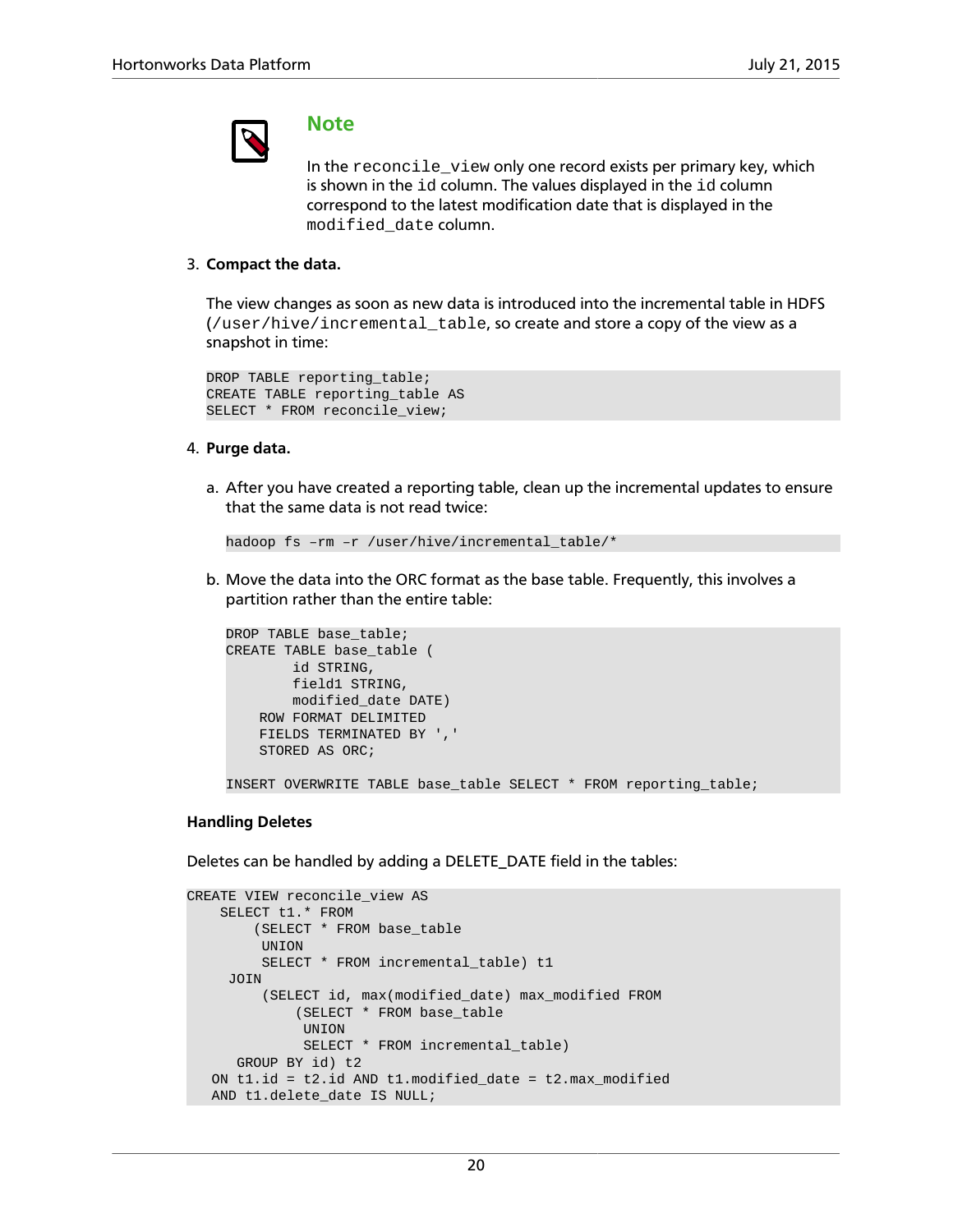> **Note**
>
> In the `reconcile_view` only one record exists per primary key, which is shown in the `id` column. The values displayed in the `id` column correspond to the latest modification date that is displayed in the `modified_date` column.

3. **Compact the data.**

   The view changes as soon as new data is introduced into the incremental table in HDFS (`/user/hive/incremental_table`, so create and store a copy of the view as a snapshot in time:

   ```
   DROP TABLE reporting_table;
   CREATE TABLE reporting_table AS
   SELECT * FROM reconcile_view;
   ```

4. **Purge data.**

   a. After you have created a reporting table, clean up the incremental updates to ensure that the same data is not read twice:

   ```
   hadoop fs –rm –r /user/hive/incremental_table/*
   ```

   b. Move the data into the ORC format as the base table. Frequently, this involves a partition rather than the entire table:

   ```
   DROP TABLE base_table;
   CREATE TABLE base_table (
           id STRING,
           field1 STRING,
           modified_date DATE)
       ROW FORMAT DELIMITED
       FIELDS TERMINATED BY ','
       STORED AS ORC;

   INSERT OVERWRITE TABLE base_table SELECT * FROM reporting_table;
   ```

**Handling Deletes**

Deletes can be handled by adding a DELETE_DATE field in the tables:

```
CREATE VIEW reconcile_view AS
    SELECT t1.* FROM
        (SELECT * FROM base_table
         UNION
         SELECT * FROM incremental_table) t1
     JOIN
         (SELECT id, max(modified_date) max_modified FROM
             (SELECT * FROM base_table
              UNION
              SELECT * FROM incremental_table)
      GROUP BY id) t2
   ON t1.id = t2.id AND t1.modified_date = t2.max_modified
   AND t1.delete_date IS NULL;
```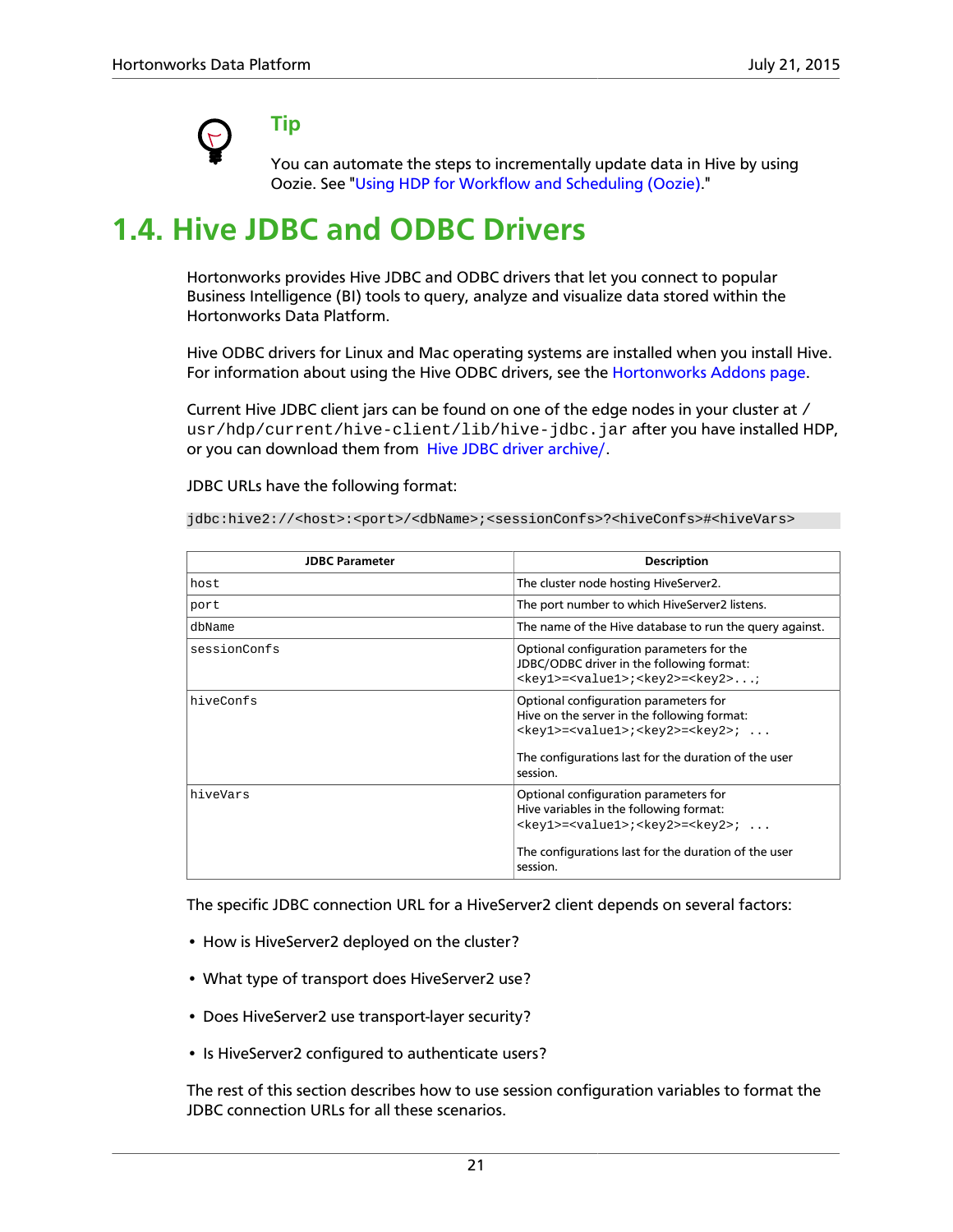> **Tip**
>
> You can automate the steps to incrementally update data in Hive by using Oozie. See "Using HDP for Workflow and Scheduling (Oozie)."

## 1.4. Hive JDBC and ODBC Drivers

Hortonworks provides Hive JDBC and ODBC drivers that let you connect to popular Business Intelligence (BI) tools to query, analyze and visualize data stored within the Hortonworks Data Platform.

Hive ODBC drivers for Linux and Mac operating systems are installed when you install Hive. For information about using the Hive ODBC drivers, see the Hortonworks Addons page.

Current Hive JDBC client jars can be found on one of the edge nodes in your cluster at `/usr/hdp/current/hive-client/lib/hive-jdbc.jar` after you have installed HDP, or you can download them from Hive JDBC driver archive/.

JDBC URLs have the following format:

```
jdbc:hive2://<host>:<port>/<dbName>;<sessionConfs>?<hiveConfs>#<hiveVars>
```

| JDBC Parameter | Description |
|---|---|
| `host` | The cluster node hosting HiveServer2. |
| `port` | The port number to which HiveServer2 listens. |
| `dbName` | The name of the Hive database to run the query against. |
| `sessionConfs` | Optional configuration parameters for the JDBC/ODBC driver in the following format: `<key1>=<value1>;<key2>=<key2>...;` |
| `hiveConfs` | Optional configuration parameters for Hive on the server in the following format: `<key1>=<value1>;<key2>=<key2>; ...` <br><br> The configurations last for the duration of the user session. |
| `hiveVars` | Optional configuration parameters for Hive variables in the following format: `<key1>=<value1>;<key2>=<key2>; ...` <br><br> The configurations last for the duration of the user session. |

The specific JDBC connection URL for a HiveServer2 client depends on several factors:

- How is HiveServer2 deployed on the cluster?
- What type of transport does HiveServer2 use?
- Does HiveServer2 use transport-layer security?
- Is HiveServer2 configured to authenticate users?

The rest of this section describes how to use session configuration variables to format the JDBC connection URLs for all these scenarios.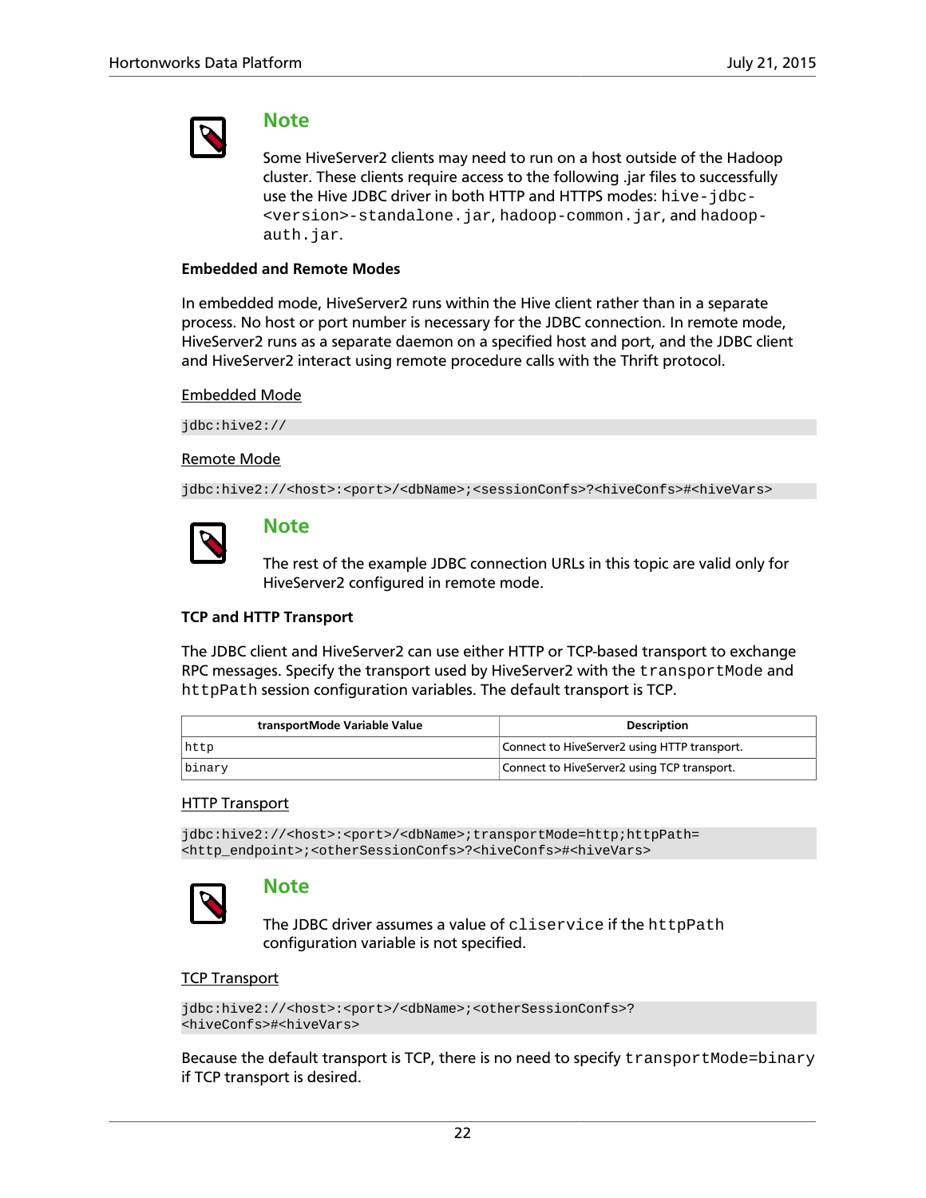> **Note**
>
> Some HiveServer2 clients may need to run on a host outside of the Hadoop cluster. These clients require access to the following .jar files to successfully use the Hive JDBC driver in both HTTP and HTTPS modes: `hive-jdbc-<version>-standalone.jar`, `hadoop-common.jar`, and `hadoop-auth.jar`.

**Embedded and Remote Modes**

In embedded mode, HiveServer2 runs within the Hive client rather than in a separate process. No host or port number is necessary for the JDBC connection. In remote mode, HiveServer2 runs as a separate daemon on a specified host and port, and the JDBC client and HiveServer2 interact using remote procedure calls with the Thrift protocol.

Embedded Mode

```
jdbc:hive2://
```

Remote Mode

```
jdbc:hive2://<host>:<port>/<dbName>;<sessionConfs>?<hiveConfs>#<hiveVars>
```

> **Note**
>
> The rest of the example JDBC connection URLs in this topic are valid only for HiveServer2 configured in remote mode.

**TCP and HTTP Transport**

The JDBC client and HiveServer2 can use either HTTP or TCP-based transport to exchange RPC messages. Specify the transport used by HiveServer2 with the `transportMode` and `httpPath` session configuration variables. The default transport is TCP.

| transportMode Variable Value | Description |
| --- | --- |
| `http` | Connect to HiveServer2 using HTTP transport. |
| `binary` | Connect to HiveServer2 using TCP transport. |

HTTP Transport

```
jdbc:hive2://<host>:<port>/<dbName>;transportMode=http;httpPath=
<http_endpoint>;<otherSessionConfs>?<hiveConfs>#<hiveVars>
```

> **Note**
>
> The JDBC driver assumes a value of `cliservice` if the `httpPath` configuration variable is not specified.

TCP Transport

```
jdbc:hive2://<host>:<port>/<dbName>;<otherSessionConfs>?
<hiveConfs>#<hiveVars>
```

Because the default transport is TCP, there is no need to specify `transportMode=binary` if TCP transport is desired.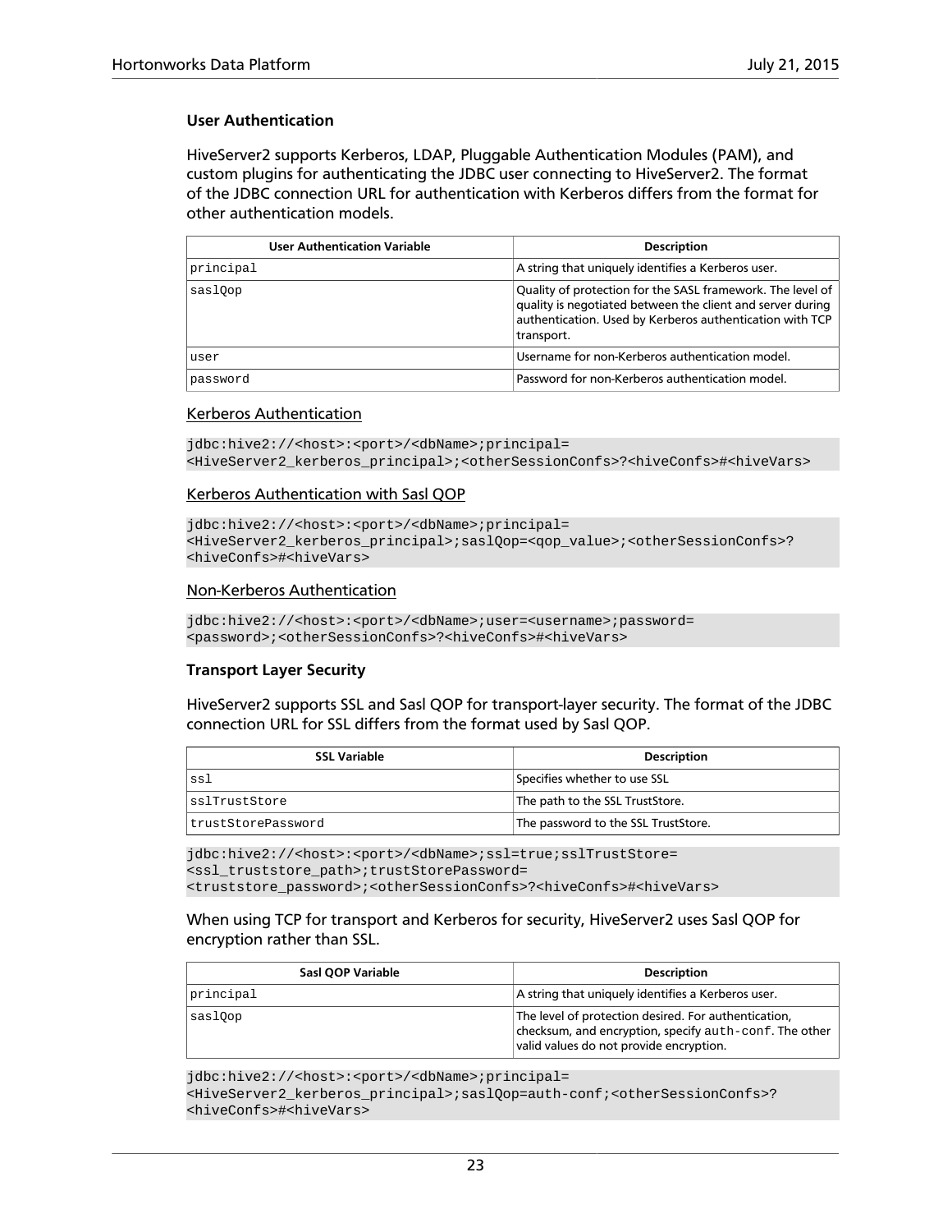#### User Authentication

HiveServer2 supports Kerberos, LDAP, Pluggable Authentication Modules (PAM), and custom plugins for authenticating the JDBC user connecting to HiveServer2. The format of the JDBC connection URL for authentication with Kerberos differs from the format for other authentication models.

| User Authentication Variable | Description |
| --- | --- |
| principal | A string that uniquely identifies a Kerberos user. |
| saslQop | Quality of protection for the SASL framework. The level of quality is negotiated between the client and server during authentication. Used by Kerberos authentication with TCP transport. |
| user | Username for non-Kerberos authentication model. |
| password | Password for non-Kerberos authentication model. |

Kerberos Authentication

```
jdbc:hive2://<host>:<port>/<dbName>;principal=
<HiveServer2_kerberos_principal>;<otherSessionConfs>?<hiveConfs>#<hiveVars>
```

Kerberos Authentication with Sasl QOP

```
jdbc:hive2://<host>:<port>/<dbName>;principal=
<HiveServer2_kerberos_principal>;saslQop=<qop_value>;<otherSessionConfs>?
<hiveConfs>#<hiveVars>
```

Non-Kerberos Authentication

```
jdbc:hive2://<host>:<port>/<dbName>;user=<username>;password=
<password>;<otherSessionConfs>?<hiveConfs>#<hiveVars>
```

#### Transport Layer Security

HiveServer2 supports SSL and Sasl QOP for transport-layer security. The format of the JDBC connection URL for SSL differs from the format used by Sasl QOP.

| SSL Variable | Description |
| --- | --- |
| ssl | Specifies whether to use SSL |
| sslTrustStore | The path to the SSL TrustStore. |
| trustStorePassword | The password to the SSL TrustStore. |

```
jdbc:hive2://<host>:<port>/<dbName>;ssl=true;sslTrustStore=
<ssl_truststore_path>;trustStorePassword=
<truststore_password>;<otherSessionConfs>?<hiveConfs>#<hiveVars>
```

When using TCP for transport and Kerberos for security, HiveServer2 uses Sasl QOP for encryption rather than SSL.

| Sasl QOP Variable | Description |
| --- | --- |
| principal | A string that uniquely identifies a Kerberos user. |
| saslQop | The level of protection desired. For authentication, checksum, and encryption, specify `auth-conf`. The other valid values do not provide encryption. |

```
jdbc:hive2://<host>:<port>/<dbName>;principal=
<HiveServer2_kerberos_principal>;saslQop=auth-conf;<otherSessionConfs>?
<hiveConfs>#<hiveVars>
```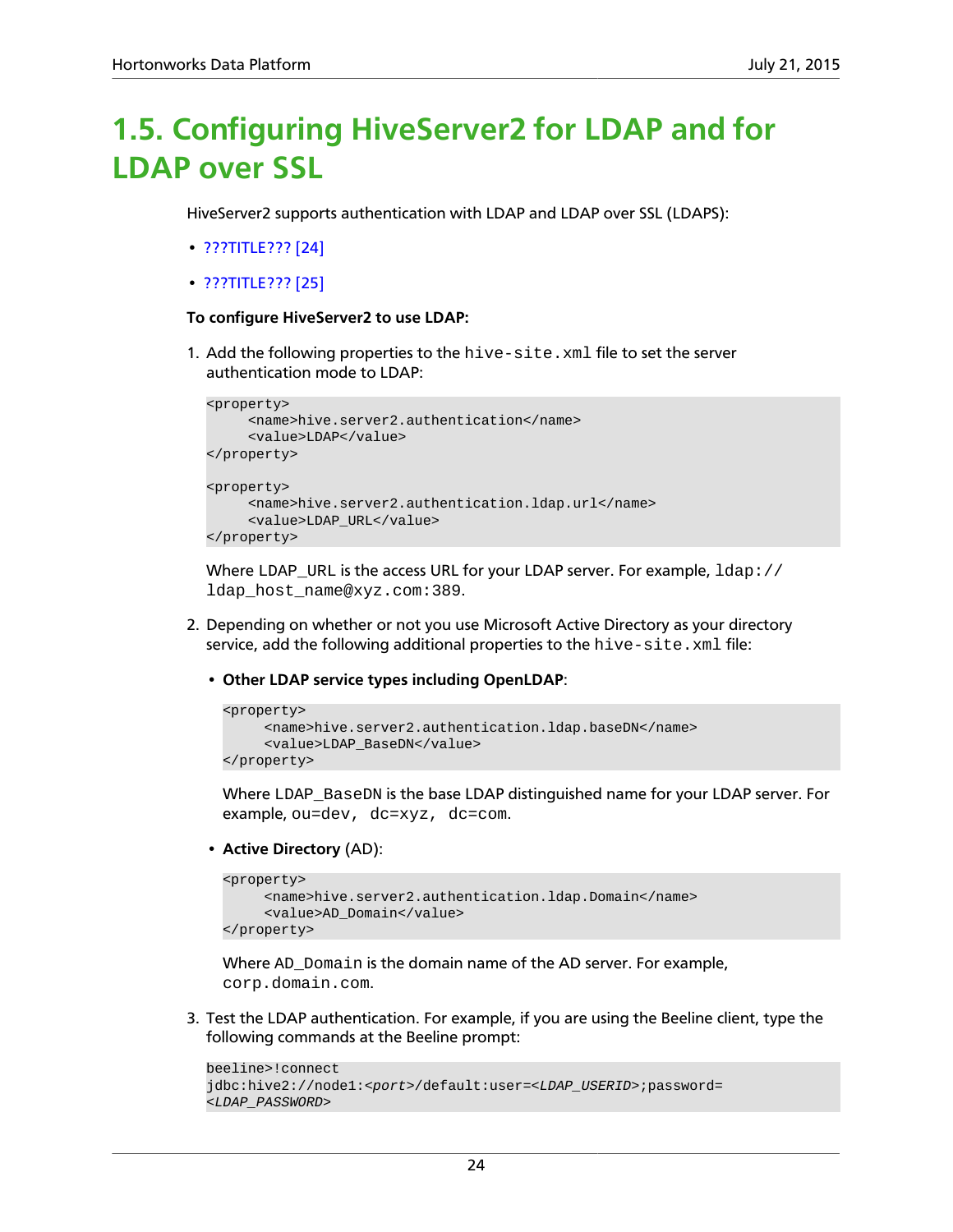# 1.5. Configuring HiveServer2 for LDAP and for LDAP over SSL

HiveServer2 supports authentication with LDAP and LDAP over SSL (LDAPS):

- ???TITLE??? [24]
- ???TITLE??? [25]

**To configure HiveServer2 to use LDAP:**

1. Add the following properties to the `hive-site.xml` file to set the server authentication mode to LDAP:

```
<property>
     <name>hive.server2.authentication</name>
     <value>LDAP</value>
</property>

<property>
     <name>hive.server2.authentication.ldap.url</name>
     <value>LDAP_URL</value>
</property>
```

   Where LDAP_URL is the access URL for your LDAP server. For example, `ldap://ldap_host_name@xyz.com:389`.

2. Depending on whether or not you use Microsoft Active Directory as your directory service, add the following additional properties to the `hive-site.xml` file:

   - **Other LDAP service types including OpenLDAP**:

```
<property>
     <name>hive.server2.authentication.ldap.baseDN</name>
     <value>LDAP_BaseDN</value>
</property>
```

     Where `LDAP_BaseDN` is the base LDAP distinguished name for your LDAP server. For example, `ou=dev, dc=xyz, dc=com`.

   - **Active Directory** (AD):

```
<property>
     <name>hive.server2.authentication.ldap.Domain</name>
     <value>AD_Domain</value>
</property>
```

     Where `AD_Domain` is the domain name of the AD server. For example, `corp.domain.com`.

3. Test the LDAP authentication. For example, if you are using the Beeline client, type the following commands at the Beeline prompt:

```
beeline>!connect
jdbc:hive2://node1:<port>/default:user=<LDAP_USERID>;password=
<LDAP_PASSWORD>
```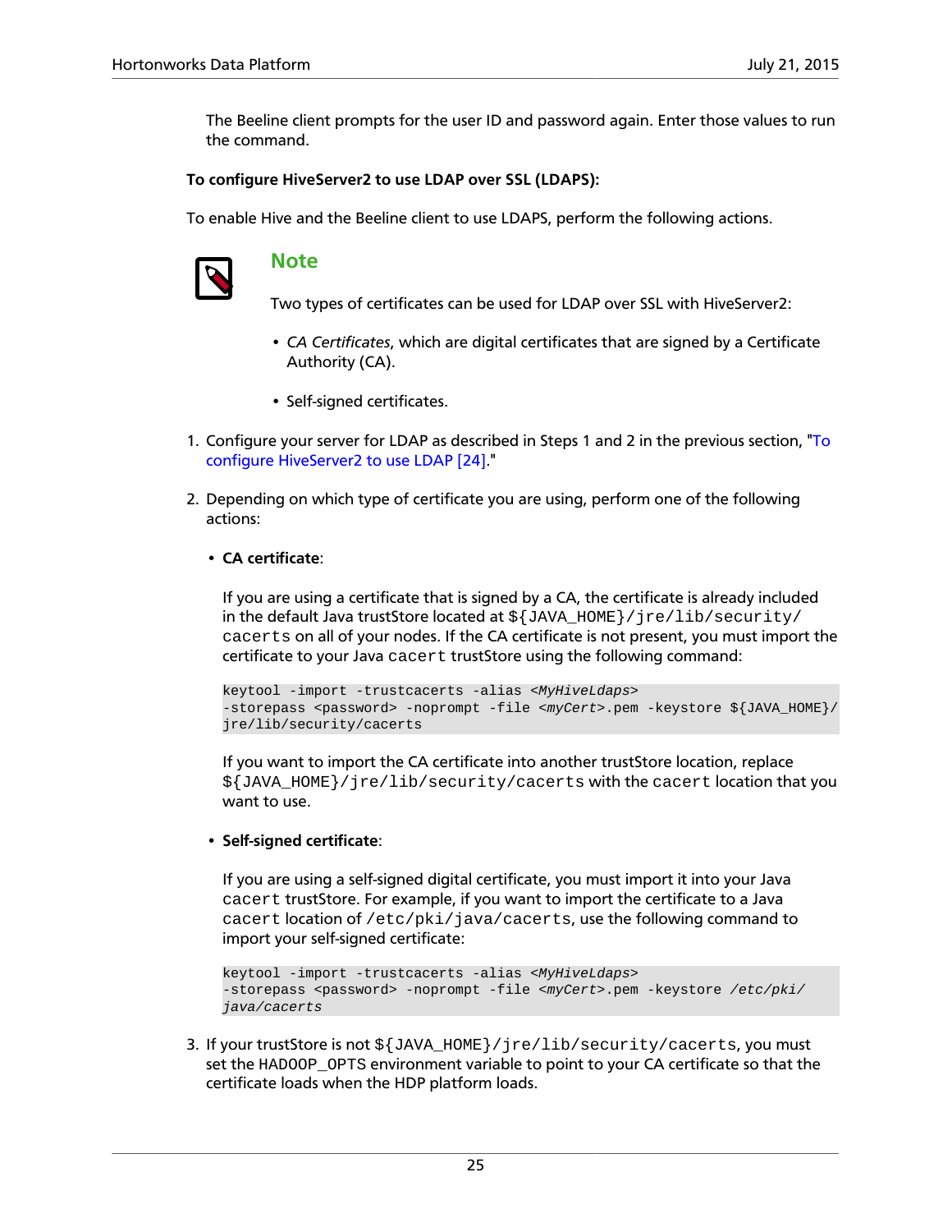The Beeline client prompts for the user ID and password again. Enter those values to run the command.

**To configure HiveServer2 to use LDAP over SSL (LDAPS):**

To enable Hive and the Beeline client to use LDAPS, perform the following actions.

> **Note**
>
> Two types of certificates can be used for LDAP over SSL with HiveServer2:
>
> - *CA Certificates*, which are digital certificates that are signed by a Certificate Authority (CA).
> - Self-signed certificates.

1. Configure your server for LDAP as described in Steps 1 and 2 in the previous section, "To configure HiveServer2 to use LDAP [24]."

2. Depending on which type of certificate you are using, perform one of the following actions:

   - **CA certificate**:

     If you are using a certificate that is signed by a CA, the certificate is already included in the default Java trustStore located at `${JAVA_HOME}/jre/lib/security/cacerts` on all of your nodes. If the CA certificate is not present, you must import the certificate to your Java `cacert` trustStore using the following command:

     ```
     keytool -import -trustcacerts -alias <MyHiveLdaps>
     -storepass <password> -noprompt -file <myCert>.pem -keystore ${JAVA_HOME}/
     jre/lib/security/cacerts
     ```

     If you want to import the CA certificate into another trustStore location, replace `${JAVA_HOME}/jre/lib/security/cacerts` with the `cacert` location that you want to use.

   - **Self-signed certificate**:

     If you are using a self-signed digital certificate, you must import it into your Java `cacert` trustStore. For example, if you want to import the certificate to a Java `cacert` location of `/etc/pki/java/cacerts`, use the following command to import your self-signed certificate:

     ```
     keytool -import -trustcacerts -alias <MyHiveLdaps>
     -storepass <password> -noprompt -file <myCert>.pem -keystore /etc/pki/
     java/cacerts
     ```

3. If your trustStore is not `${JAVA_HOME}/jre/lib/security/cacerts`, you must set the HADOOP_OPTS environment variable to point to your CA certificate so that the certificate loads when the HDP platform loads.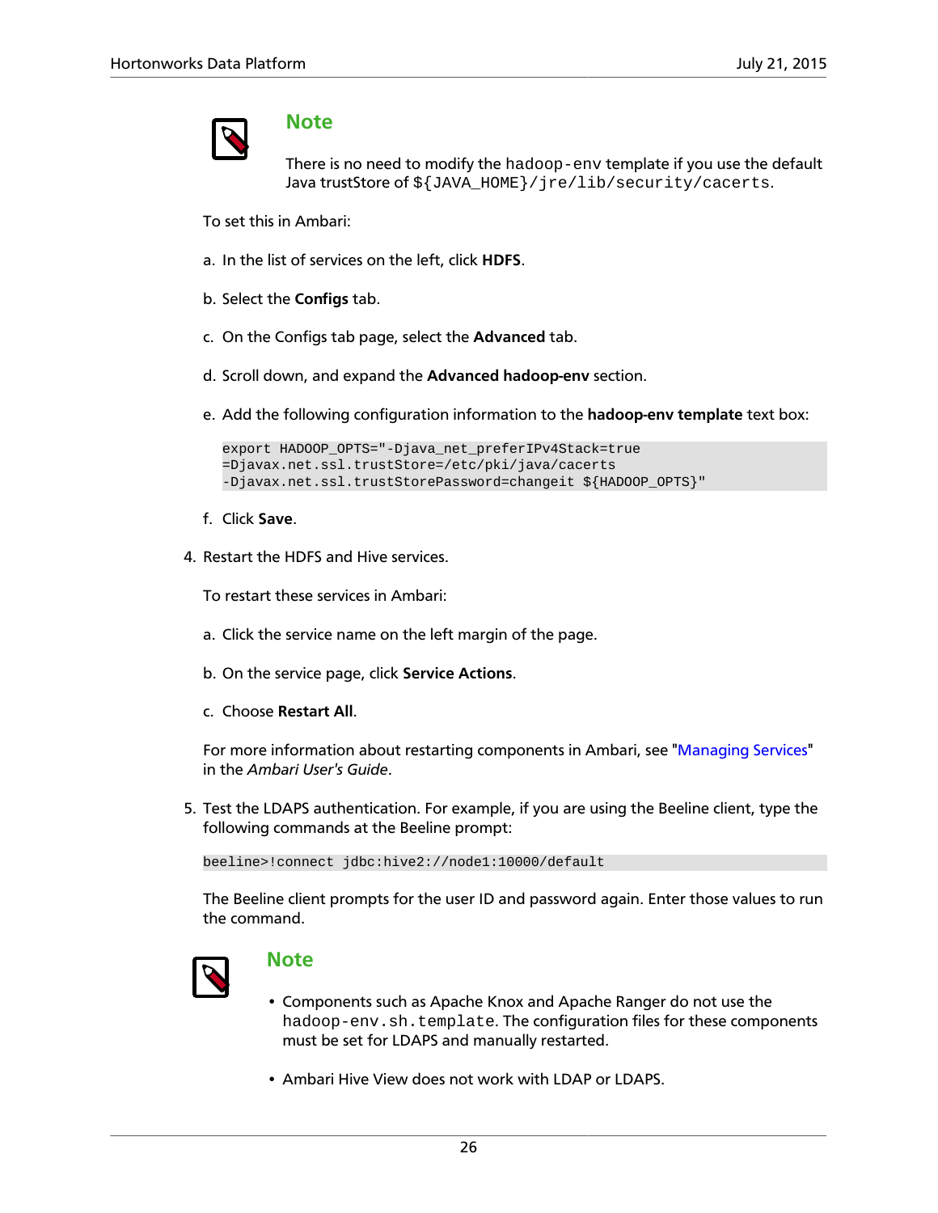> **Note**
>
> There is no need to modify the `hadoop-env` template if you use the default Java trustStore of `${JAVA_HOME}/jre/lib/security/cacerts`.

To set this in Ambari:

a. In the list of services on the left, click **HDFS**.

b. Select the **Configs** tab.

c. On the Configs tab page, select the **Advanced** tab.

d. Scroll down, and expand the **Advanced hadoop-env** section.

e. Add the following configuration information to the **hadoop-env template** text box:

```
export HADOOP_OPTS="-Djava_net_preferIPv4Stack=true
=Djavax.net.ssl.trustStore=/etc/pki/java/cacerts
-Djavax.net.ssl.trustStorePassword=changeit ${HADOOP_OPTS}"
```

f. Click **Save**.

4. Restart the HDFS and Hive services.

   To restart these services in Ambari:

   a. Click the service name on the left margin of the page.

   b. On the service page, click **Service Actions**.

   c. Choose **Restart All**.

   For more information about restarting components in Ambari, see "Managing Services" in the *Ambari User's Guide*.

5. Test the LDAPS authentication. For example, if you are using the Beeline client, type the following commands at the Beeline prompt:

   ```
   beeline>!connect jdbc:hive2://node1:10000/default
   ```

   The Beeline client prompts for the user ID and password again. Enter those values to run the command.

> **Note**
>
> - Components such as Apache Knox and Apache Ranger do not use the `hadoop-env.sh.template`. The configuration files for these components must be set for LDAPS and manually restarted.
> - Ambari Hive View does not work with LDAP or LDAPS.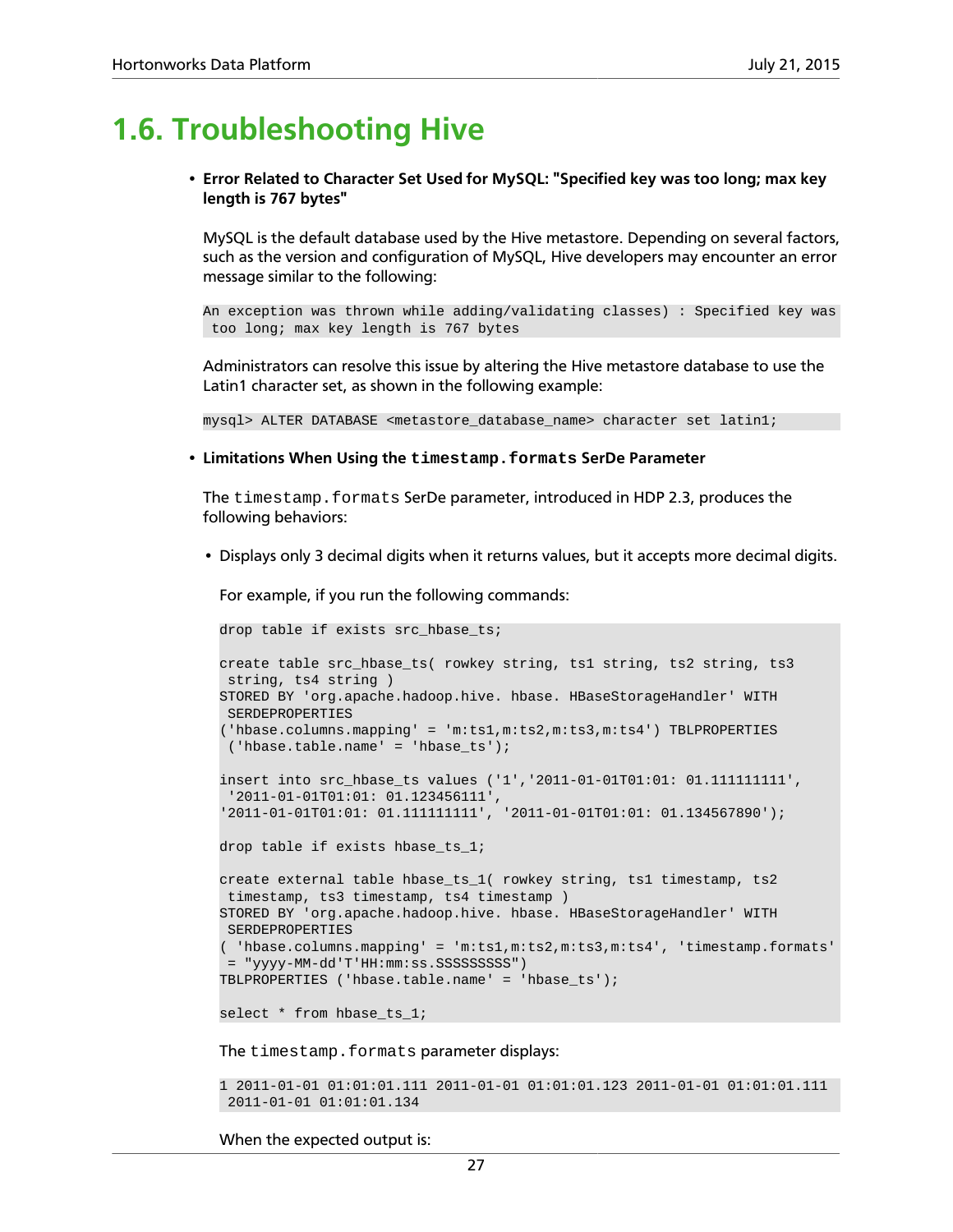# 1.6. Troubleshooting Hive

- **Error Related to Character Set Used for MySQL: "Specified key was too long; max key length is 767 bytes"**

  MySQL is the default database used by the Hive metastore. Depending on several factors, such as the version and configuration of MySQL, Hive developers may encounter an error message similar to the following:

  ```
  An exception was thrown while adding/validating classes) : Specified key was
   too long; max key length is 767 bytes
  ```

  Administrators can resolve this issue by altering the Hive metastore database to use the Latin1 character set, as shown in the following example:

  ```
  mysql> ALTER DATABASE <metastore_database_name> character set latin1;
  ```

- **Limitations When Using the `timestamp.formats` SerDe Parameter**

  The `timestamp.formats` SerDe parameter, introduced in HDP 2.3, produces the following behaviors:

  - Displays only 3 decimal digits when it returns values, but it accepts more decimal digits.

    For example, if you run the following commands:

    ```
    drop table if exists src_hbase_ts;

    create table src_hbase_ts( rowkey string, ts1 string, ts2 string, ts3
     string, ts4 string )
    STORED BY 'org.apache.hadoop.hive. hbase. HBaseStorageHandler' WITH
     SERDEPROPERTIES
    ('hbase.columns.mapping' = 'm:ts1,m:ts2,m:ts3,m:ts4') TBLPROPERTIES
     ('hbase.table.name' = 'hbase_ts');

    insert into src_hbase_ts values ('1','2011-01-01T01:01: 01.111111111',
     '2011-01-01T01:01: 01.123456111',
    '2011-01-01T01:01: 01.111111111', '2011-01-01T01:01: 01.134567890');

    drop table if exists hbase_ts_1;

    create external table hbase_ts_1( rowkey string, ts1 timestamp, ts2
     timestamp, ts3 timestamp, ts4 timestamp )
    STORED BY 'org.apache.hadoop.hive. hbase. HBaseStorageHandler' WITH
     SERDEPROPERTIES
    ( 'hbase.columns.mapping' = 'm:ts1,m:ts2,m:ts3,m:ts4', 'timestamp.formats'
     = "yyyy-MM-dd'T'HH:mm:ss.SSSSSSSSS")
    TBLPROPERTIES ('hbase.table.name' = 'hbase_ts');

    select * from hbase_ts_1;
    ```

    The `timestamp.formats` parameter displays:

    ```
    1 2011-01-01 01:01:01.111 2011-01-01 01:01:01.123 2011-01-01 01:01:01.111
     2011-01-01 01:01:01.134
    ```

    When the expected output is: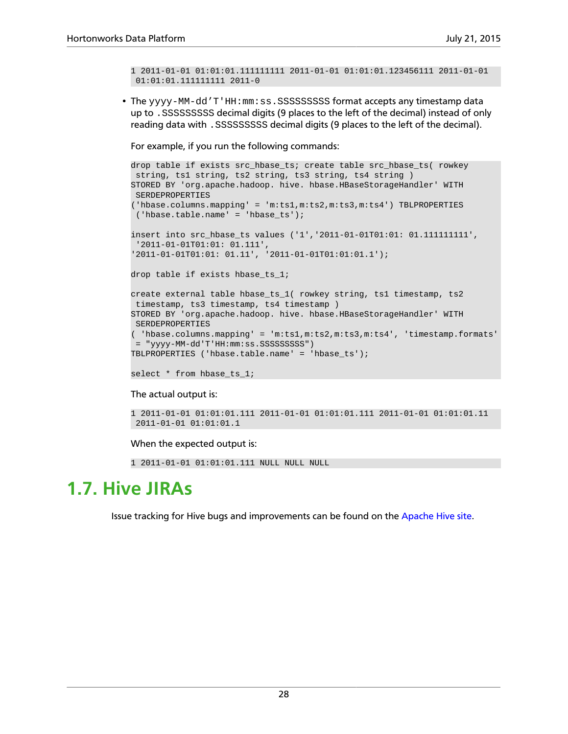```
1 2011-01-01 01:01:01.111111111 2011-01-01 01:01:01.123456111 2011-01-01
 01:01:01.111111111 2011-0
```

- The yyyy-MM-dd'T'HH:mm:ss.SSSSSSSSS format accepts any timestamp data up to .SSSSSSSSS decimal digits (9 places to the left of the decimal) instead of only reading data with .SSSSSSSSS decimal digits (9 places to the left of the decimal).

  For example, if you run the following commands:

```
drop table if exists src_hbase_ts; create table src_hbase_ts( rowkey
 string, ts1 string, ts2 string, ts3 string, ts4 string )
STORED BY 'org.apache.hadoop. hive. hbase.HBaseStorageHandler' WITH
 SERDEPROPERTIES
('hbase.columns.mapping' = 'm:ts1,m:ts2,m:ts3,m:ts4') TBLPROPERTIES
 ('hbase.table.name' = 'hbase_ts');

insert into src_hbase_ts values ('1','2011-01-01T01:01: 01.111111111',
 '2011-01-01T01:01: 01.111',
'2011-01-01T01:01: 01.11', '2011-01-01T01:01:01.1');

drop table if exists hbase_ts_1;

create external table hbase_ts_1( rowkey string, ts1 timestamp, ts2
 timestamp, ts3 timestamp, ts4 timestamp )
STORED BY 'org.apache.hadoop. hive. hbase.HBaseStorageHandler' WITH
 SERDEPROPERTIES
( 'hbase.columns.mapping' = 'm:ts1,m:ts2,m:ts3,m:ts4', 'timestamp.formats'
 = "yyyy-MM-dd'T'HH:mm:ss.SSSSSSSSS")
TBLPROPERTIES ('hbase.table.name' = 'hbase_ts');

select * from hbase_ts_1;
```

  The actual output is:

```
1 2011-01-01 01:01:01.111 2011-01-01 01:01:01.111 2011-01-01 01:01:01.11
 2011-01-01 01:01:01.1
```

  When the expected output is:

```
1 2011-01-01 01:01:01.111 NULL NULL NULL
```

## 1.7. Hive JIRAs

Issue tracking for Hive bugs and improvements can be found on the Apache Hive site.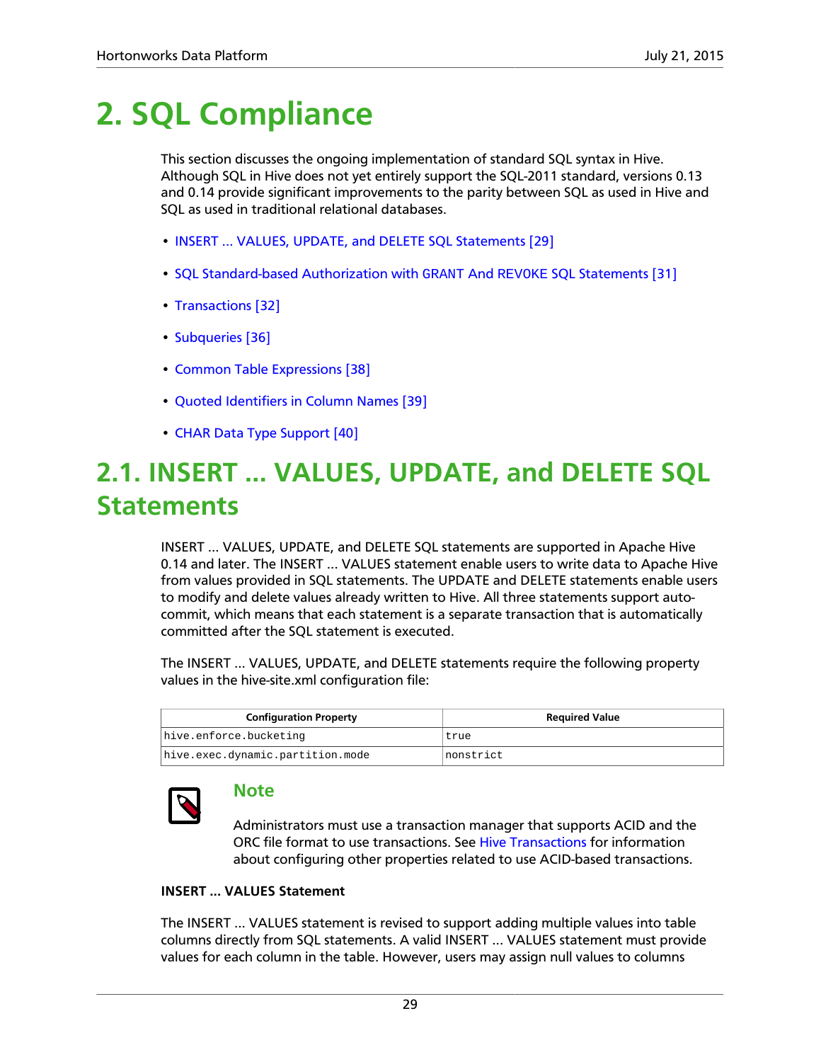# 2. SQL Compliance

This section discusses the ongoing implementation of standard SQL syntax in Hive. Although SQL in Hive does not yet entirely support the SQL-2011 standard, versions 0.13 and 0.14 provide significant improvements to the parity between SQL as used in Hive and SQL as used in traditional relational databases.

- INSERT ... VALUES, UPDATE, and DELETE SQL Statements [29]
- SQL Standard-based Authorization with GRANT And REVOKE SQL Statements [31]
- Transactions [32]
- Subqueries [36]
- Common Table Expressions [38]
- Quoted Identifiers in Column Names [39]
- CHAR Data Type Support [40]

## 2.1. INSERT ... VALUES, UPDATE, and DELETE SQL Statements

INSERT ... VALUES, UPDATE, and DELETE SQL statements are supported in Apache Hive 0.14 and later. The INSERT ... VALUES statement enable users to write data to Apache Hive from values provided in SQL statements. The UPDATE and DELETE statements enable users to modify and delete values already written to Hive. All three statements support auto-commit, which means that each statement is a separate transaction that is automatically committed after the SQL statement is executed.

The INSERT ... VALUES, UPDATE, and DELETE statements require the following property values in the hive-site.xml configuration file:

| Configuration Property | Required Value |
|---|---|
| `hive.enforce.bucketing` | `true` |
| `hive.exec.dynamic.partition.mode` | `nonstrict` |

### Note

Administrators must use a transaction manager that supports ACID and the ORC file format to use transactions. See Hive Transactions for information about configuring other properties related to use ACID-based transactions.

**INSERT ... VALUES Statement**

The INSERT ... VALUES statement is revised to support adding multiple values into table columns directly from SQL statements. A valid INSERT ... VALUES statement must provide values for each column in the table. However, users may assign null values to columns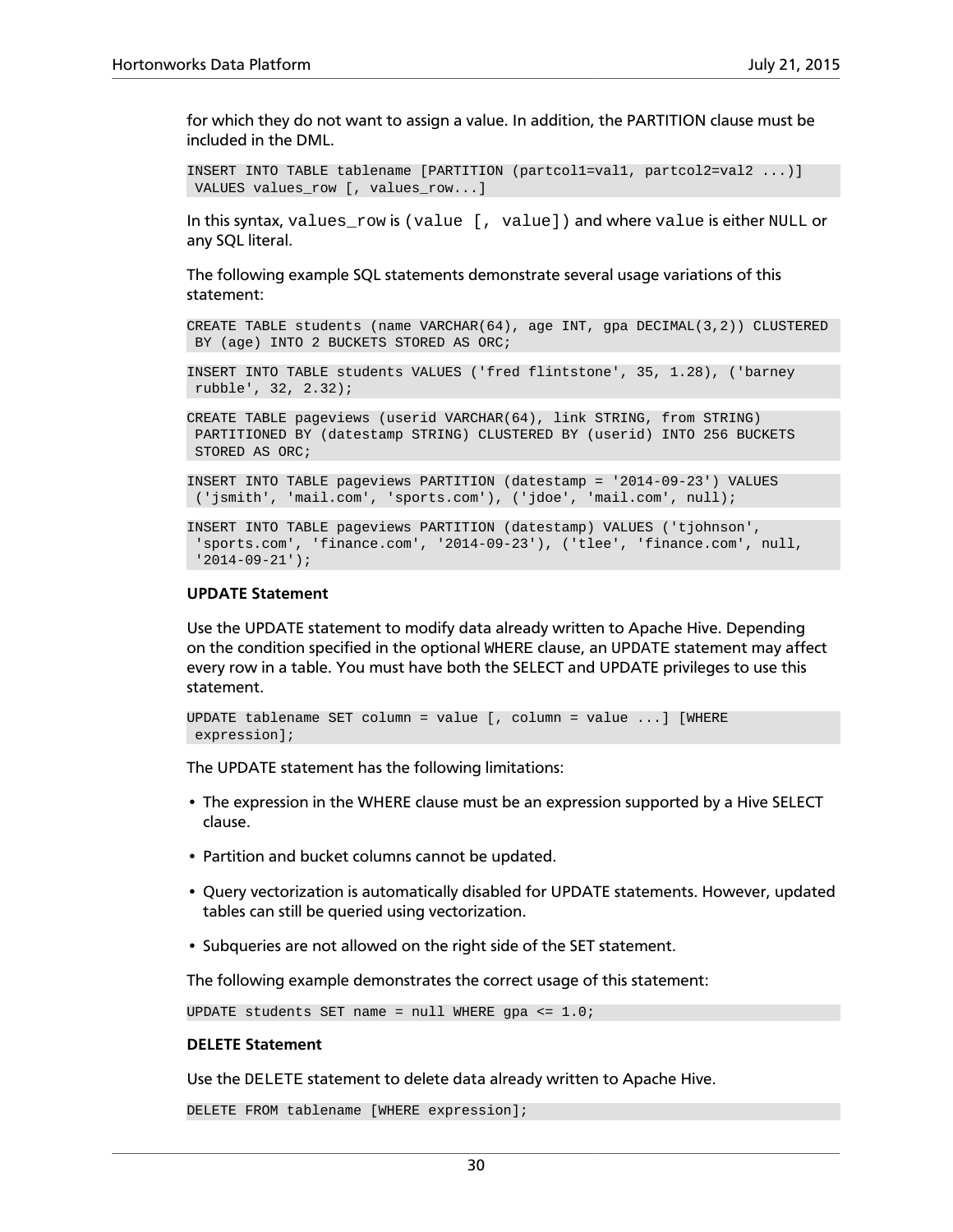for which they do not want to assign a value. In addition, the PARTITION clause must be included in the DML.

```
INSERT INTO TABLE tablename [PARTITION (partcol1=val1, partcol2=val2 ...)]
 VALUES values_row [, values_row...]
```

In this syntax, `values_row` is `(value [, value])` and where `value` is either `NULL` or any SQL literal.

The following example SQL statements demonstrate several usage variations of this statement:

```
CREATE TABLE students (name VARCHAR(64), age INT, gpa DECIMAL(3,2)) CLUSTERED
 BY (age) INTO 2 BUCKETS STORED AS ORC;
```

```
INSERT INTO TABLE students VALUES ('fred flintstone', 35, 1.28), ('barney
 rubble', 32, 2.32);
```

```
CREATE TABLE pageviews (userid VARCHAR(64), link STRING, from STRING)
 PARTITIONED BY (datestamp STRING) CLUSTERED BY (userid) INTO 256 BUCKETS
 STORED AS ORC;
```

```
INSERT INTO TABLE pageviews PARTITION (datestamp = '2014-09-23') VALUES
 ('jsmith', 'mail.com', 'sports.com'), ('jdoe', 'mail.com', null);
```

```
INSERT INTO TABLE pageviews PARTITION (datestamp) VALUES ('tjohnson',
 'sports.com', 'finance.com', '2014-09-23'), ('tlee', 'finance.com', null,
 '2014-09-21');
```

**UPDATE Statement**

Use the UPDATE statement to modify data already written to Apache Hive. Depending on the condition specified in the optional `WHERE` clause, an `UPDATE` statement may affect every row in a table. You must have both the SELECT and UPDATE privileges to use this statement.

```
UPDATE tablename SET column = value [, column = value ...] [WHERE
 expression];
```

The UPDATE statement has the following limitations:

- The expression in the WHERE clause must be an expression supported by a Hive SELECT clause.
- Partition and bucket columns cannot be updated.
- Query vectorization is automatically disabled for UPDATE statements. However, updated tables can still be queried using vectorization.
- Subqueries are not allowed on the right side of the SET statement.

The following example demonstrates the correct usage of this statement:

```
UPDATE students SET name = null WHERE gpa <= 1.0;
```

**DELETE Statement**

Use the `DELETE` statement to delete data already written to Apache Hive.

```
DELETE FROM tablename [WHERE expression];
```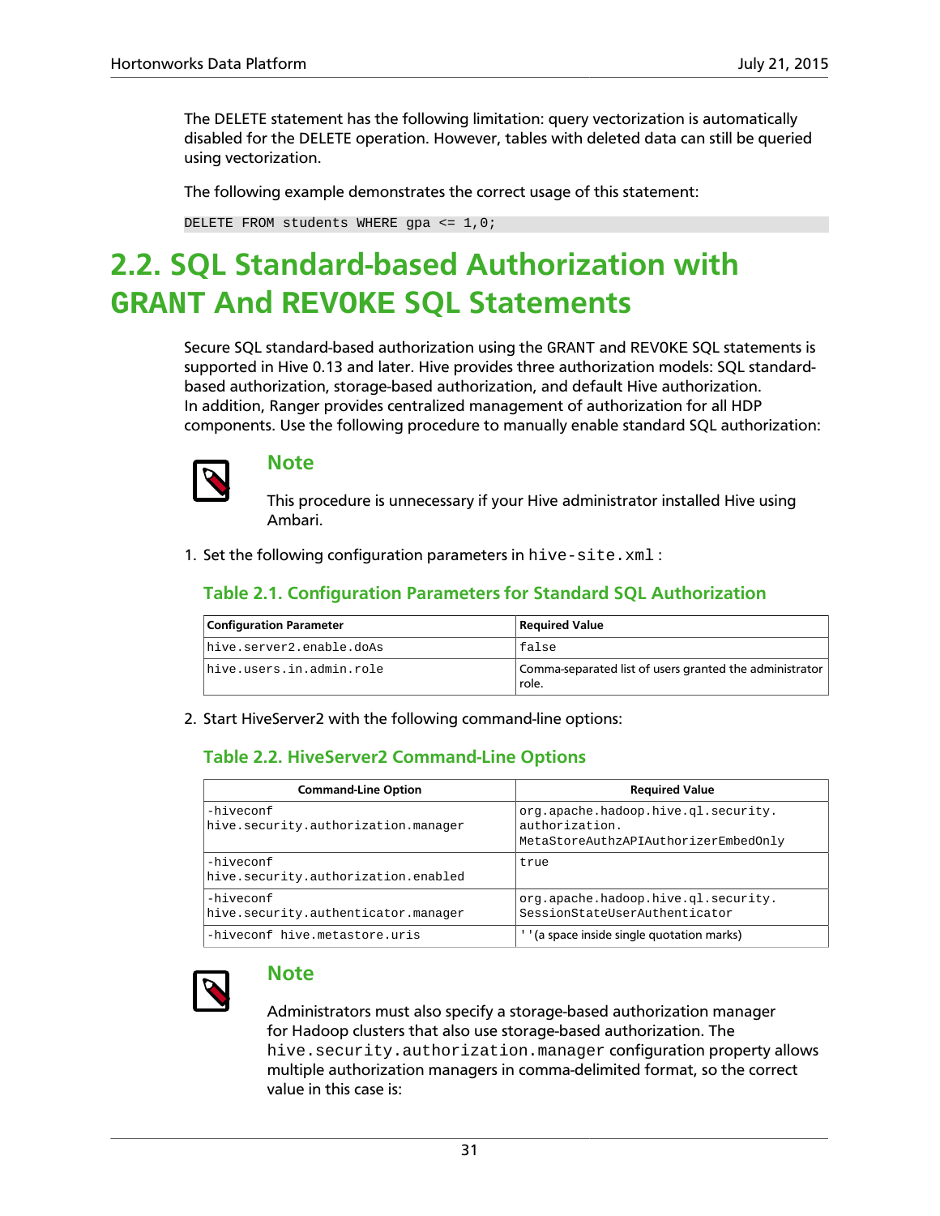The DELETE statement has the following limitation: query vectorization is automatically disabled for the DELETE operation. However, tables with deleted data can still be queried using vectorization.

The following example demonstrates the correct usage of this statement:

```
DELETE FROM students WHERE gpa <= 1,0;
```

## 2.2. SQL Standard-based Authorization with GRANT And REVOKE SQL Statements

Secure SQL standard-based authorization using the GRANT and REVOKE SQL statements is supported in Hive 0.13 and later. Hive provides three authorization models: SQL standard-based authorization, storage-based authorization, and default Hive authorization. In addition, Ranger provides centralized management of authorization for all HDP components. Use the following procedure to manually enable standard SQL authorization:

> **Note**
>
> This procedure is unnecessary if your Hive administrator installed Hive using Ambari.

1. Set the following configuration parameters in `hive-site.xml`:

**Table 2.1. Configuration Parameters for Standard SQL Authorization**

| Configuration Parameter | Required Value |
| --- | --- |
| `hive.server2.enable.doAs` | `false` |
| `hive.users.in.admin.role` | Comma-separated list of users granted the administrator role. |

2. Start HiveServer2 with the following command-line options:

**Table 2.2. HiveServer2 Command-Line Options**

| Command-Line Option | Required Value |
| --- | --- |
| `-hiveconf hive.security.authorization.manager` | `org.apache.hadoop.hive.ql.security.authorization.MetaStoreAuthzAPIAuthorizerEmbedOnly` |
| `-hiveconf hive.security.authorization.enabled` | `true` |
| `-hiveconf hive.security.authenticator.manager` | `org.apache.hadoop.hive.ql.security.SessionStateUserAuthenticator` |
| `-hiveconf hive.metastore.uris` | `' '`(a space inside single quotation marks) |

> **Note**
>
> Administrators must also specify a storage-based authorization manager for Hadoop clusters that also use storage-based authorization. The `hive.security.authorization.manager` configuration property allows multiple authorization managers in comma-delimited format, so the correct value in this case is: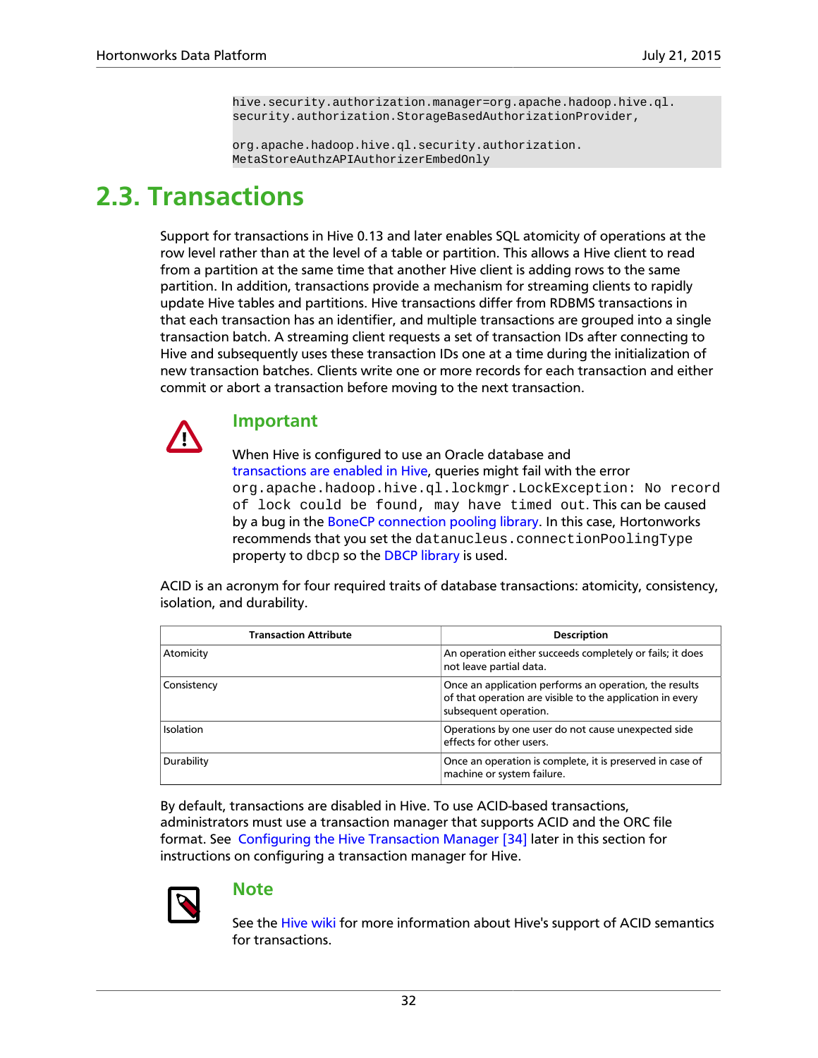```
hive.security.authorization.manager=org.apache.hadoop.hive.ql.
security.authorization.StorageBasedAuthorizationProvider,

org.apache.hadoop.hive.ql.security.authorization.
MetaStoreAuthzAPIAuthorizerEmbedOnly
```

## 2.3. Transactions

Support for transactions in Hive 0.13 and later enables SQL atomicity of operations at the row level rather than at the level of a table or partition. This allows a Hive client to read from a partition at the same time that another Hive client is adding rows to the same partition. In addition, transactions provide a mechanism for streaming clients to rapidly update Hive tables and partitions. Hive transactions differ from RDBMS transactions in that each transaction has an identifier, and multiple transactions are grouped into a single transaction batch. A streaming client requests a set of transaction IDs after connecting to Hive and subsequently uses these transaction IDs one at a time during the initialization of new transaction batches. Clients write one or more records for each transaction and either commit or abort a transaction before moving to the next transaction.

### Important

When Hive is configured to use an Oracle database and transactions are enabled in Hive, queries might fail with the error `org.apache.hadoop.hive.ql.lockmgr.LockException: No record of lock could be found, may have timed out`. This can be caused by a bug in the BoneCP connection pooling library. In this case, Hortonworks recommends that you set the `datanucleus.connectionPoolingType` property to `dbcp` so the DBCP library is used.

ACID is an acronym for four required traits of database transactions: atomicity, consistency, isolation, and durability.

| Transaction Attribute | Description |
|---|---|
| Atomicity | An operation either succeeds completely or fails; it does not leave partial data. |
| Consistency | Once an application performs an operation, the results of that operation are visible to the application in every subsequent operation. |
| Isolation | Operations by one user do not cause unexpected side effects for other users. |
| Durability | Once an operation is complete, it is preserved in case of machine or system failure. |

By default, transactions are disabled in Hive. To use ACID-based transactions, administrators must use a transaction manager that supports ACID and the ORC file format. See Configuring the Hive Transaction Manager [34] later in this section for instructions on configuring a transaction manager for Hive.

### Note

See the Hive wiki for more information about Hive's support of ACID semantics for transactions.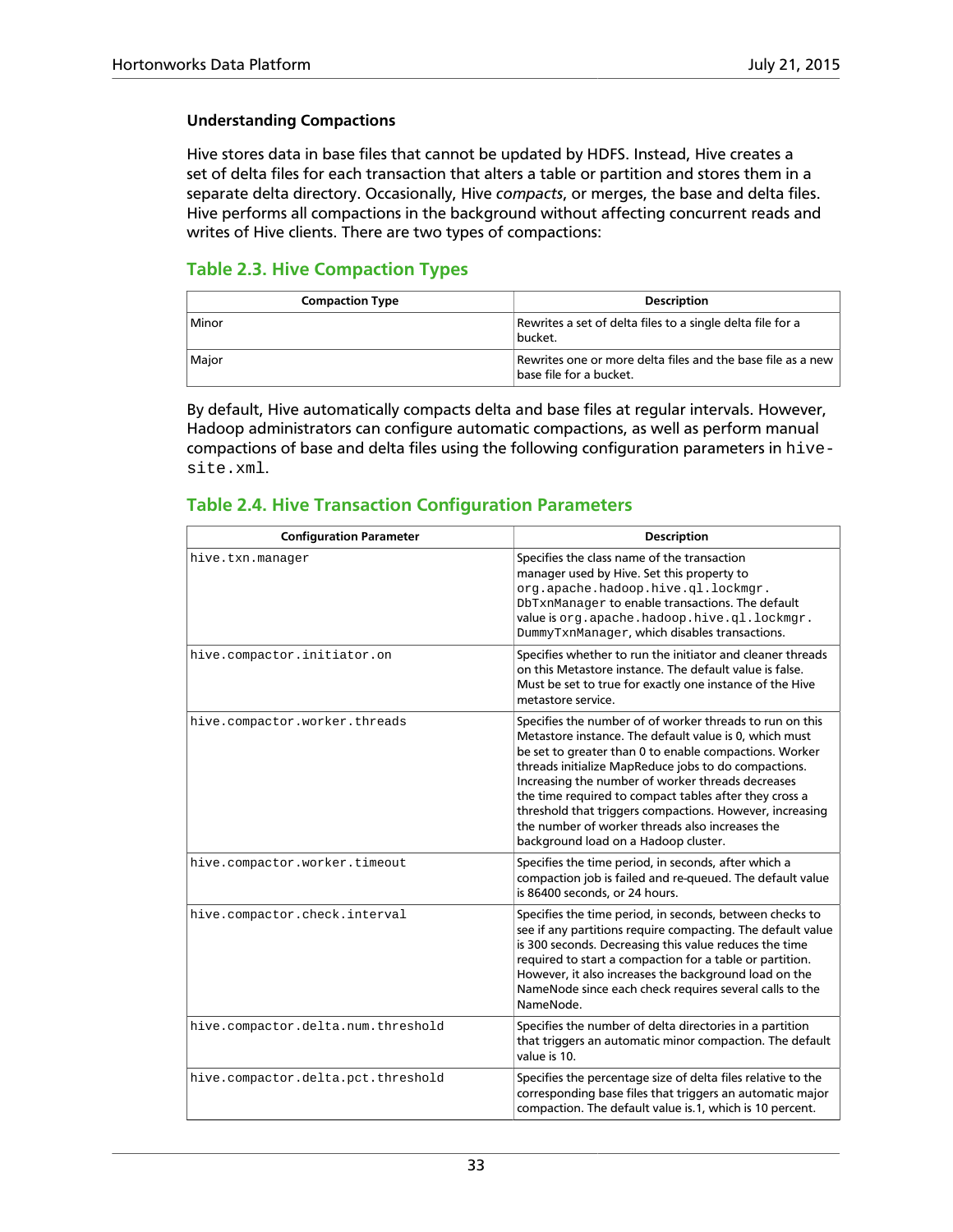#### Understanding Compactions

Hive stores data in base files that cannot be updated by HDFS. Instead, Hive creates a set of delta files for each transaction that alters a table or partition and stores them in a separate delta directory. Occasionally, Hive *compacts*, or merges, the base and delta files. Hive performs all compactions in the background without affecting concurrent reads and writes of Hive clients. There are two types of compactions:

### Table 2.3. Hive Compaction Types

| Compaction Type | Description |
| --- | --- |
| Minor | Rewrites a set of delta files to a single delta file for a bucket. |
| Major | Rewrites one or more delta files and the base file as a new base file for a bucket. |

By default, Hive automatically compacts delta and base files at regular intervals. However, Hadoop administrators can configure automatic compactions, as well as perform manual compactions of base and delta files using the following configuration parameters in `hive-site.xml`.

### Table 2.4. Hive Transaction Configuration Parameters

| Configuration Parameter | Description |
| --- | --- |
| `hive.txn.manager` | Specifies the class name of the transaction manager used by Hive. Set this property to `org.apache.hadoop.hive.ql.lockmgr.DbTxnManager` to enable transactions. The default value is `org.apache.hadoop.hive.ql.lockmgr.DummyTxnManager`, which disables transactions. |
| `hive.compactor.initiator.on` | Specifies whether to run the initiator and cleaner threads on this Metastore instance. The default value is false. Must be set to true for exactly one instance of the Hive metastore service. |
| `hive.compactor.worker.threads` | Specifies the number of of worker threads to run on this Metastore instance. The default value is 0, which must be set to greater than 0 to enable compactions. Worker threads initialize MapReduce jobs to do compactions. Increasing the number of worker threads decreases the time required to compact tables after they cross a threshold that triggers compactions. However, increasing the number of worker threads also increases the background load on a Hadoop cluster. |
| `hive.compactor.worker.timeout` | Specifies the time period, in seconds, after which a compaction job is failed and re-queued. The default value is 86400 seconds, or 24 hours. |
| `hive.compactor.check.interval` | Specifies the time period, in seconds, between checks to see if any partitions require compacting. The default value is 300 seconds. Decreasing this value reduces the time required to start a compaction for a table or partition. However, it also increases the background load on the NameNode since each check requires several calls to the NameNode. |
| `hive.compactor.delta.num.threshold` | Specifies the number of delta directories in a partition that triggers an automatic minor compaction. The default value is 10. |
| `hive.compactor.delta.pct.threshold` | Specifies the percentage size of delta files relative to the corresponding base files that triggers an automatic major compaction. The default value is.1, which is 10 percent. |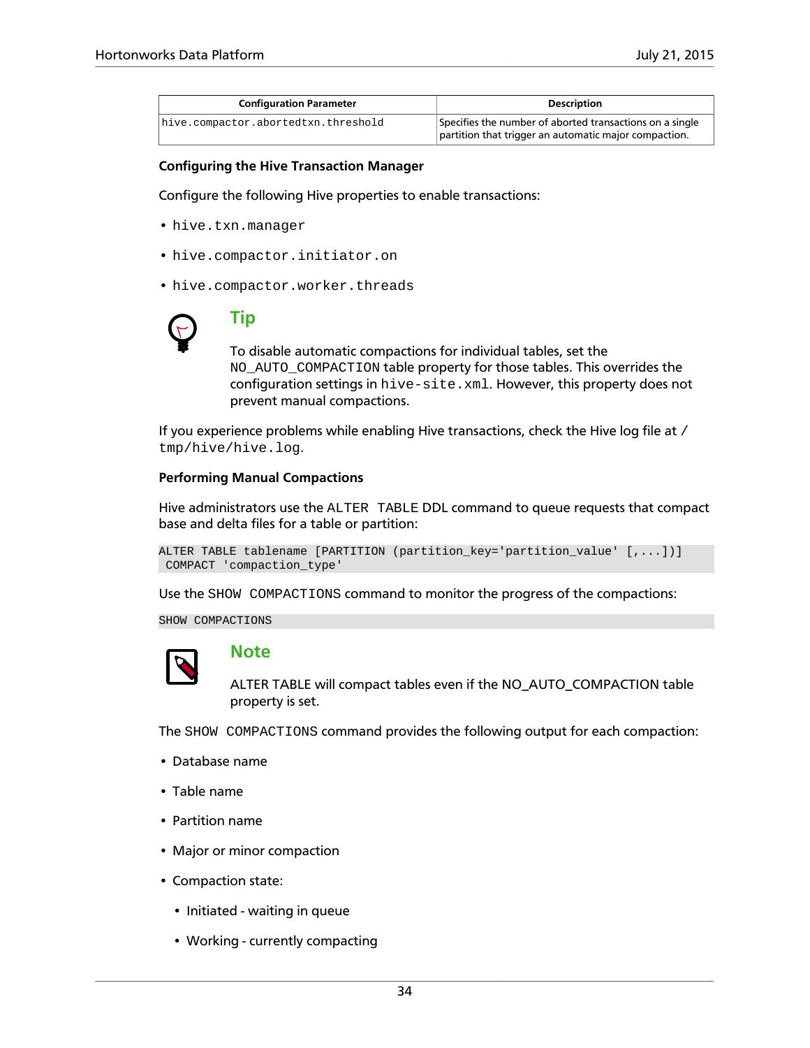| Configuration Parameter | Description |
|---|---|
| `hive.compactor.abortedtxn.threshold` | Specifies the number of aborted transactions on a single partition that trigger an automatic major compaction. |

**Configuring the Hive Transaction Manager**

Configure the following Hive properties to enable transactions:

- `hive.txn.manager`
- `hive.compactor.initiator.on`
- `hive.compactor.worker.threads`

> **Tip**
>
> To disable automatic compactions for individual tables, set the `NO_AUTO_COMPACTION` table property for those tables. This overrides the configuration settings in `hive-site.xml`. However, this property does not prevent manual compactions.

If you experience problems while enabling Hive transactions, check the Hive log file at `/tmp/hive/hive.log`.

**Performing Manual Compactions**

Hive administrators use the `ALTER TABLE` DDL command to queue requests that compact base and delta files for a table or partition:

```
ALTER TABLE tablename [PARTITION (partition_key='partition_value' [,...])]
 COMPACT 'compaction_type'
```

Use the `SHOW COMPACTIONS` command to monitor the progress of the compactions:

```
SHOW COMPACTIONS
```

> **Note**
>
> ALTER TABLE will compact tables even if the NO_AUTO_COMPACTION table property is set.

The `SHOW COMPACTIONS` command provides the following output for each compaction:

- Database name
- Table name
- Partition name
- Major or minor compaction
- Compaction state:
  - Initiated - waiting in queue
  - Working - currently compacting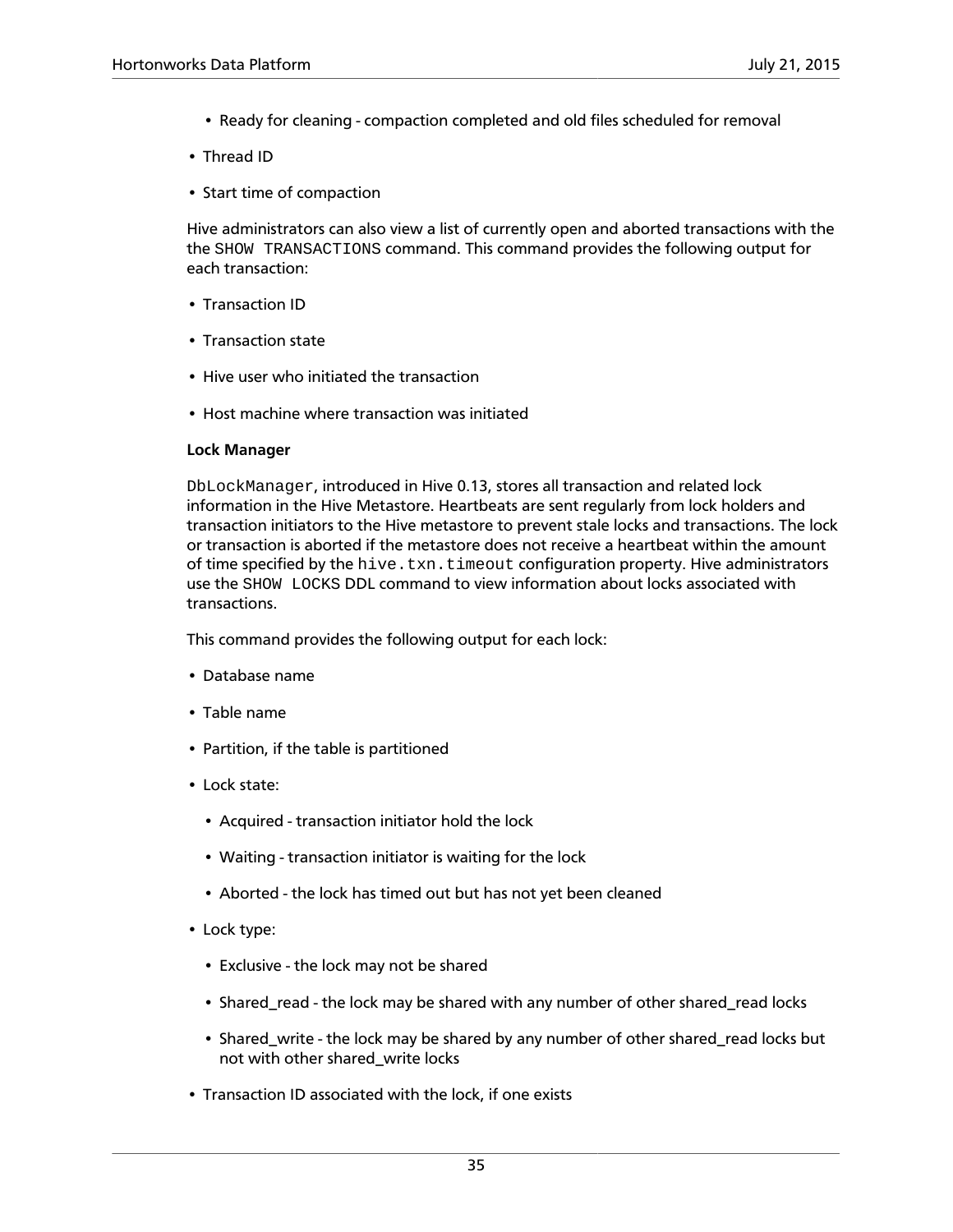- Ready for cleaning - compaction completed and old files scheduled for removal
- Thread ID
- Start time of compaction

Hive administrators can also view a list of currently open and aborted transactions with the the `SHOW TRANSACTIONS` command. This command provides the following output for each transaction:

- Transaction ID
- Transaction state
- Hive user who initiated the transaction
- Host machine where transaction was initiated

**Lock Manager**

`DbLockManager`, introduced in Hive 0.13, stores all transaction and related lock information in the Hive Metastore. Heartbeats are sent regularly from lock holders and transaction initiators to the Hive metastore to prevent stale locks and transactions. The lock or transaction is aborted if the metastore does not receive a heartbeat within the amount of time specified by the `hive.txn.timeout` configuration property. Hive administrators use the `SHOW LOCKS` DDL command to view information about locks associated with transactions.

This command provides the following output for each lock:

- Database name
- Table name
- Partition, if the table is partitioned
- Lock state:
  - Acquired - transaction initiator hold the lock
  - Waiting - transaction initiator is waiting for the lock
  - Aborted - the lock has timed out but has not yet been cleaned
- Lock type:
  - Exclusive - the lock may not be shared
  - Shared_read - the lock may be shared with any number of other shared_read locks
  - Shared_write - the lock may be shared by any number of other shared_read locks but not with other shared_write locks
- Transaction ID associated with the lock, if one exists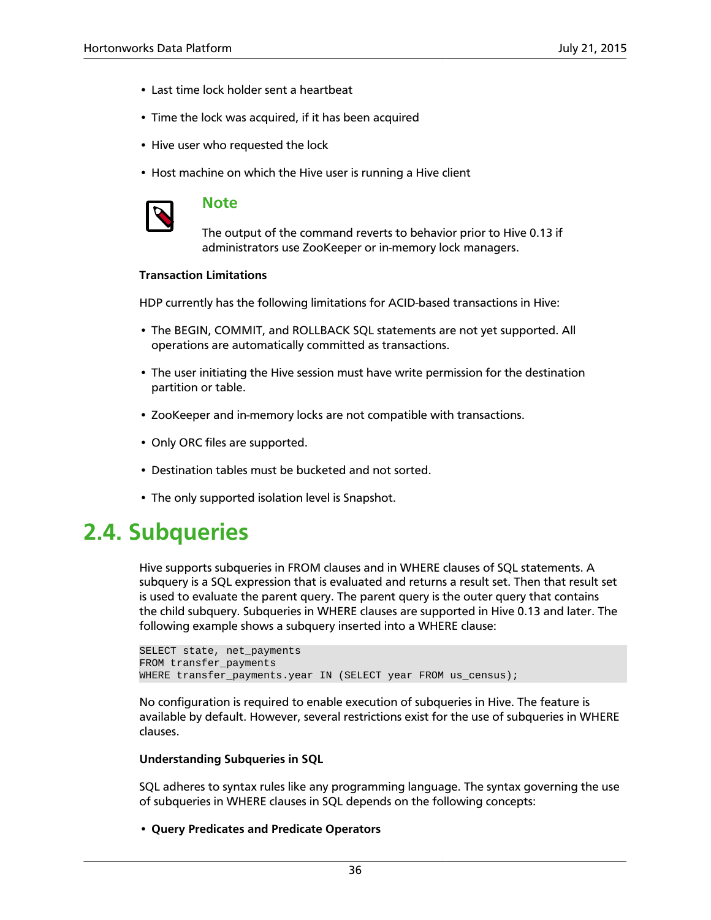- Last time lock holder sent a heartbeat
- Time the lock was acquired, if it has been acquired
- Hive user who requested the lock
- Host machine on which the Hive user is running a Hive client

> **Note**
>
> The output of the command reverts to behavior prior to Hive 0.13 if administrators use ZooKeeper or in-memory lock managers.

**Transaction Limitations**

HDP currently has the following limitations for ACID-based transactions in Hive:

- The BEGIN, COMMIT, and ROLLBACK SQL statements are not yet supported. All operations are automatically committed as transactions.
- The user initiating the Hive session must have write permission for the destination partition or table.
- ZooKeeper and in-memory locks are not compatible with transactions.
- Only ORC files are supported.
- Destination tables must be bucketed and not sorted.
- The only supported isolation level is Snapshot.

## 2.4. Subqueries

Hive supports subqueries in FROM clauses and in WHERE clauses of SQL statements. A subquery is a SQL expression that is evaluated and returns a result set. Then that result set is used to evaluate the parent query. The parent query is the outer query that contains the child subquery. Subqueries in WHERE clauses are supported in Hive 0.13 and later. The following example shows a subquery inserted into a WHERE clause:

```
SELECT state, net_payments
FROM transfer_payments
WHERE transfer_payments.year IN (SELECT year FROM us_census);
```

No configuration is required to enable execution of subqueries in Hive. The feature is available by default. However, several restrictions exist for the use of subqueries in WHERE clauses.

**Understanding Subqueries in SQL**

SQL adheres to syntax rules like any programming language. The syntax governing the use of subqueries in WHERE clauses in SQL depends on the following concepts:

- **Query Predicates and Predicate Operators**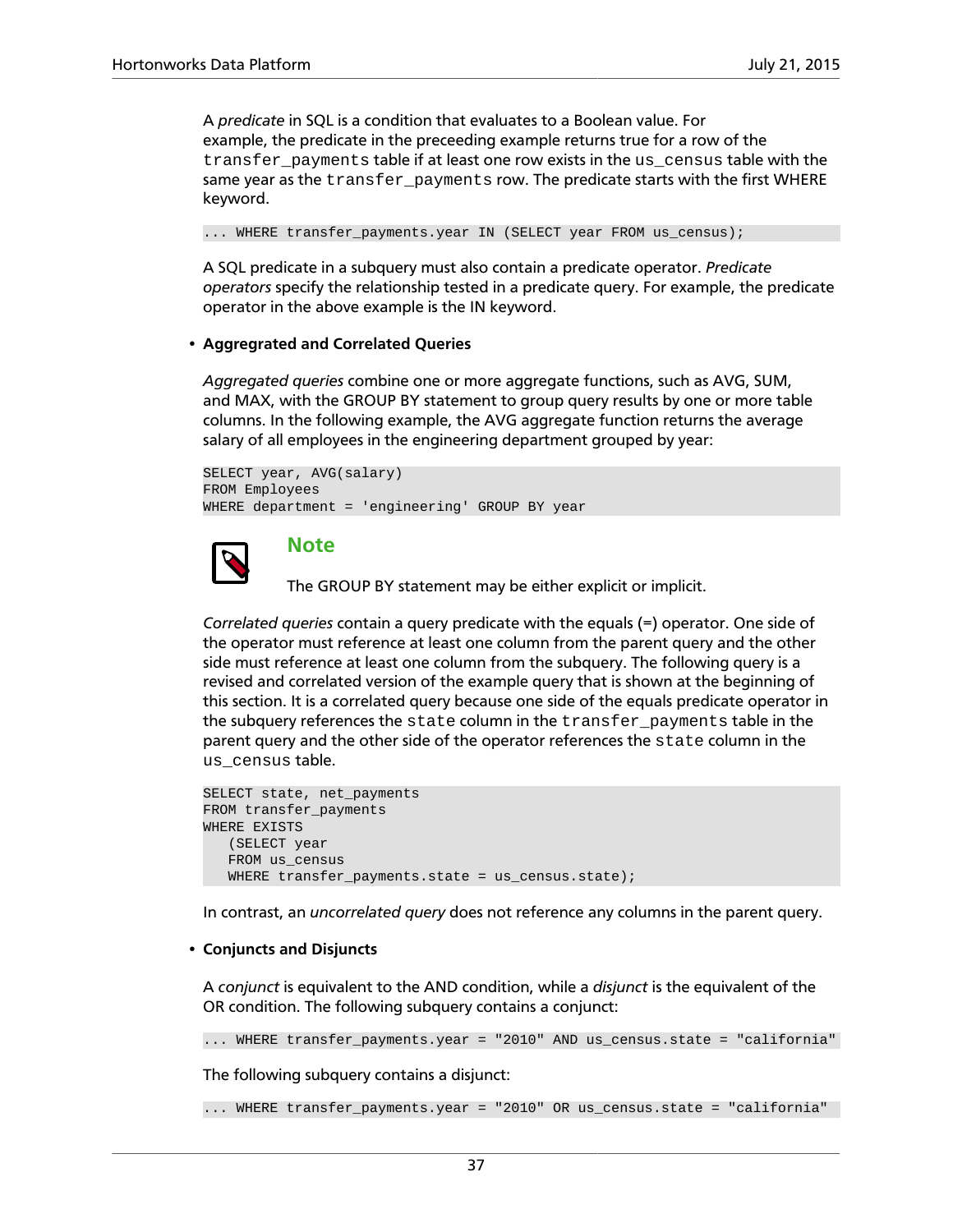A *predicate* in SQL is a condition that evaluates to a Boolean value. For example, the predicate in the preceeding example returns true for a row of the `transfer_payments` table if at least one row exists in the `us_census` table with the same year as the `transfer_payments` row. The predicate starts with the first WHERE keyword.

```
... WHERE transfer_payments.year IN (SELECT year FROM us_census);
```

A SQL predicate in a subquery must also contain a predicate operator. *Predicate operators* specify the relationship tested in a predicate query. For example, the predicate operator in the above example is the IN keyword.

- **Aggregated and Correlated Queries**

  *Aggregated queries* combine one or more aggregate functions, such as AVG, SUM, and MAX, with the GROUP BY statement to group query results by one or more table columns. In the following example, the AVG aggregate function returns the average salary of all employees in the engineering department grouped by year:

  ```
  SELECT year, AVG(salary)
  FROM Employees
  WHERE department = 'engineering' GROUP BY year
  ```

  **Note**

  The GROUP BY statement may be either explicit or implicit.

  *Correlated queries* contain a query predicate with the equals (=) operator. One side of the operator must reference at least one column from the parent query and the other side must reference at least one column from the subquery. The following query is a revised and correlated version of the example query that is shown at the beginning of this section. It is a correlated query because one side of the equals predicate operator in the subquery references the `state` column in the `transfer_payments` table in the parent query and the other side of the operator references the `state` column in the `us_census` table.

  ```
  SELECT state, net_payments
  FROM transfer_payments
  WHERE EXISTS
     (SELECT year
     FROM us_census
     WHERE transfer_payments.state = us_census.state);
  ```

  In contrast, an *uncorrelated query* does not reference any columns in the parent query.

- **Conjuncts and Disjuncts**

  A *conjunct* is equivalent to the AND condition, while a *disjunct* is the equivalent of the OR condition. The following subquery contains a conjunct:

  ```
  ... WHERE transfer_payments.year = "2010" AND us_census.state = "california"
  ```

  The following subquery contains a disjunct:

  ```
  ... WHERE transfer_payments.year = "2010" OR us_census.state = "california"
  ```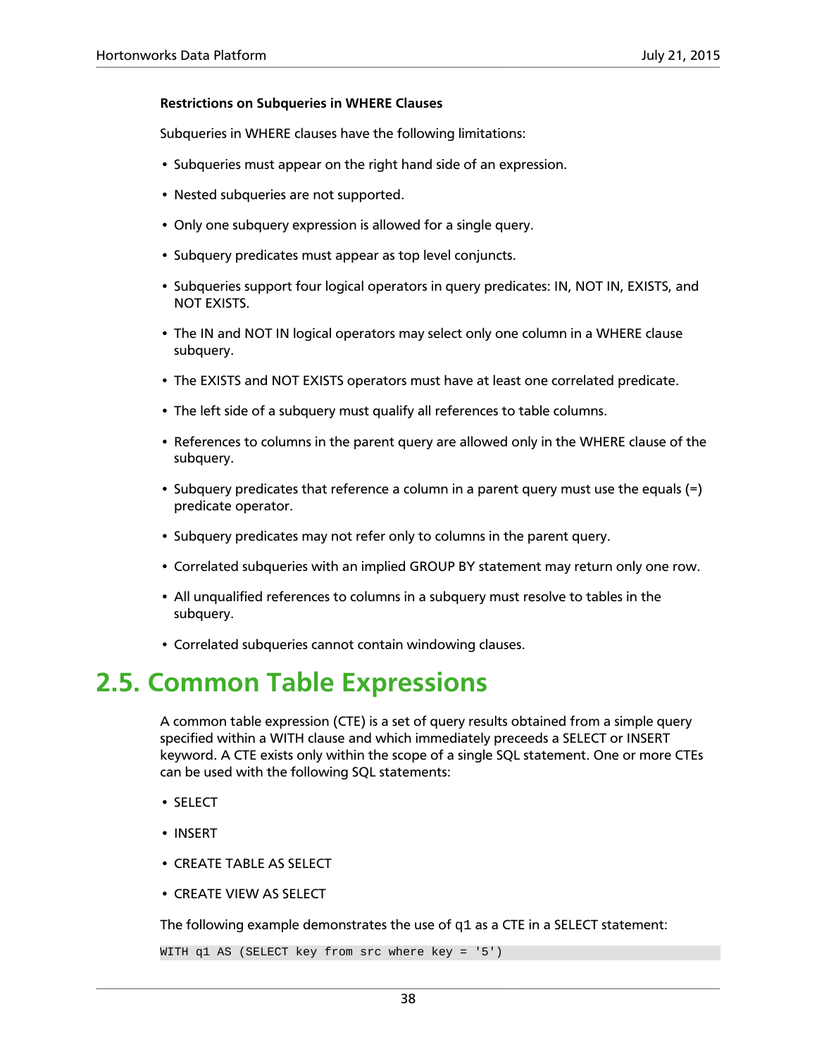**Restrictions on Subqueries in WHERE Clauses**

Subqueries in WHERE clauses have the following limitations:

- Subqueries must appear on the right hand side of an expression.
- Nested subqueries are not supported.
- Only one subquery expression is allowed for a single query.
- Subquery predicates must appear as top level conjuncts.
- Subqueries support four logical operators in query predicates: IN, NOT IN, EXISTS, and NOT EXISTS.
- The IN and NOT IN logical operators may select only one column in a WHERE clause subquery.
- The EXISTS and NOT EXISTS operators must have at least one correlated predicate.
- The left side of a subquery must qualify all references to table columns.
- References to columns in the parent query are allowed only in the WHERE clause of the subquery.
- Subquery predicates that reference a column in a parent query must use the equals (=) predicate operator.
- Subquery predicates may not refer only to columns in the parent query.
- Correlated subqueries with an implied GROUP BY statement may return only one row.
- All unqualified references to columns in a subquery must resolve to tables in the subquery.
- Correlated subqueries cannot contain windowing clauses.

# 2.5. Common Table Expressions

A common table expression (CTE) is a set of query results obtained from a simple query specified within a WITH clause and which immediately preceeds a SELECT or INSERT keyword. A CTE exists only within the scope of a single SQL statement. One or more CTEs can be used with the following SQL statements:

- SELECT
- INSERT
- CREATE TABLE AS SELECT
- CREATE VIEW AS SELECT

The following example demonstrates the use of `q1` as a CTE in a SELECT statement:

```
WITH q1 AS (SELECT key from src where key = '5')
```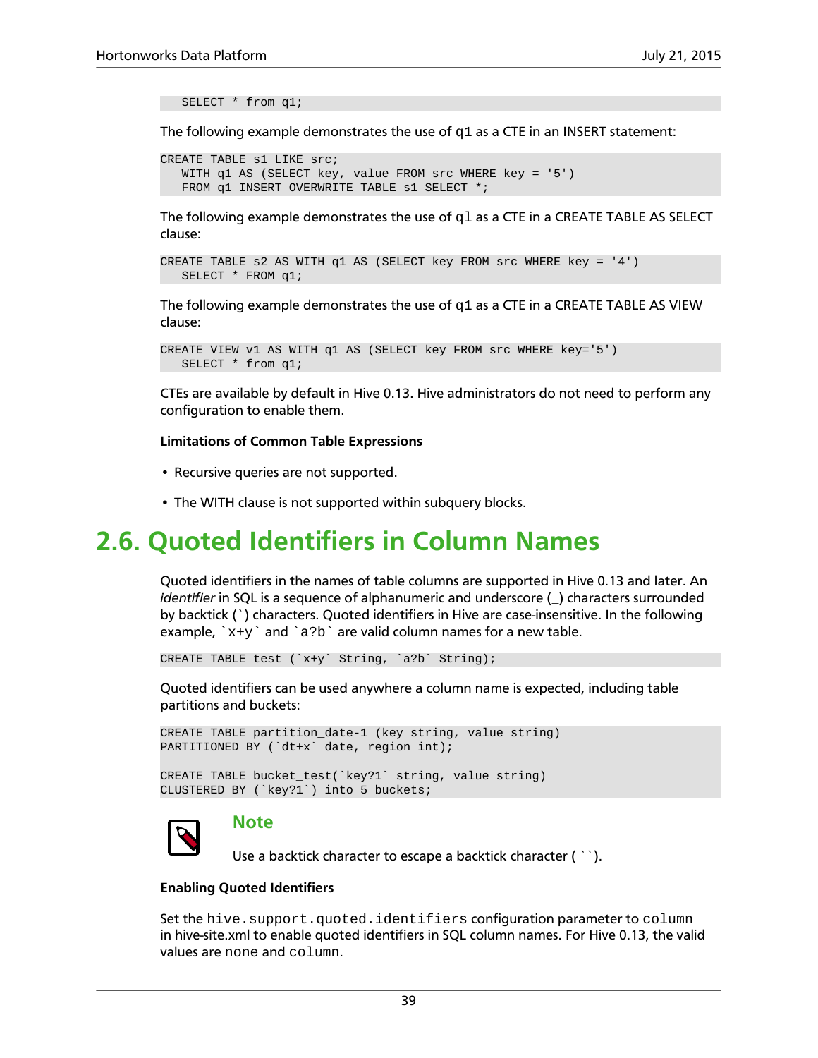```
   SELECT * from q1;
```

The following example demonstrates the use of q1 as a CTE in an INSERT statement:

```
CREATE TABLE s1 LIKE src;
   WITH q1 AS (SELECT key, value FROM src WHERE key = '5')
   FROM q1 INSERT OVERWRITE TABLE s1 SELECT *;
```

The following example demonstrates the use of ql as a CTE in a CREATE TABLE AS SELECT clause:

```
CREATE TABLE s2 AS WITH q1 AS (SELECT key FROM src WHERE key = '4')
   SELECT * FROM q1;
```

The following example demonstrates the use of q1 as a CTE in a CREATE TABLE AS VIEW clause:

```
CREATE VIEW v1 AS WITH q1 AS (SELECT key FROM src WHERE key='5')
   SELECT * from q1;
```

CTEs are available by default in Hive 0.13. Hive administrators do not need to perform any configuration to enable them.

**Limitations of Common Table Expressions**

- Recursive queries are not supported.
- The WITH clause is not supported within subquery blocks.

## 2.6. Quoted Identifiers in Column Names

Quoted identifiers in the names of table columns are supported in Hive 0.13 and later. An *identifier* in SQL is a sequence of alphanumeric and underscore (_) characters surrounded by backtick (`) characters. Quoted identifiers in Hive are case-insensitive. In the following example, `` `x+y` `` and `` `a?b` `` are valid column names for a new table.

```
CREATE TABLE test (`x+y` String, `a?b` String);
```

Quoted identifiers can be used anywhere a column name is expected, including table partitions and buckets:

```
CREATE TABLE partition_date-1 (key string, value string)
PARTITIONED BY (`dt+x` date, region int);

CREATE TABLE bucket_test(`key?1` string, value string)
CLUSTERED BY (`key?1`) into 5 buckets;
```

> **Note**
>
> Use a backtick character to escape a backtick character ( `` ).

**Enabling Quoted Identifiers**

Set the `hive.support.quoted.identifiers` configuration parameter to `column` in hive-site.xml to enable quoted identifiers in SQL column names. For Hive 0.13, the valid values are `none` and `column`.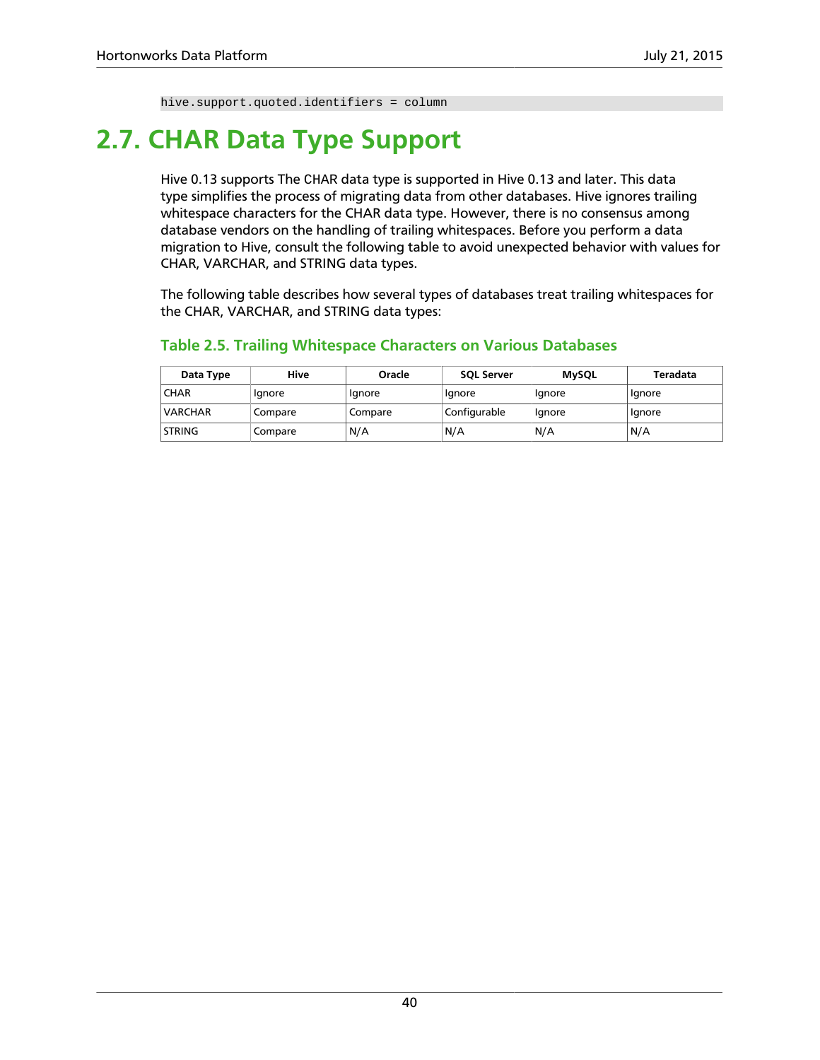```
hive.support.quoted.identifiers = column
```

## 2.7. CHAR Data Type Support

Hive 0.13 supports The CHAR data type is supported in Hive 0.13 and later. This data type simplifies the process of migrating data from other databases. Hive ignores trailing whitespace characters for the CHAR data type. However, there is no consensus among database vendors on the handling of trailing whitespaces. Before you perform a data migration to Hive, consult the following table to avoid unexpected behavior with values for CHAR, VARCHAR, and STRING data types.

The following table describes how several types of databases treat trailing whitespaces for the CHAR, VARCHAR, and STRING data types:

### Table 2.5. Trailing Whitespace Characters on Various Databases

| Data Type | Hive | Oracle | SQL Server | MySQL | Teradata |
| --- | --- | --- | --- | --- | --- |
| CHAR | Ignore | Ignore | Ignore | Ignore | Ignore |
| VARCHAR | Compare | Compare | Configurable | Ignore | Ignore |
| STRING | Compare | N/A | N/A | N/A | N/A |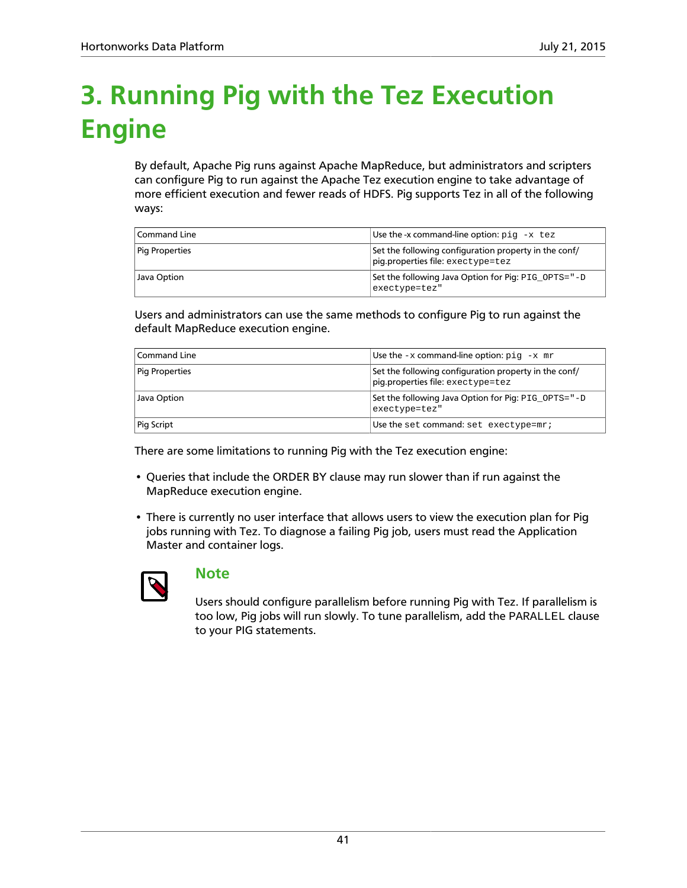# 3. Running Pig with the Tez Execution Engine

By default, Apache Pig runs against Apache MapReduce, but administrators and scripters can configure Pig to run against the Apache Tez execution engine to take advantage of more efficient execution and fewer reads of HDFS. Pig supports Tez in all of the following ways:

| | |
|---|---|
| Command Line | Use the -x command-line option: `pig -x tez` |
| Pig Properties | Set the following configuration property in the conf/pig.properties file: `exectype=tez` |
| Java Option | Set the following Java Option for Pig: `PIG_OPTS="-D exectype=tez"` |

Users and administrators can use the same methods to configure Pig to run against the default MapReduce execution engine.

| | |
|---|---|
| Command Line | Use the `-x` command-line option: `pig -x mr` |
| Pig Properties | Set the following configuration property in the conf/pig.properties file: `exectype=tez` |
| Java Option | Set the following Java Option for Pig: `PIG_OPTS="-D exectype=tez"` |
| Pig Script | Use the `set` command: `set exectype=mr;` |

There are some limitations to running Pig with the Tez execution engine:

- Queries that include the ORDER BY clause may run slower than if run against the MapReduce execution engine.
- There is currently no user interface that allows users to view the execution plan for Pig jobs running with Tez. To diagnose a failing Pig job, users must read the Application Master and container logs.

### Note

Users should configure parallelism before running Pig with Tez. If parallelism is too low, Pig jobs will run slowly. To tune parallelism, add the `PARALLEL` clause to your PIG statements.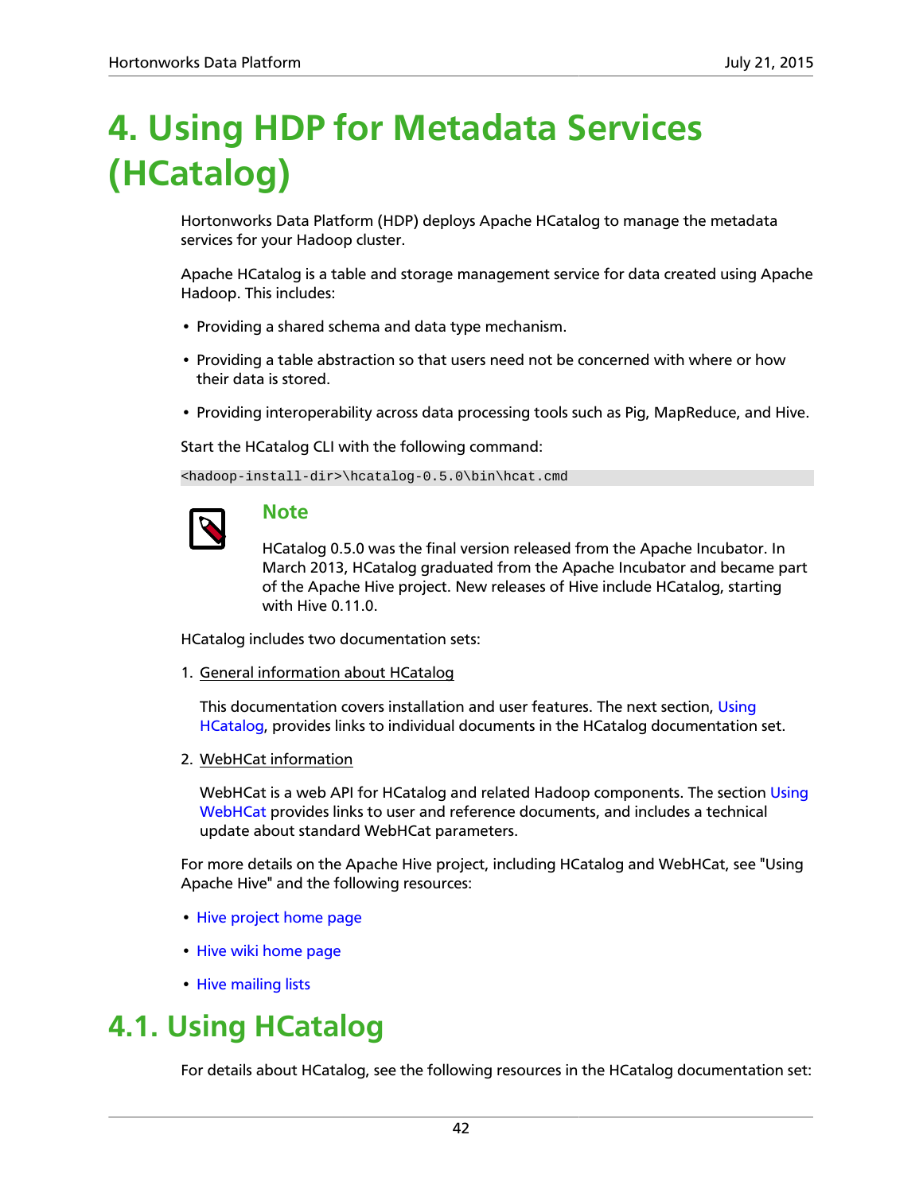# 4. Using HDP for Metadata Services (HCatalog)

Hortonworks Data Platform (HDP) deploys Apache HCatalog to manage the metadata services for your Hadoop cluster.

Apache HCatalog is a table and storage management service for data created using Apache Hadoop. This includes:

- Providing a shared schema and data type mechanism.
- Providing a table abstraction so that users need not be concerned with where or how their data is stored.
- Providing interoperability across data processing tools such as Pig, MapReduce, and Hive.

Start the HCatalog CLI with the following command:

```
<hadoop-install-dir>\hcatalog-0.5.0\bin\hcat.cmd
```

> **Note**
>
> HCatalog 0.5.0 was the final version released from the Apache Incubator. In March 2013, HCatalog graduated from the Apache Incubator and became part of the Apache Hive project. New releases of Hive include HCatalog, starting with Hive 0.11.0.

HCatalog includes two documentation sets:

1. General information about HCatalog

   This documentation covers installation and user features. The next section, Using HCatalog, provides links to individual documents in the HCatalog documentation set.

2. WebHCat information

   WebHCat is a web API for HCatalog and related Hadoop components. The section Using WebHCat provides links to user and reference documents, and includes a technical update about standard WebHCat parameters.

For more details on the Apache Hive project, including HCatalog and WebHCat, see "Using Apache Hive" and the following resources:

- Hive project home page
- Hive wiki home page
- Hive mailing lists

## 4.1. Using HCatalog

For details about HCatalog, see the following resources in the HCatalog documentation set: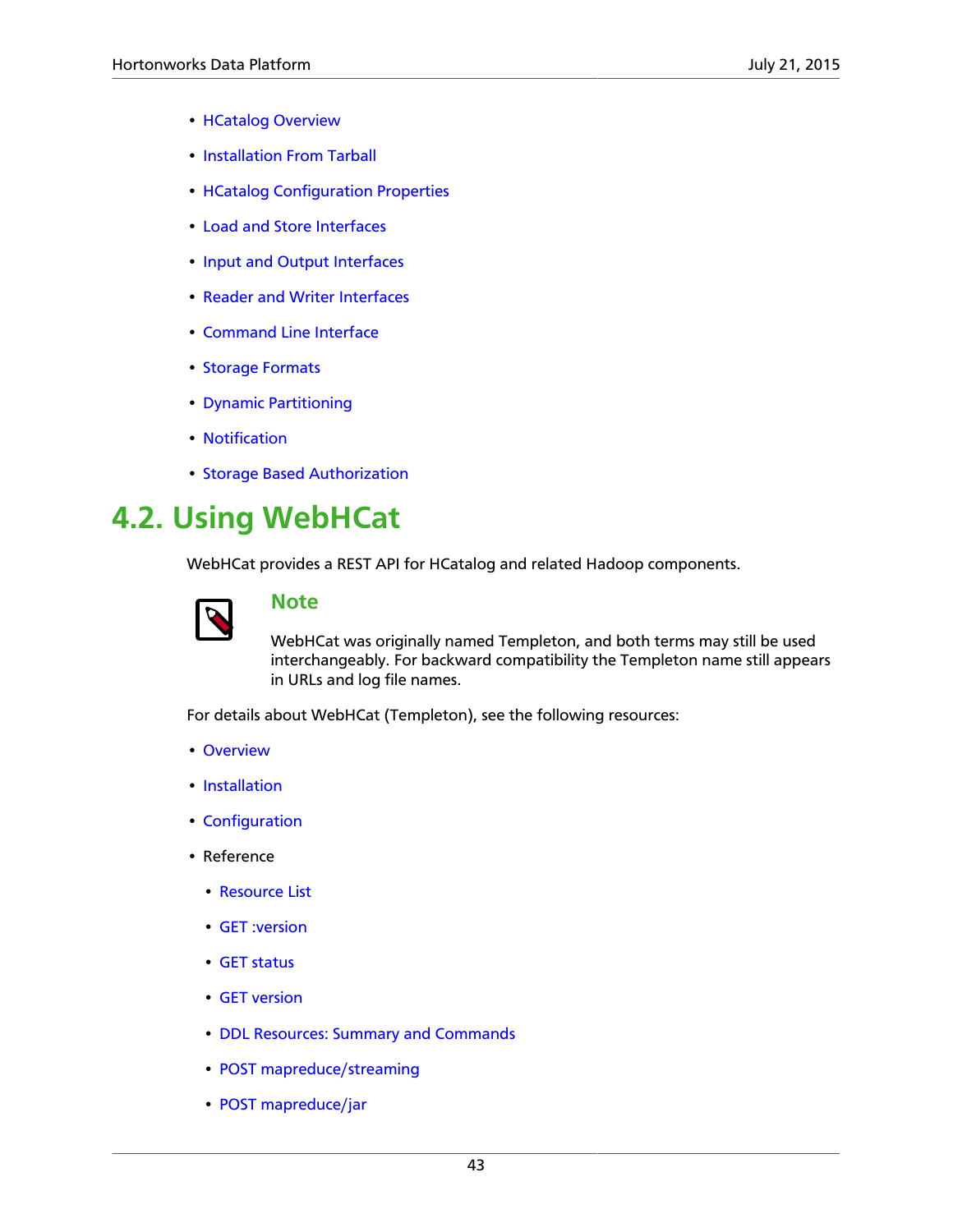- HCatalog Overview
- Installation From Tarball
- HCatalog Configuration Properties
- Load and Store Interfaces
- Input and Output Interfaces
- Reader and Writer Interfaces
- Command Line Interface
- Storage Formats
- Dynamic Partitioning
- Notification
- Storage Based Authorization

## 4.2. Using WebHCat

WebHCat provides a REST API for HCatalog and related Hadoop components.

> **Note**
>
> WebHCat was originally named Templeton, and both terms may still be used interchangeably. For backward compatibility the Templeton name still appears in URLs and log file names.

For details about WebHCat (Templeton), see the following resources:

- Overview
- Installation
- Configuration
- Reference
  - Resource List
  - GET :version
  - GET status
  - GET version
  - DDL Resources: Summary and Commands
  - POST mapreduce/streaming
  - POST mapreduce/jar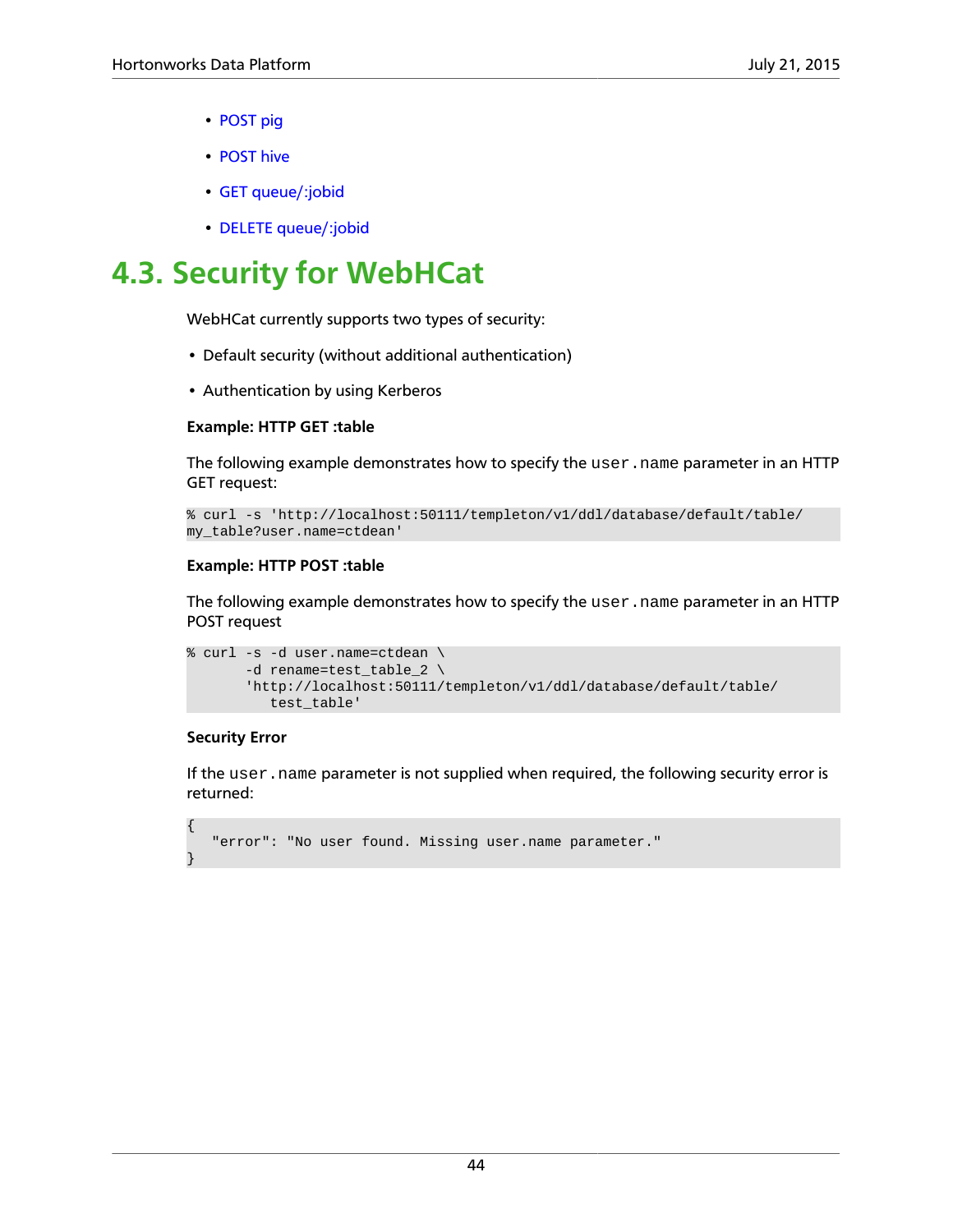- POST pig
- POST hive
- GET queue/:jobid
- DELETE queue/:jobid

# 4.3. Security for WebHCat

WebHCat currently supports two types of security:

- Default security (without additional authentication)
- Authentication by using Kerberos

**Example: HTTP GET :table**

The following example demonstrates how to specify the `user.name` parameter in an HTTP GET request:

```
% curl -s 'http://localhost:50111/templeton/v1/ddl/database/default/table/
my_table?user.name=ctdean'
```

**Example: HTTP POST :table**

The following example demonstrates how to specify the `user.name` parameter in an HTTP POST request

```
% curl -s -d user.name=ctdean \
       -d rename=test_table_2 \
       'http://localhost:50111/templeton/v1/ddl/database/default/table/
          test_table'
```

**Security Error**

If the `user.name` parameter is not supplied when required, the following security error is returned:

```
{
   "error": "No user found. Missing user.name parameter."
}
```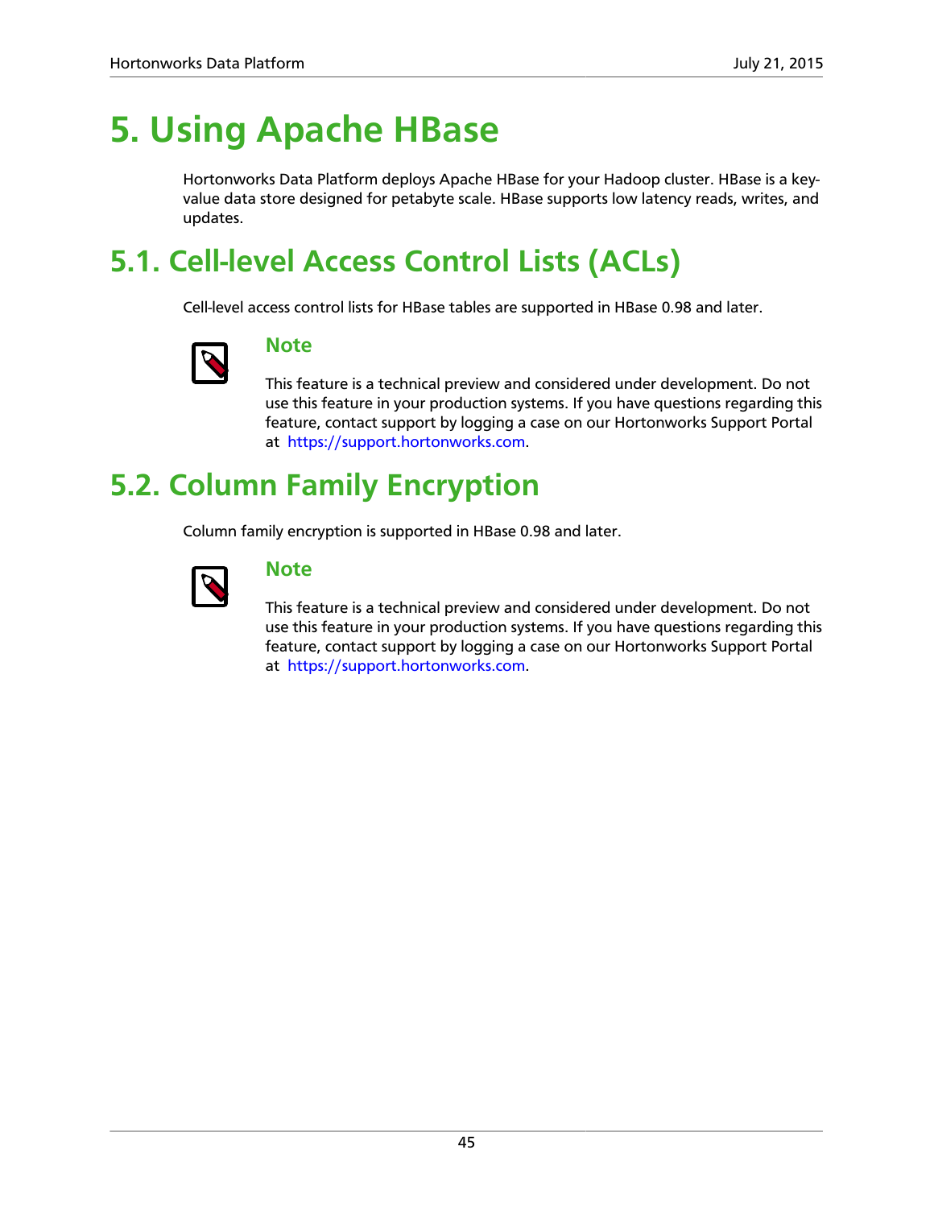# 5. Using Apache HBase

Hortonworks Data Platform deploys Apache HBase for your Hadoop cluster. HBase is a key-value data store designed for petabyte scale. HBase supports low latency reads, writes, and updates.

## 5.1. Cell-level Access Control Lists (ACLs)

Cell-level access control lists for HBase tables are supported in HBase 0.98 and later.

> **Note**
>
> This feature is a technical preview and considered under development. Do not use this feature in your production systems. If you have questions regarding this feature, contact support by logging a case on our Hortonworks Support Portal at https://support.hortonworks.com.

## 5.2. Column Family Encryption

Column family encryption is supported in HBase 0.98 and later.

> **Note**
>
> This feature is a technical preview and considered under development. Do not use this feature in your production systems. If you have questions regarding this feature, contact support by logging a case on our Hortonworks Support Portal at https://support.hortonworks.com.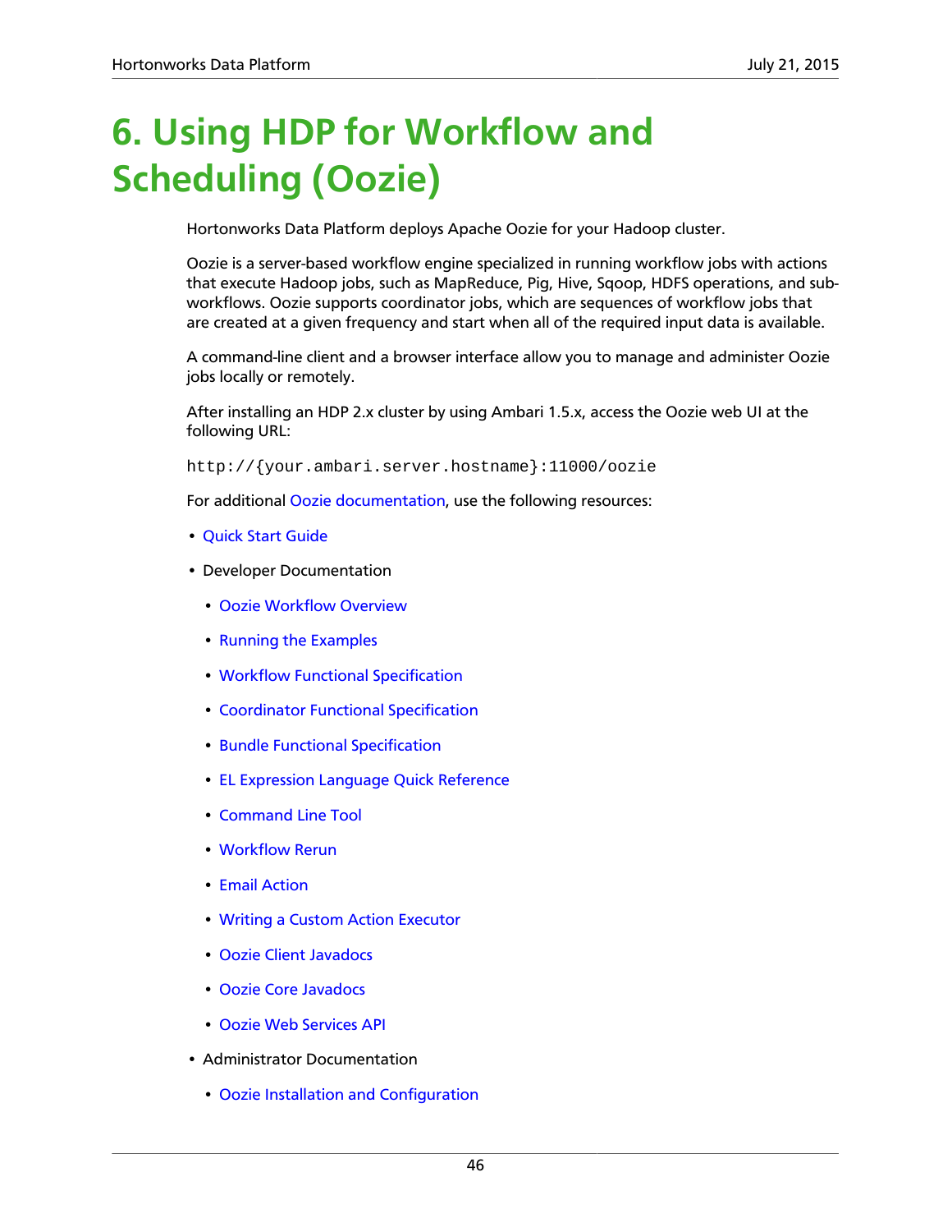# 6. Using HDP for Workflow and Scheduling (Oozie)

Hortonworks Data Platform deploys Apache Oozie for your Hadoop cluster.

Oozie is a server-based workflow engine specialized in running workflow jobs with actions that execute Hadoop jobs, such as MapReduce, Pig, Hive, Sqoop, HDFS operations, and sub-workflows. Oozie supports coordinator jobs, which are sequences of workflow jobs that are created at a given frequency and start when all of the required input data is available.

A command-line client and a browser interface allow you to manage and administer Oozie jobs locally or remotely.

After installing an HDP 2.x cluster by using Ambari 1.5.x, access the Oozie web UI at the following URL:

```
http://{your.ambari.server.hostname}:11000/oozie
```

For additional Oozie documentation, use the following resources:

- Quick Start Guide
- Developer Documentation
  - Oozie Workflow Overview
  - Running the Examples
  - Workflow Functional Specification
  - Coordinator Functional Specification
  - Bundle Functional Specification
  - EL Expression Language Quick Reference
  - Command Line Tool
  - Workflow Rerun
  - Email Action
  - Writing a Custom Action Executor
  - Oozie Client Javadocs
  - Oozie Core Javadocs
  - Oozie Web Services API
- Administrator Documentation
  - Oozie Installation and Configuration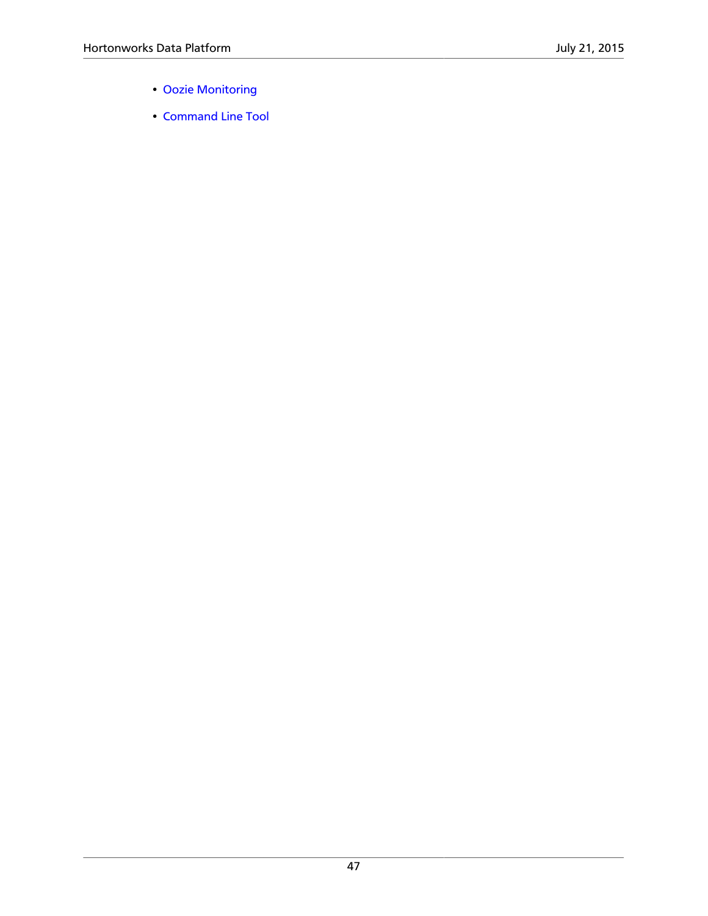- Oozie Monitoring
- Command Line Tool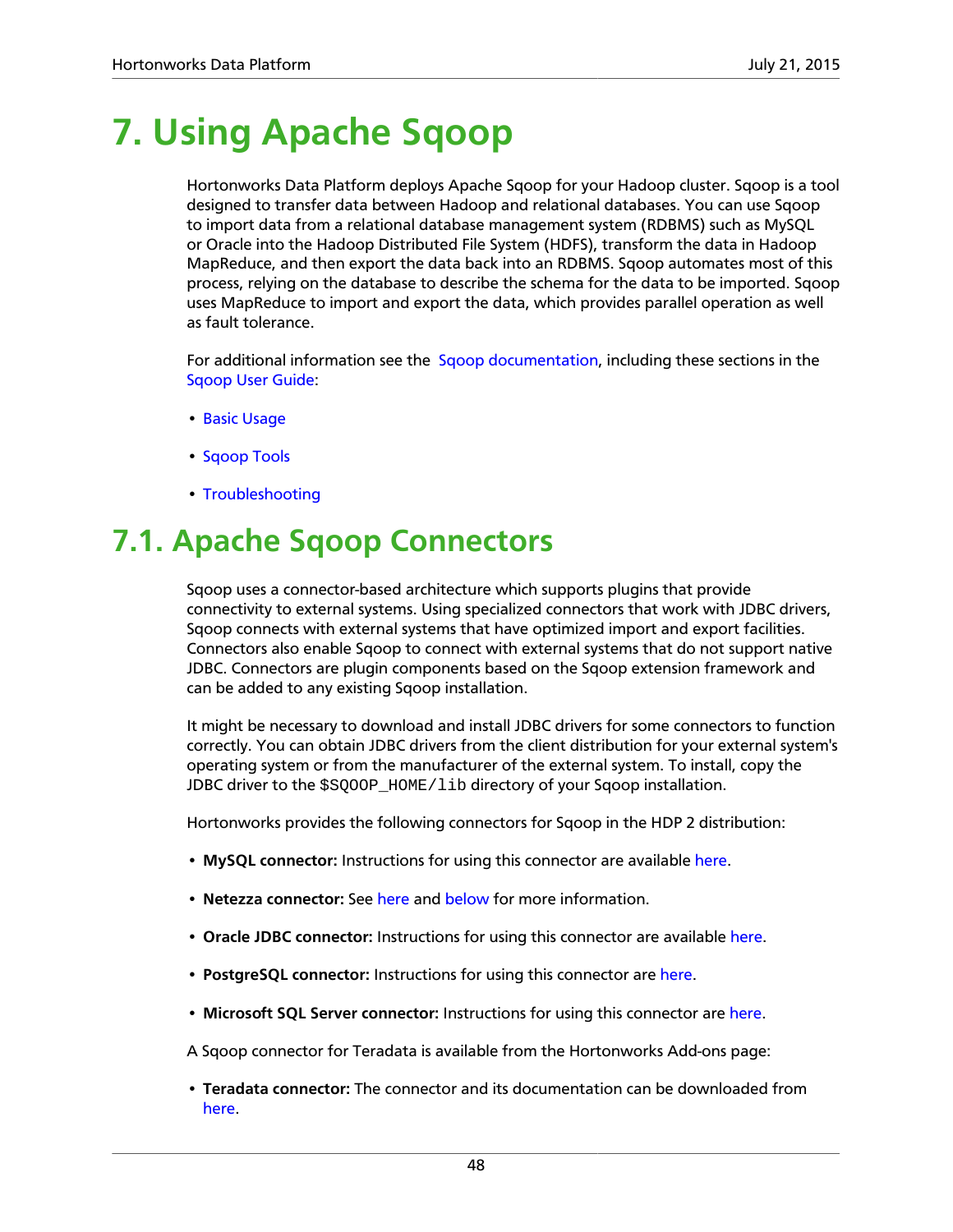# 7. Using Apache Sqoop

Hortonworks Data Platform deploys Apache Sqoop for your Hadoop cluster. Sqoop is a tool designed to transfer data between Hadoop and relational databases. You can use Sqoop to import data from a relational database management system (RDBMS) such as MySQL or Oracle into the Hadoop Distributed File System (HDFS), transform the data in Hadoop MapReduce, and then export the data back into an RDBMS. Sqoop automates most of this process, relying on the database to describe the schema for the data to be imported. Sqoop uses MapReduce to import and export the data, which provides parallel operation as well as fault tolerance.

For additional information see the Sqoop documentation, including these sections in the Sqoop User Guide:

- Basic Usage
- Sqoop Tools
- Troubleshooting

## 7.1. Apache Sqoop Connectors

Sqoop uses a connector-based architecture which supports plugins that provide connectivity to external systems. Using specialized connectors that work with JDBC drivers, Sqoop connects with external systems that have optimized import and export facilities. Connectors also enable Sqoop to connect with external systems that do not support native JDBC. Connectors are plugin components based on the Sqoop extension framework and can be added to any existing Sqoop installation.

It might be necessary to download and install JDBC drivers for some connectors to function correctly. You can obtain JDBC drivers from the client distribution for your external system's operating system or from the manufacturer of the external system. To install, copy the JDBC driver to the `$SQOOP_HOME/lib` directory of your Sqoop installation.

Hortonworks provides the following connectors for Sqoop in the HDP 2 distribution:

- **MySQL connector:** Instructions for using this connector are available here.
- **Netezza connector:** See here and below for more information.
- **Oracle JDBC connector:** Instructions for using this connector are available here.
- **PostgreSQL connector:** Instructions for using this connector are here.
- **Microsoft SQL Server connector:** Instructions for using this connector are here.

A Sqoop connector for Teradata is available from the Hortonworks Add-ons page:

- **Teradata connector:** The connector and its documentation can be downloaded from here.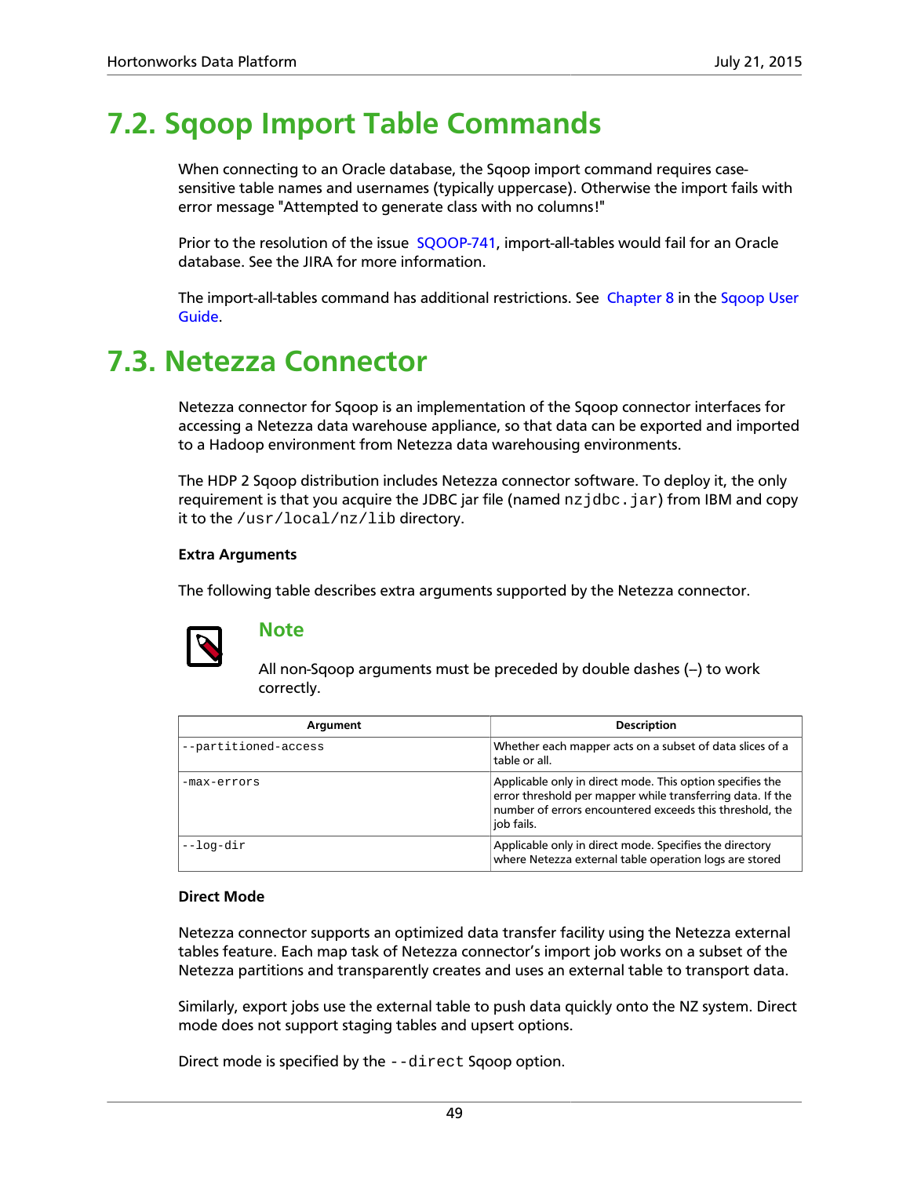## 7.2. Sqoop Import Table Commands

When connecting to an Oracle database, the Sqoop import command requires case-sensitive table names and usernames (typically uppercase). Otherwise the import fails with error message "Attempted to generate class with no columns!"

Prior to the resolution of the issue SQOOP-741, import-all-tables would fail for an Oracle database. See the JIRA for more information.

The import-all-tables command has additional restrictions. See Chapter 8 in the Sqoop User Guide.

## 7.3. Netezza Connector

Netezza connector for Sqoop is an implementation of the Sqoop connector interfaces for accessing a Netezza data warehouse appliance, so that data can be exported and imported to a Hadoop environment from Netezza data warehousing environments.

The HDP 2 Sqoop distribution includes Netezza connector software. To deploy it, the only requirement is that you acquire the JDBC jar file (named `nzjdbc.jar`) from IBM and copy it to the `/usr/local/nz/lib` directory.

**Extra Arguments**

The following table describes extra arguments supported by the Netezza connector.

> **Note**
>
> All non-Sqoop arguments must be preceded by double dashes (–) to work correctly.

| Argument | Description |
|---|---|
| `--partitioned-access` | Whether each mapper acts on a subset of data slices of a table or all. |
| `-max-errors` | Applicable only in direct mode. This option specifies the error threshold per mapper while transferring data. If the number of errors encountered exceeds this threshold, the job fails. |
| `--log-dir` | Applicable only in direct mode. Specifies the directory where Netezza external table operation logs are stored |

**Direct Mode**

Netezza connector supports an optimized data transfer facility using the Netezza external tables feature. Each map task of Netezza connector's import job works on a subset of the Netezza partitions and transparently creates and uses an external table to transport data.

Similarly, export jobs use the external table to push data quickly onto the NZ system. Direct mode does not support staging tables and upsert options.

Direct mode is specified by the `--direct` Sqoop option.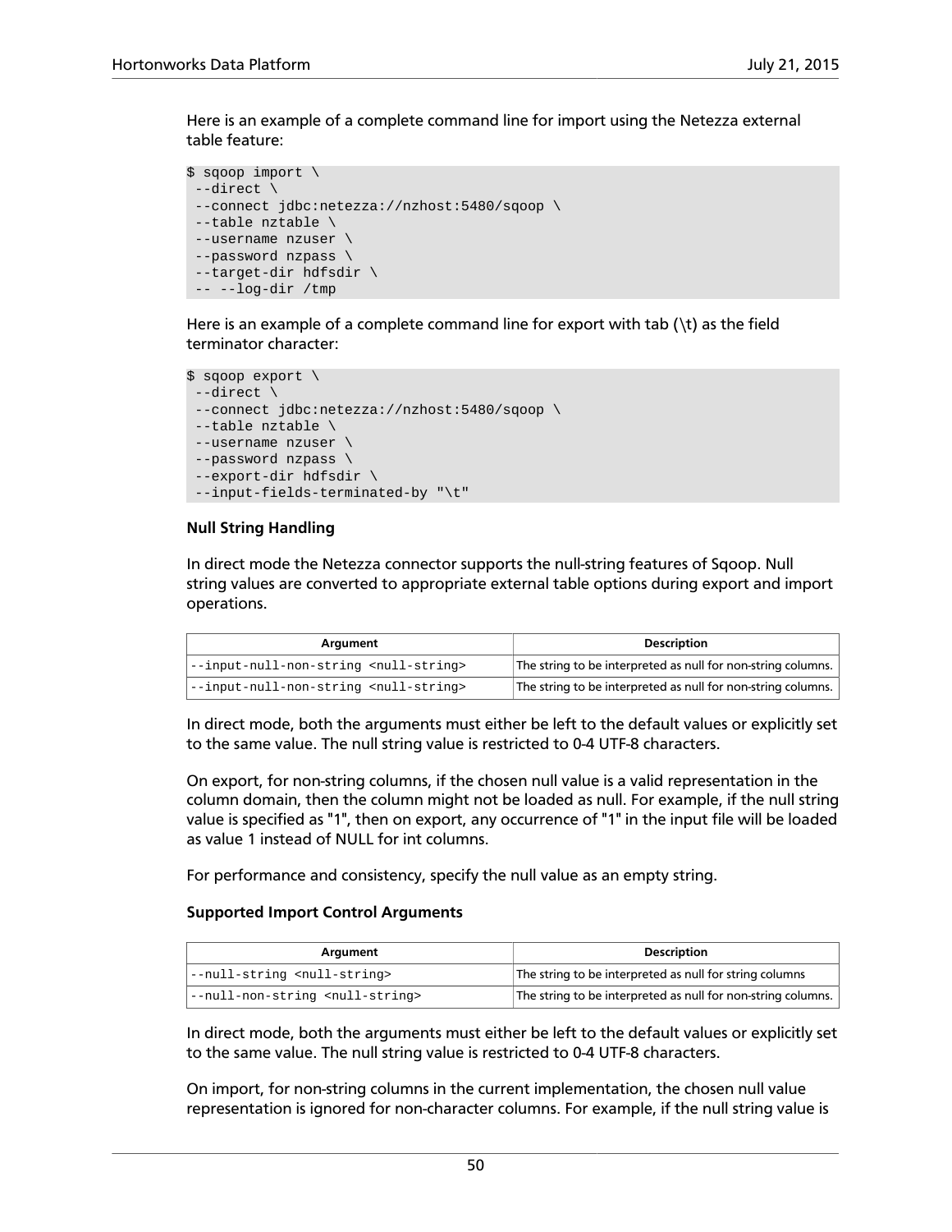Here is an example of a complete command line for import using the Netezza external table feature:

```
$ sqoop import \
 --direct \
 --connect jdbc:netezza://nzhost:5480/sqoop \
 --table nztable \
 --username nzuser \
 --password nzpass \
 --target-dir hdfsdir \
 -- --log-dir /tmp
```

Here is an example of a complete command line for export with tab (\t) as the field terminator character:

```
$ sqoop export \
 --direct \
 --connect jdbc:netezza://nzhost:5480/sqoop \
 --table nztable \
 --username nzuser \
 --password nzpass \
 --export-dir hdfsdir \
 --input-fields-terminated-by "\t"
```

**Null String Handling**

In direct mode the Netezza connector supports the null-string features of Sqoop. Null string values are converted to appropriate external table options during export and import operations.

| Argument | Description |
| --- | --- |
| `--input-null-non-string <null-string>` | The string to be interpreted as null for non-string columns. |
| `--input-null-non-string <null-string>` | The string to be interpreted as null for non-string columns. |

In direct mode, both the arguments must either be left to the default values or explicitly set to the same value. The null string value is restricted to 0-4 UTF-8 characters.

On export, for non-string columns, if the chosen null value is a valid representation in the column domain, then the column might not be loaded as null. For example, if the null string value is specified as "1", then on export, any occurrence of "1" in the input file will be loaded as value 1 instead of NULL for int columns.

For performance and consistency, specify the null value as an empty string.

**Supported Import Control Arguments**

| Argument | Description |
| --- | --- |
| `--null-string <null-string>` | The string to be interpreted as null for string columns |
| `--null-non-string <null-string>` | The string to be interpreted as null for non-string columns. |

In direct mode, both the arguments must either be left to the default values or explicitly set to the same value. The null string value is restricted to 0-4 UTF-8 characters.

On import, for non-string columns in the current implementation, the chosen null value representation is ignored for non-character columns. For example, if the null string value is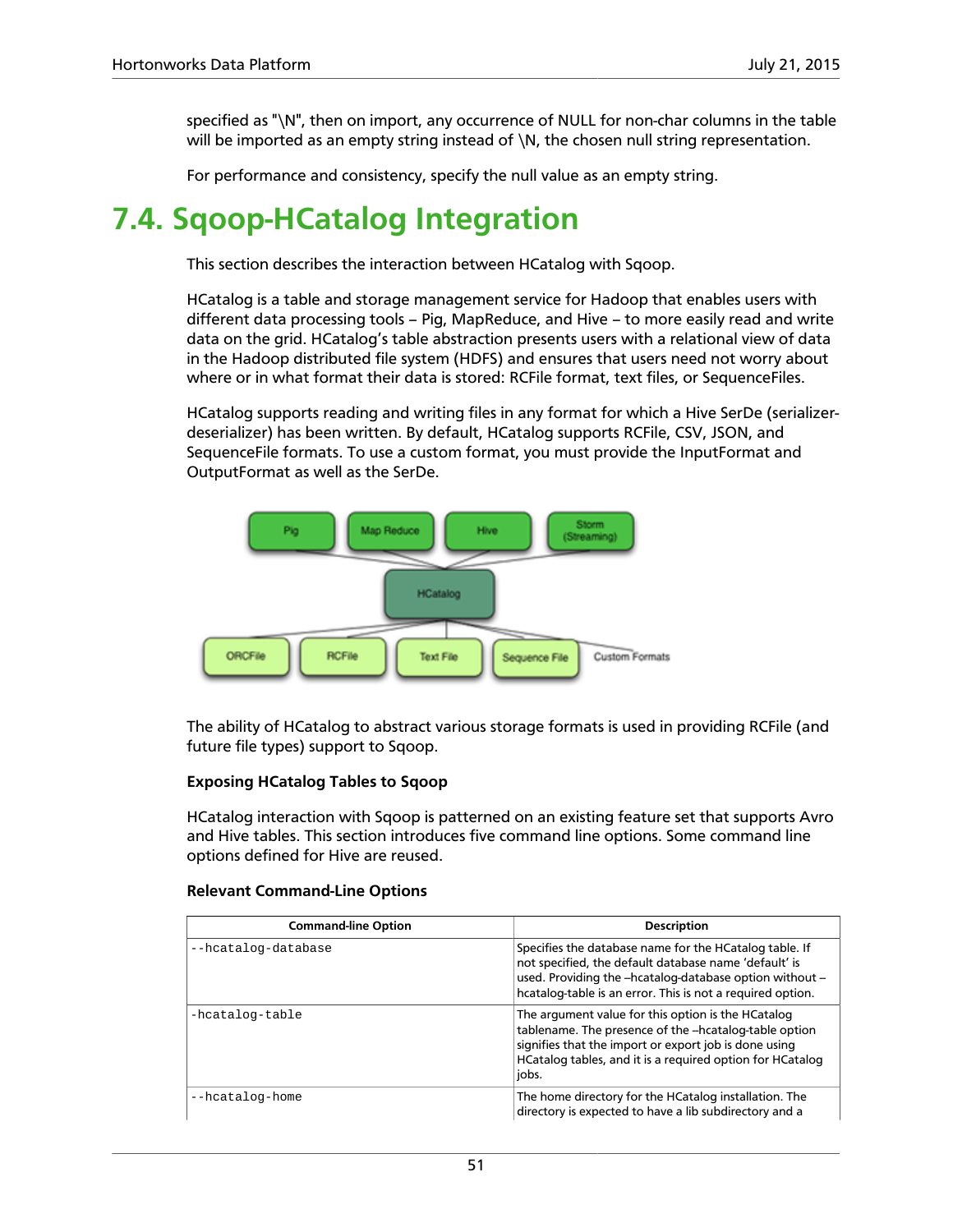specified as "\N", then on import, any occurrence of NULL for non-char columns in the table will be imported as an empty string instead of \N, the chosen null string representation.

For performance and consistency, specify the null value as an empty string.

# 7.4. Sqoop-HCatalog Integration

This section describes the interaction between HCatalog with Sqoop.

HCatalog is a table and storage management service for Hadoop that enables users with different data processing tools – Pig, MapReduce, and Hive – to more easily read and write data on the grid. HCatalog's table abstraction presents users with a relational view of data in the Hadoop distributed file system (HDFS) and ensures that users need not worry about where or in what format their data is stored: RCFile format, text files, or SequenceFiles.

HCatalog supports reading and writing files in any format for which a Hive SerDe (serializer-deserializer) has been written. By default, HCatalog supports RCFile, CSV, JSON, and SequenceFile formats. To use a custom format, you must provide the InputFormat and OutputFormat as well as the SerDe.

The ability of HCatalog to abstract various storage formats is used in providing RCFile (and future file types) support to Sqoop.

**Exposing HCatalog Tables to Sqoop**

HCatalog interaction with Sqoop is patterned on an existing feature set that supports Avro and Hive tables. This section introduces five command line options. Some command line options defined for Hive are reused.

**Relevant Command-Line Options**

| Command-line Option | Description |
| --- | --- |
| `--hcatalog-database` | Specifies the database name for the HCatalog table. If not specified, the default database name 'default' is used. Providing the –hcatalog-database option without –hcatalog-table is an error. This is not a required option. |
| `-hcatalog-table` | The argument value for this option is the HCatalog tablename. The presence of the –hcatalog-table option signifies that the import or export job is done using HCatalog tables, and it is a required option for HCatalog jobs. |
| `--hcatalog-home` | The home directory for the HCatalog installation. The directory is expected to have a lib subdirectory and a |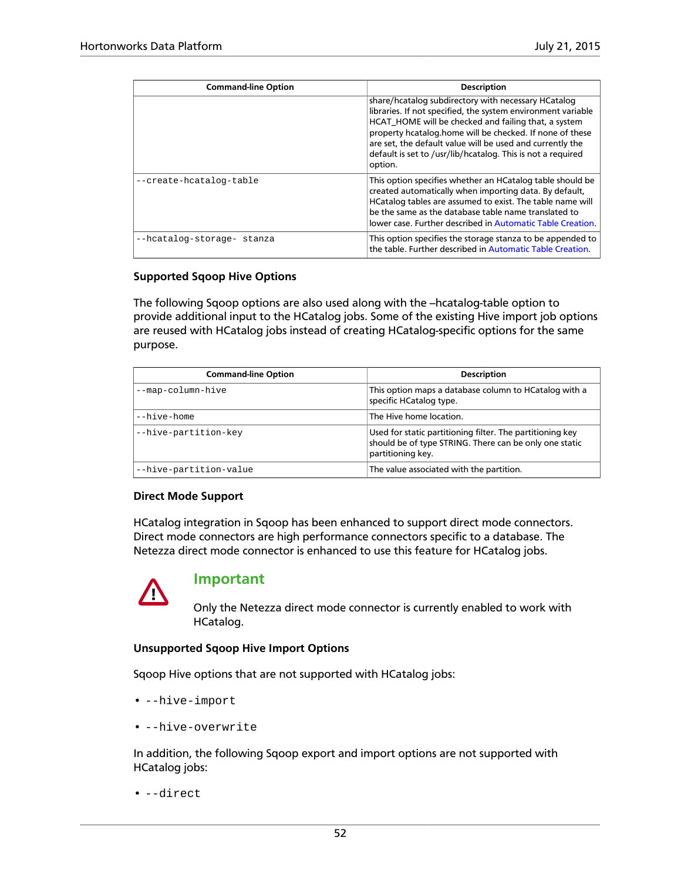| Command-line Option | Description |
| --- | --- |
| | share/hcatalog subdirectory with necessary HCatalog libraries. If not specified, the system environment variable HCAT_HOME will be checked and failing that, a system property hcatalog.home will be checked. If none of these are set, the default value will be used and currently the default is set to /usr/lib/hcatalog. This is not a required option. |
| `--create-hcatalog-table` | This option specifies whether an HCatalog table should be created automatically when importing data. By default, HCatalog tables are assumed to exist. The table name will be the same as the database table name translated to lower case. Further described in Automatic Table Creation. |
| `--hcatalog-storage- stanza` | This option specifies the storage stanza to be appended to the table. Further described in Automatic Table Creation. |

#### Supported Sqoop Hive Options

The following Sqoop options are also used along with the –hcatalog-table option to provide additional input to the HCatalog jobs. Some of the existing Hive import job options are reused with HCatalog jobs instead of creating HCatalog-specific options for the same purpose.

| Command-line Option | Description |
| --- | --- |
| `--map-column-hive` | This option maps a database column to HCatalog with a specific HCatalog type. |
| `--hive-home` | The Hive home location. |
| `--hive-partition-key` | Used for static partitioning filter. The partitioning key should be of type STRING. There can be only one static partitioning key. |
| `--hive-partition-value` | The value associated with the partition. |

#### Direct Mode Support

HCatalog integration in Sqoop has been enhanced to support direct mode connectors. Direct mode connectors are high performance connectors specific to a database. The Netezza direct mode connector is enhanced to use this feature for HCatalog jobs.

> **Important**
>
> Only the Netezza direct mode connector is currently enabled to work with HCatalog.

#### Unsupported Sqoop Hive Import Options

Sqoop Hive options that are not supported with HCatalog jobs:

- `--hive-import`
- `--hive-overwrite`

In addition, the following Sqoop export and import options are not supported with HCatalog jobs:

- `--direct`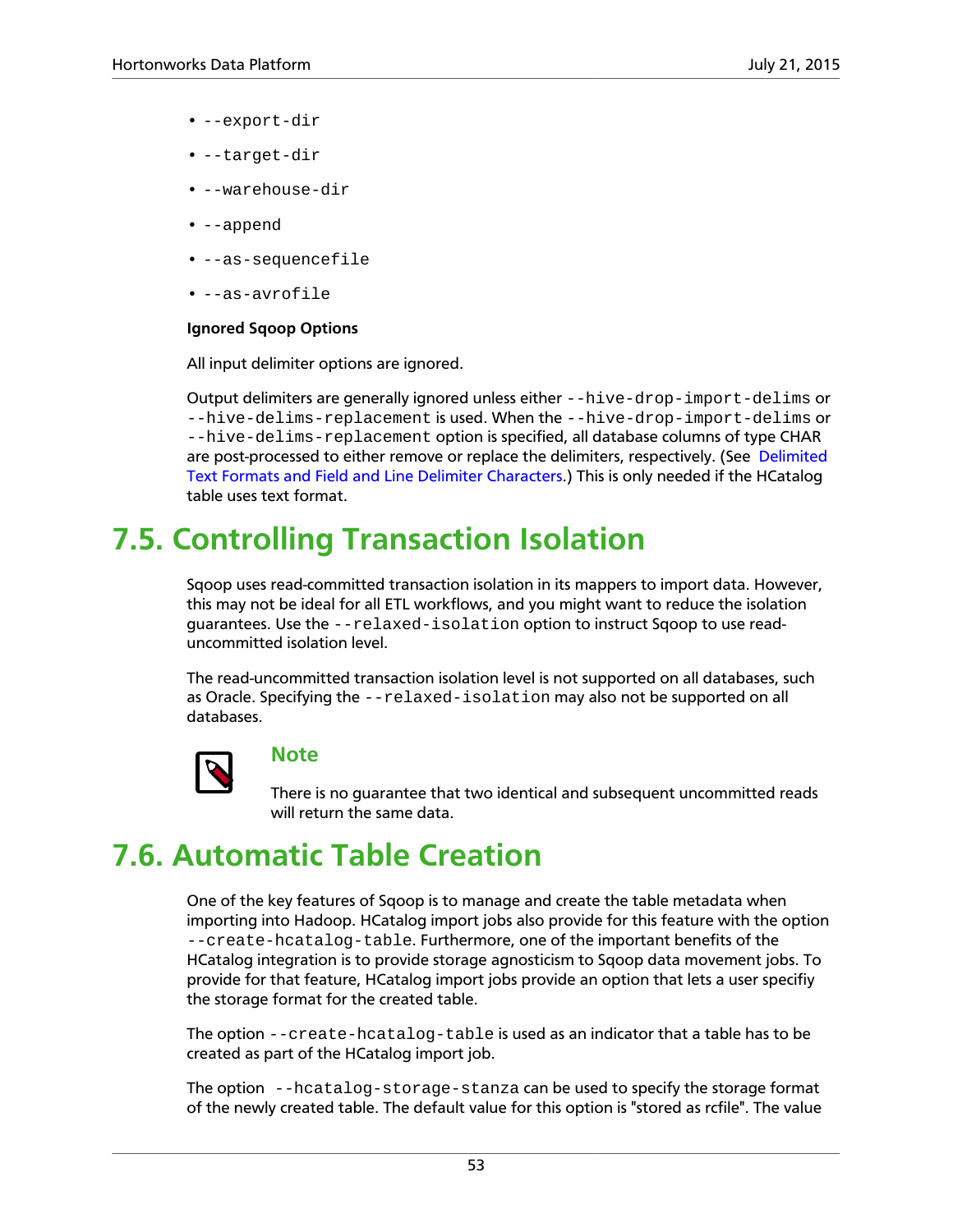- `--export-dir`
- `--target-dir`
- `--warehouse-dir`
- `--append`
- `--as-sequencefile`
- `--as-avrofile`

**Ignored Sqoop Options**

All input delimiter options are ignored.

Output delimiters are generally ignored unless either `--hive-drop-import-delims` or `--hive-delims-replacement` is used. When the `--hive-drop-import-delims` or `--hive-delims-replacement` option is specified, all database columns of type CHAR are post-processed to either remove or replace the delimiters, respectively. (See Delimited Text Formats and Field and Line Delimiter Characters.) This is only needed if the HCatalog table uses text format.

## 7.5. Controlling Transaction Isolation

Sqoop uses read-committed transaction isolation in its mappers to import data. However, this may not be ideal for all ETL workflows, and you might want to reduce the isolation guarantees. Use the `--relaxed-isolation` option to instruct Sqoop to use read-uncommitted isolation level.

The read-uncommitted transaction isolation level is not supported on all databases, such as Oracle. Specifying the `--relaxed-isolation` may also not be supported on all databases.

> **Note**
>
> There is no guarantee that two identical and subsequent uncommitted reads will return the same data.

## 7.6. Automatic Table Creation

One of the key features of Sqoop is to manage and create the table metadata when importing into Hadoop. HCatalog import jobs also provide for this feature with the option `--create-hcatalog-table`. Furthermore, one of the important benefits of the HCatalog integration is to provide storage agnosticism to Sqoop data movement jobs. To provide for that feature, HCatalog import jobs provide an option that lets a user specifiy the storage format for the created table.

The option `--create-hcatalog-table` is used as an indicator that a table has to be created as part of the HCatalog import job.

The option `--hcatalog-storage-stanza` can be used to specify the storage format of the newly created table. The default value for this option is "stored as rcfile". The value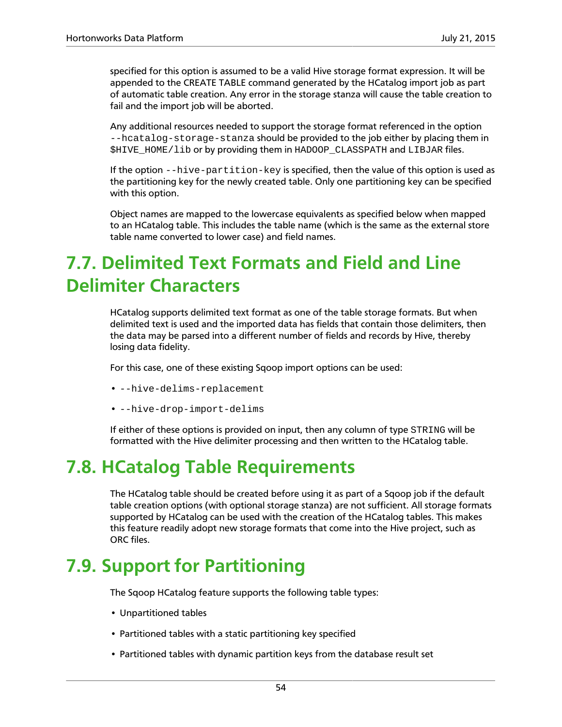specified for this option is assumed to be a valid Hive storage format expression. It will be appended to the CREATE TABLE command generated by the HCatalog import job as part of automatic table creation. Any error in the storage stanza will cause the table creation to fail and the import job will be aborted.

Any additional resources needed to support the storage format referenced in the option `--hcatalog-storage-stanza` should be provided to the job either by placing them in `$HIVE_HOME/lib` or by providing them in `HADOOP_CLASSPATH` and `LIBJAR` files.

If the option `--hive-partition-key` is specified, then the value of this option is used as the partitioning key for the newly created table. Only one partitioning key can be specified with this option.

Object names are mapped to the lowercase equivalents as specified below when mapped to an HCatalog table. This includes the table name (which is the same as the external store table name converted to lower case) and field names.

# 7.7. Delimited Text Formats and Field and Line Delimiter Characters

HCatalog supports delimited text format as one of the table storage formats. But when delimited text is used and the imported data has fields that contain those delimiters, then the data may be parsed into a different number of fields and records by Hive, thereby losing data fidelity.

For this case, one of these existing Sqoop import options can be used:

- `--hive-delims-replacement`
- `--hive-drop-import-delims`

If either of these options is provided on input, then any column of type `STRING` will be formatted with the Hive delimiter processing and then written to the HCatalog table.

# 7.8. HCatalog Table Requirements

The HCatalog table should be created before using it as part of a Sqoop job if the default table creation options (with optional storage stanza) are not sufficient. All storage formats supported by HCatalog can be used with the creation of the HCatalog tables. This makes this feature readily adopt new storage formats that come into the Hive project, such as ORC files.

# 7.9. Support for Partitioning

The Sqoop HCatalog feature supports the following table types:

- Unpartitioned tables
- Partitioned tables with a static partitioning key specified
- Partitioned tables with dynamic partition keys from the database result set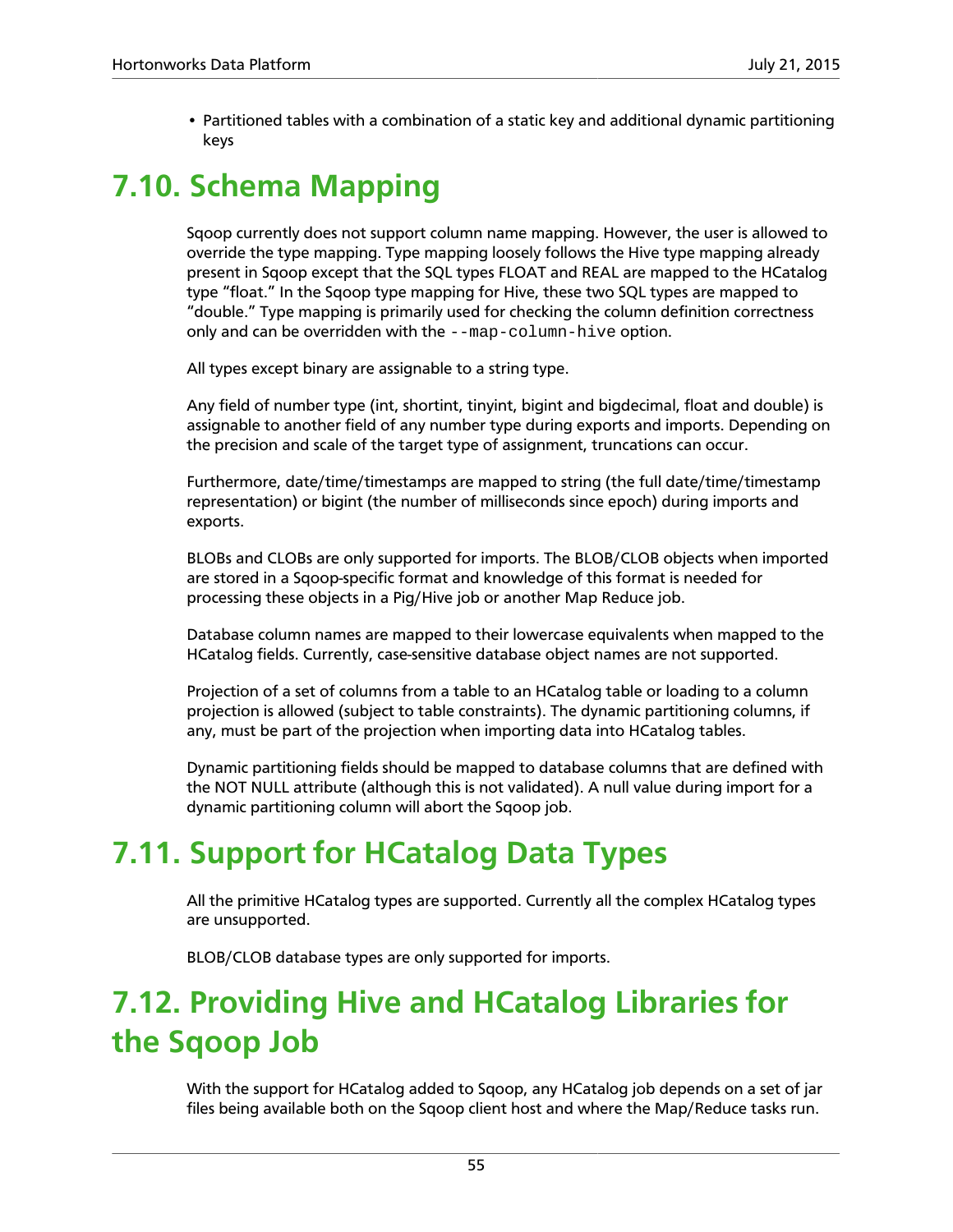- Partitioned tables with a combination of a static key and additional dynamic partitioning keys

# 7.10. Schema Mapping

Sqoop currently does not support column name mapping. However, the user is allowed to override the type mapping. Type mapping loosely follows the Hive type mapping already present in Sqoop except that the SQL types FLOAT and REAL are mapped to the HCatalog type “float.” In the Sqoop type mapping for Hive, these two SQL types are mapped to “double.” Type mapping is primarily used for checking the column definition correctness only and can be overridden with the `--map-column-hive` option.

All types except binary are assignable to a string type.

Any field of number type (int, shortint, tinyint, bigint and bigdecimal, float and double) is assignable to another field of any number type during exports and imports. Depending on the precision and scale of the target type of assignment, truncations can occur.

Furthermore, date/time/timestamps are mapped to string (the full date/time/timestamp representation) or bigint (the number of milliseconds since epoch) during imports and exports.

BLOBs and CLOBs are only supported for imports. The BLOB/CLOB objects when imported are stored in a Sqoop-specific format and knowledge of this format is needed for processing these objects in a Pig/Hive job or another Map Reduce job.

Database column names are mapped to their lowercase equivalents when mapped to the HCatalog fields. Currently, case-sensitive database object names are not supported.

Projection of a set of columns from a table to an HCatalog table or loading to a column projection is allowed (subject to table constraints). The dynamic partitioning columns, if any, must be part of the projection when importing data into HCatalog tables.

Dynamic partitioning fields should be mapped to database columns that are defined with the NOT NULL attribute (although this is not validated). A null value during import for a dynamic partitioning column will abort the Sqoop job.

# 7.11. Support for HCatalog Data Types

All the primitive HCatalog types are supported. Currently all the complex HCatalog types are unsupported.

BLOB/CLOB database types are only supported for imports.

# 7.12. Providing Hive and HCatalog Libraries for the Sqoop Job

With the support for HCatalog added to Sqoop, any HCatalog job depends on a set of jar files being available both on the Sqoop client host and where the Map/Reduce tasks run.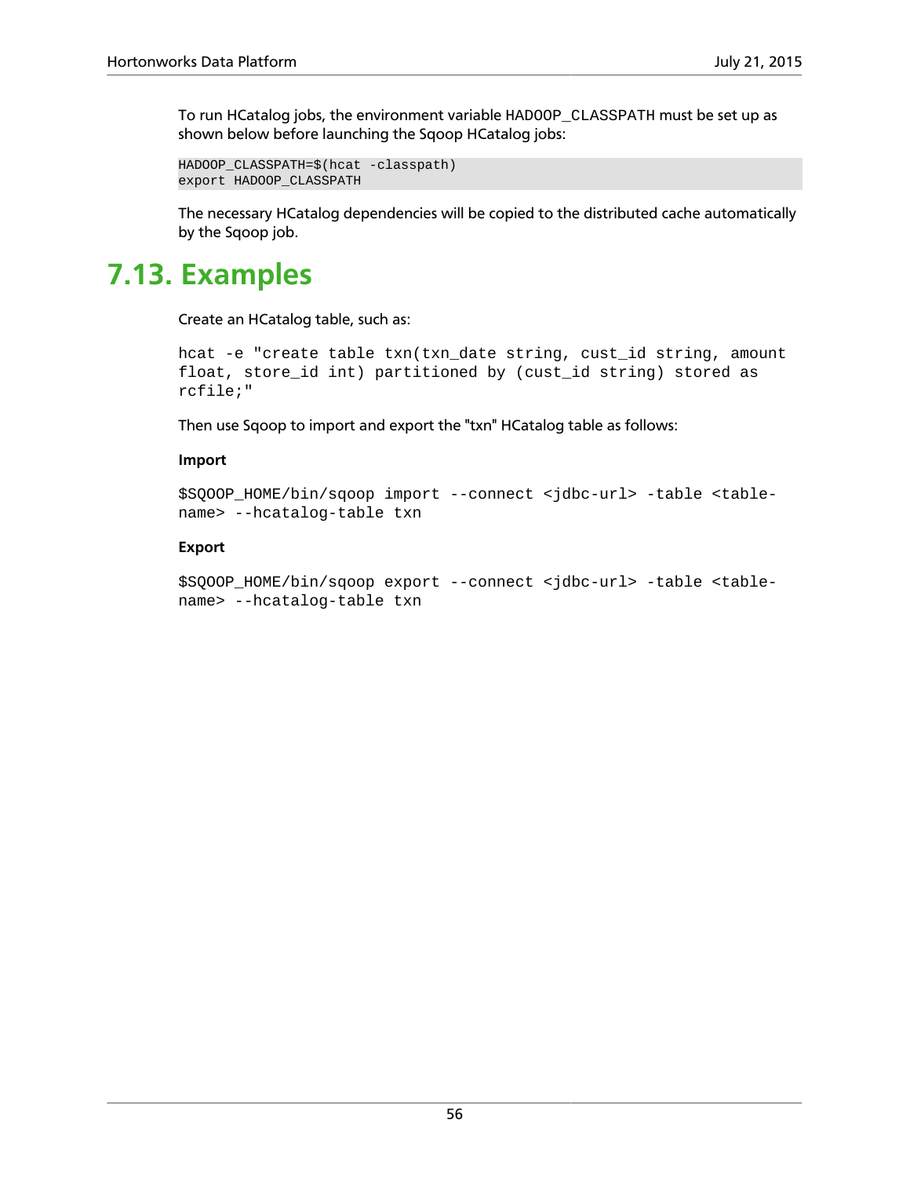To run HCatalog jobs, the environment variable HADOOP_CLASSPATH must be set up as shown below before launching the Sqoop HCatalog jobs:

```
HADOOP_CLASSPATH=$(hcat -classpath)
export HADOOP_CLASSPATH
```

The necessary HCatalog dependencies will be copied to the distributed cache automatically by the Sqoop job.

## 7.13. Examples

Create an HCatalog table, such as:

```
hcat -e "create table txn(txn_date string, cust_id string, amount
float, store_id int) partitioned by (cust_id string) stored as
rcfile;"
```

Then use Sqoop to import and export the "txn" HCatalog table as follows:

**Import**

```
$SQOOP_HOME/bin/sqoop import --connect <jdbc-url> -table <table-
name> --hcatalog-table txn
```

**Export**

```
$SQOOP_HOME/bin/sqoop export --connect <jdbc-url> -table <table-
name> --hcatalog-table txn
```